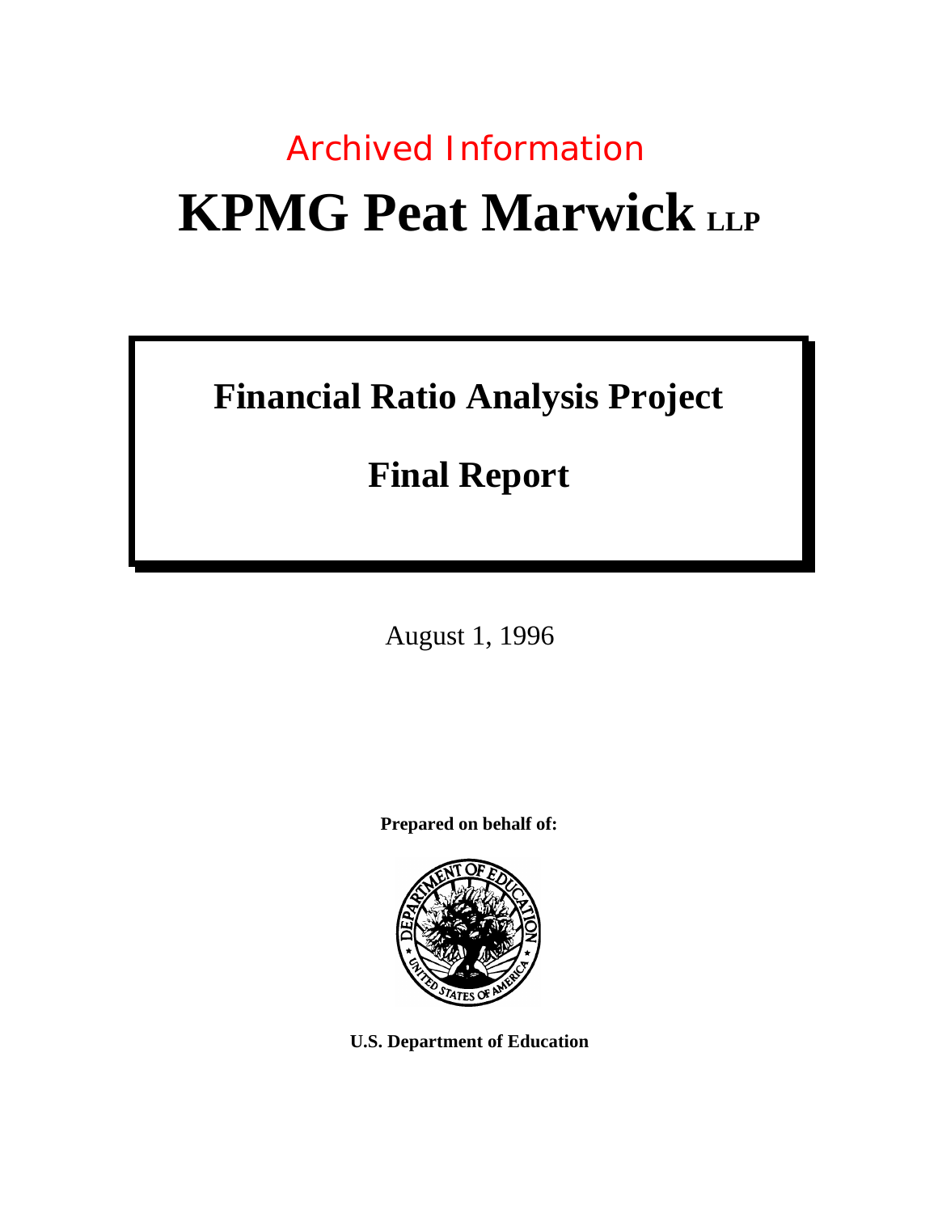Archived Information

# KPMG Peat Marwick LLP

## Financial Ratio Analysis Project

## Final Report

August 1, 1996

**Prepared on behalf of:**

**U.S. Department of Education**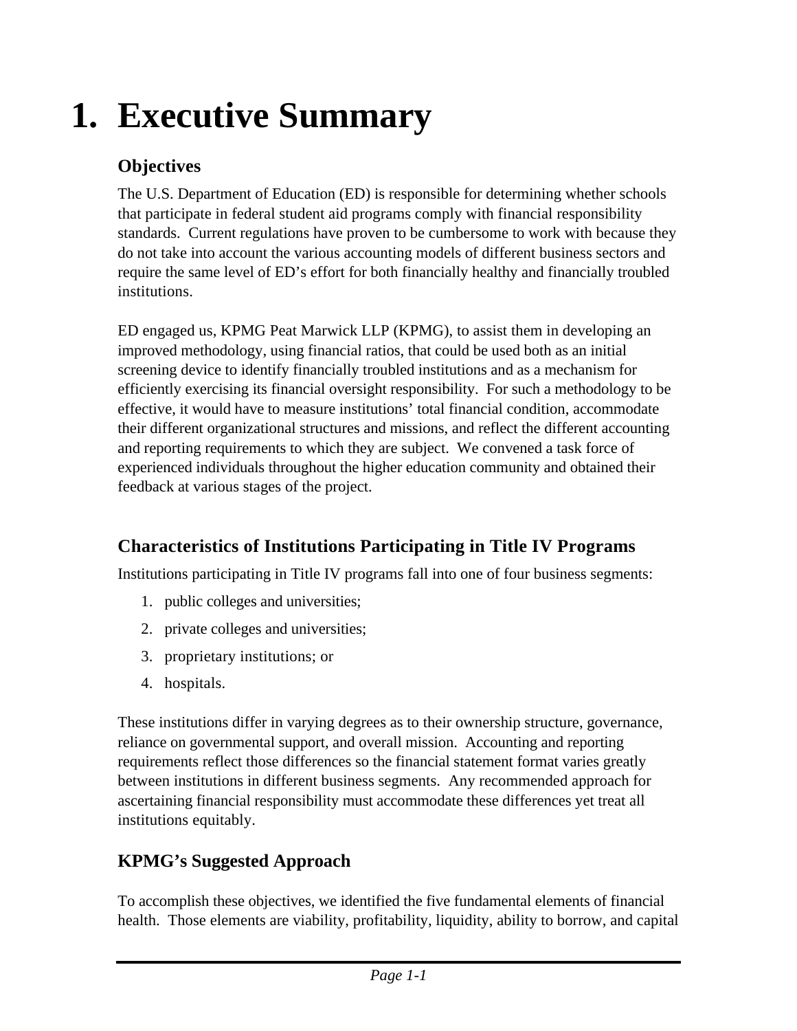# 1. Executive Summary

## Objectives

The U.S. Department of Education (ED) is responsible for determining whether schools that participate in federal student aid programs comply with financial responsibility standards. Current regulations have proven to be cumbersome to work with because they do not take into account the various accounting models of different business sectors and require the same level of ED's effort for both financially healthy and financially troubled institutions.

ED engaged us, KPMG Peat Marwick LLP (KPMG), to assist them in developing an improved methodology, using financial ratios, that could be used both as an initial screening device to identify financially troubled institutions and as a mechanism for efficiently exercising its financial oversight responsibility. For such a methodology to be effective, it would have to measure institutions' total financial condition, accommodate their different organizational structures and missions, and reflect the different accounting and reporting requirements to which they are subject. We convened a task force of experienced individuals throughout the higher education community and obtained their feedback at various stages of the project.

## Characteristics of Institutions Participating in Title IV Programs

Institutions participating in Title IV programs fall into one of four business segments:

1. public colleges and universities;
2. private colleges and universities;
3. proprietary institutions; or
4. hospitals.

These institutions differ in varying degrees as to their ownership structure, governance, reliance on governmental support, and overall mission. Accounting and reporting requirements reflect those differences so the financial statement format varies greatly between institutions in different business segments. Any recommended approach for ascertaining financial responsibility must accommodate these differences yet treat all institutions equitably.

## KPMG's Suggested Approach

To accomplish these objectives, we identified the five fundamental elements of financial health. Those elements are viability, profitability, liquidity, ability to borrow, and capital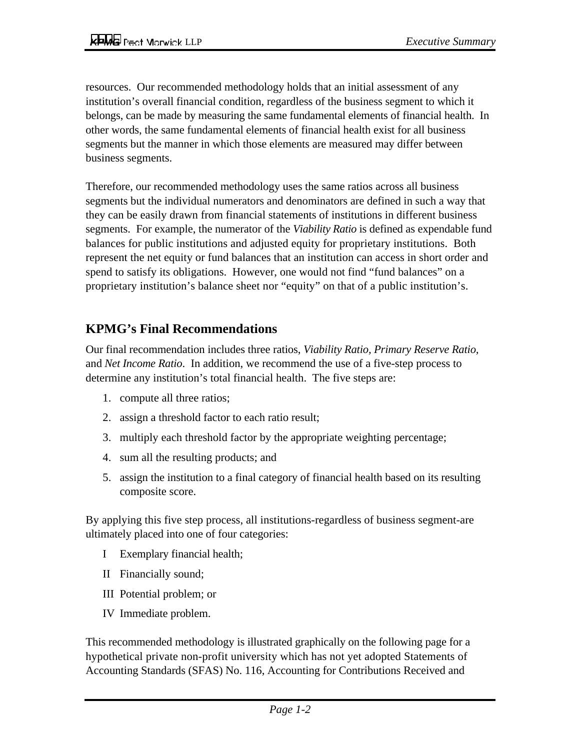resources. Our recommended methodology holds that an initial assessment of any institution's overall financial condition, regardless of the business segment to which it belongs, can be made by measuring the same fundamental elements of financial health. In other words, the same fundamental elements of financial health exist for all business segments but the manner in which those elements are measured may differ between business segments.

Therefore, our recommended methodology uses the same ratios across all business segments but the individual numerators and denominators are defined in such a way that they can be easily drawn from financial statements of institutions in different business segments. For example, the numerator of the *Viability Ratio* is defined as expendable fund balances for public institutions and adjusted equity for proprietary institutions. Both represent the net equity or fund balances that an institution can access in short order and spend to satisfy its obligations. However, one would not find "fund balances" on a proprietary institution's balance sheet nor "equity" on that of a public institution's.

## KPMG's Final Recommendations

Our final recommendation includes three ratios, *Viability Ratio, Primary Reserve Ratio,* and *Net Income Ratio*. In addition, we recommend the use of a five-step process to determine any institution's total financial health. The five steps are:

1. compute all three ratios;
2. assign a threshold factor to each ratio result;
3. multiply each threshold factor by the appropriate weighting percentage;
4. sum all the resulting products; and
5. assign the institution to a final category of financial health based on its resulting composite score.

By applying this five step process, all institutions-regardless of business segment-are ultimately placed into one of four categories:

- I Exemplary financial health;
- II Financially sound;
- III Potential problem; or
- IV Immediate problem.

This recommended methodology is illustrated graphically on the following page for a hypothetical private non-profit university which has not yet adopted Statements of Accounting Standards (SFAS) No. 116, Accounting for Contributions Received and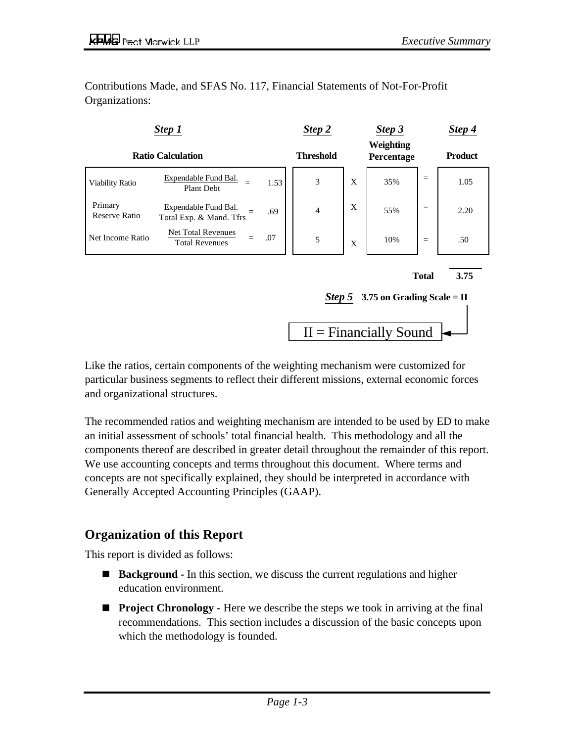Contributions Made, and SFAS No. 117, Financial Statements of Not-For-Profit Organizations:

| ***Step 1*** | | | ***Step 2*** | | ***Step 3*** | | ***Step 4*** |
|---|---|---|---|---|---|---|---|
| **Ratio Calculation** | | | **Threshold** | | **Weighting Percentage** | | **Product** |
| Viability Ratio | $\frac{\text{Expendable Fund Bal.}}{\text{Plant Debt}}$ = | 1.53 | 3 | X | 35% | = | 1.05 |
| Primary Reserve Ratio | $\frac{\text{Expendable Fund Bal.}}{\text{Total Exp. \& Mand. Tfrs}}$ = | .69 | 4 | X | 55% | = | 2.20 |
| Net Income Ratio | $\frac{\text{Net Total Revenues}}{\text{Total Revenues}}$ = | .07 | 5 | X | 10% | = | .50 |
| | | | | | | **Total** | **3.75** |

***Step 5*** **3.75 on Grading Scale = II**

II = Financially Sound

Like the ratios, certain components of the weighting mechanism were customized for particular business segments to reflect their different missions, external economic forces and organizational structures.

The recommended ratios and weighting mechanism are intended to be used by ED to make an initial assessment of schools' total financial health. This methodology and all the components thereof are described in greater detail throughout the remainder of this report. We use accounting concepts and terms throughout this document. Where terms and concepts are not specifically explained, they should be interpreted in accordance with Generally Accepted Accounting Principles (GAAP).

## Organization of this Report

This report is divided as follows:

- **Background -** In this section, we discuss the current regulations and higher education environment.
- **Project Chronology -** Here we describe the steps we took in arriving at the final recommendations. This section includes a discussion of the basic concepts upon which the methodology is founded.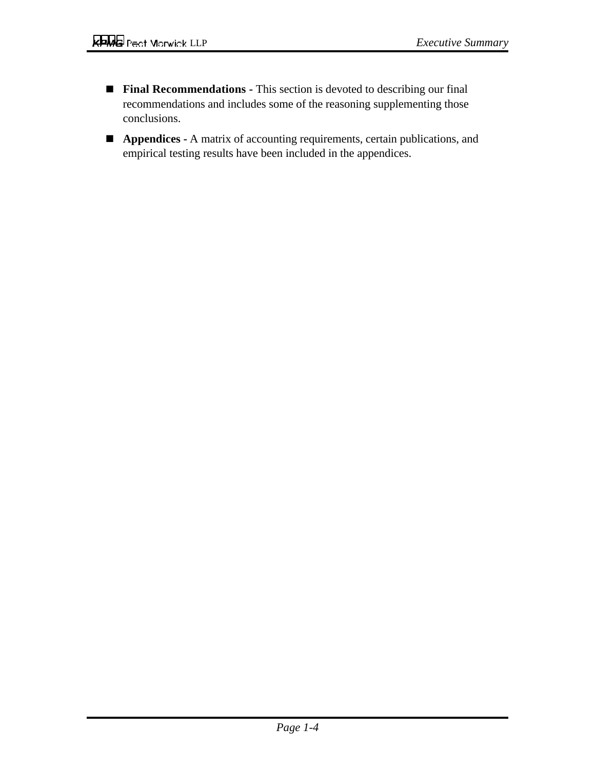- **Final Recommendations -** This section is devoted to describing our final recommendations and includes some of the reasoning supplementing those conclusions.
- **Appendices -** A matrix of accounting requirements, certain publications, and empirical testing results have been included in the appendices.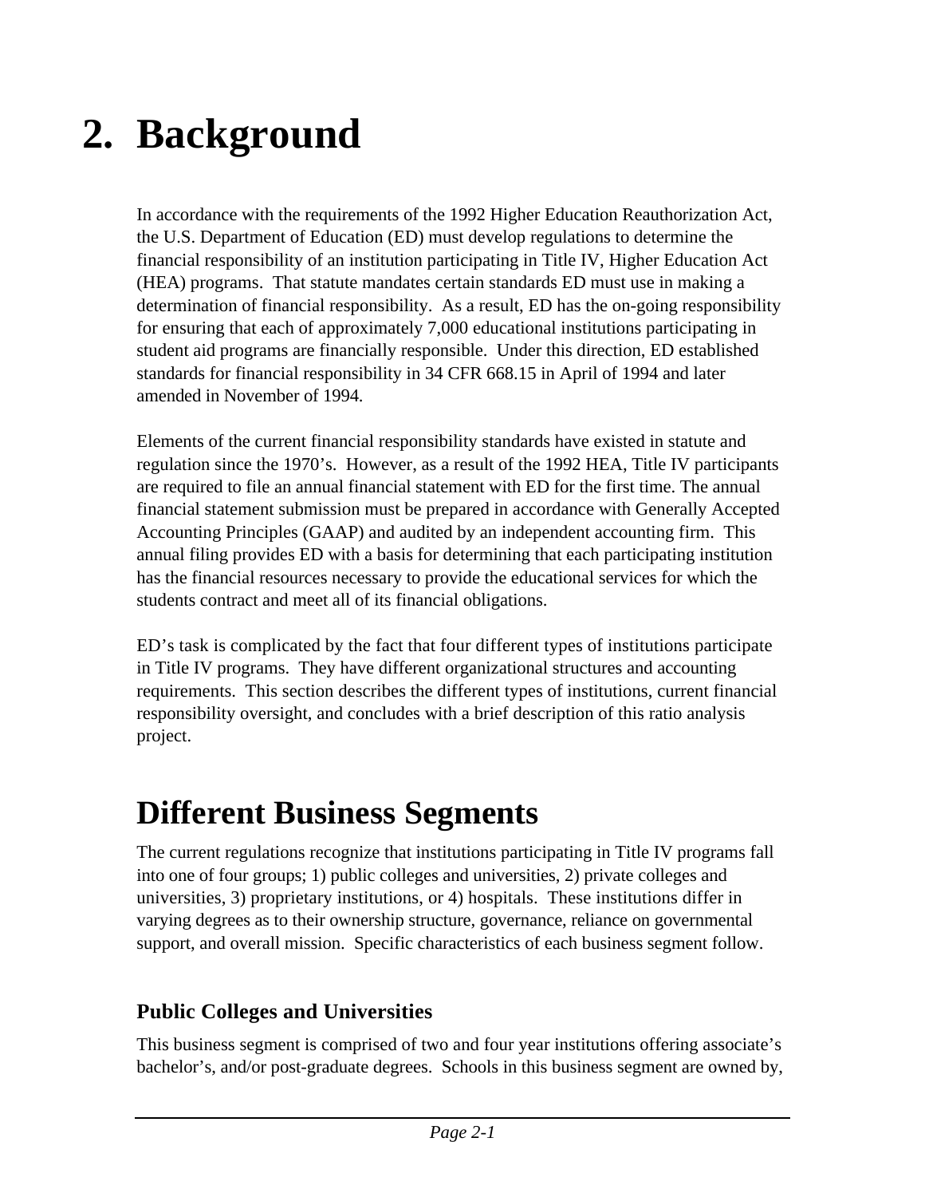# 2. Background

In accordance with the requirements of the 1992 Higher Education Reauthorization Act, the U.S. Department of Education (ED) must develop regulations to determine the financial responsibility of an institution participating in Title IV, Higher Education Act (HEA) programs. That statute mandates certain standards ED must use in making a determination of financial responsibility. As a result, ED has the on-going responsibility for ensuring that each of approximately 7,000 educational institutions participating in student aid programs are financially responsible. Under this direction, ED established standards for financial responsibility in 34 CFR 668.15 in April of 1994 and later amended in November of 1994.

Elements of the current financial responsibility standards have existed in statute and regulation since the 1970's. However, as a result of the 1992 HEA, Title IV participants are required to file an annual financial statement with ED for the first time. The annual financial statement submission must be prepared in accordance with Generally Accepted Accounting Principles (GAAP) and audited by an independent accounting firm. This annual filing provides ED with a basis for determining that each participating institution has the financial resources necessary to provide the educational services for which the students contract and meet all of its financial obligations.

ED's task is complicated by the fact that four different types of institutions participate in Title IV programs. They have different organizational structures and accounting requirements. This section describes the different types of institutions, current financial responsibility oversight, and concludes with a brief description of this ratio analysis project.

## Different Business Segments

The current regulations recognize that institutions participating in Title IV programs fall into one of four groups; 1) public colleges and universities, 2) private colleges and universities, 3) proprietary institutions, or 4) hospitals. These institutions differ in varying degrees as to their ownership structure, governance, reliance on governmental support, and overall mission. Specific characteristics of each business segment follow.

### Public Colleges and Universities

This business segment is comprised of two and four year institutions offering associate's bachelor's, and/or post-graduate degrees. Schools in this business segment are owned by,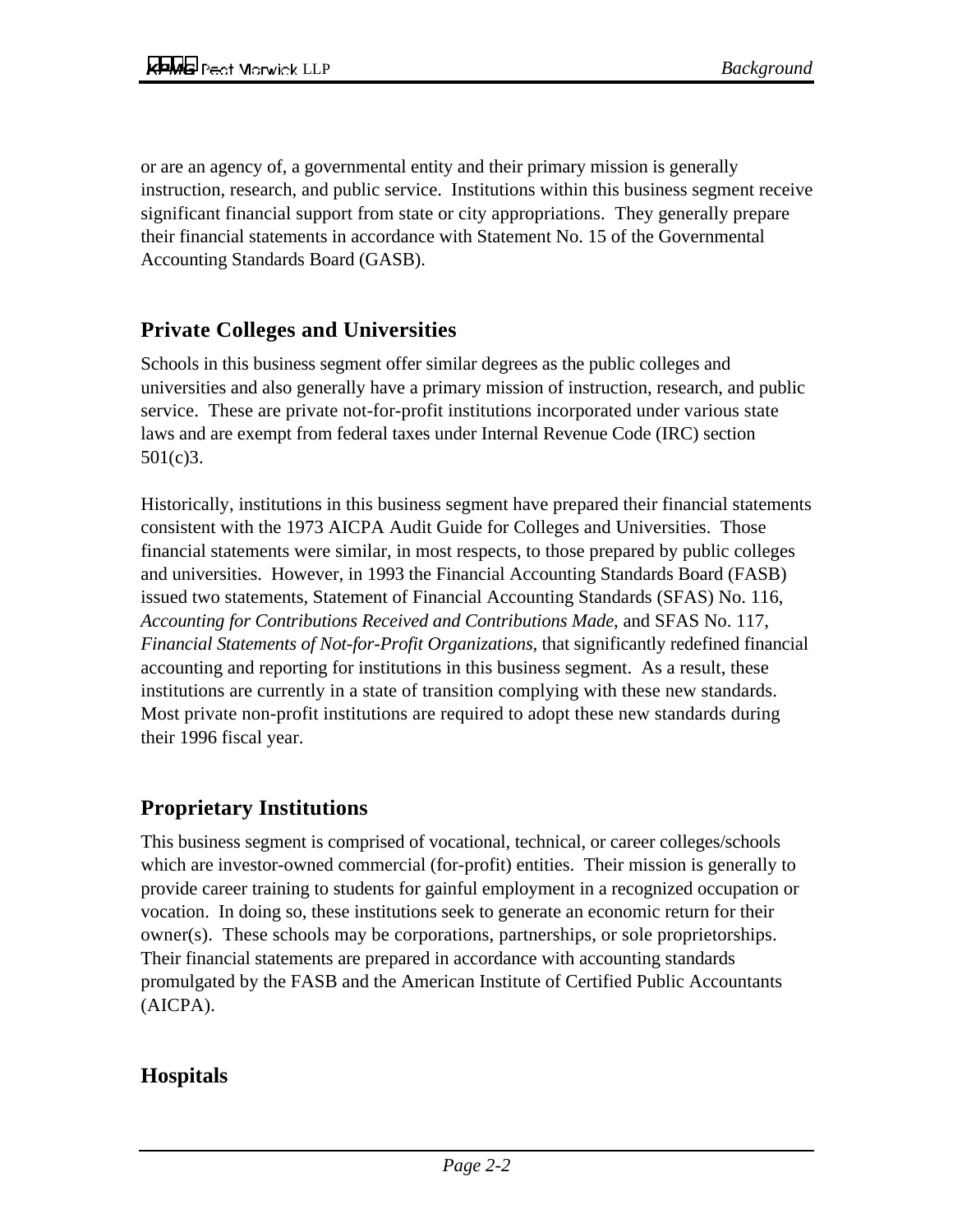or are an agency of, a governmental entity and their primary mission is generally instruction, research, and public service. Institutions within this business segment receive significant financial support from state or city appropriations. They generally prepare their financial statements in accordance with Statement No. 15 of the Governmental Accounting Standards Board (GASB).

## Private Colleges and Universities

Schools in this business segment offer similar degrees as the public colleges and universities and also generally have a primary mission of instruction, research, and public service. These are private not-for-profit institutions incorporated under various state laws and are exempt from federal taxes under Internal Revenue Code (IRC) section 501(c)3.

Historically, institutions in this business segment have prepared their financial statements consistent with the 1973 AICPA Audit Guide for Colleges and Universities. Those financial statements were similar, in most respects, to those prepared by public colleges and universities. However, in 1993 the Financial Accounting Standards Board (FASB) issued two statements, Statement of Financial Accounting Standards (SFAS) No. 116, *Accounting for Contributions Received and Contributions Made*, and SFAS No. 117, *Financial Statements of Not-for-Profit Organizations*, that significantly redefined financial accounting and reporting for institutions in this business segment. As a result, these institutions are currently in a state of transition complying with these new standards. Most private non-profit institutions are required to adopt these new standards during their 1996 fiscal year.

## Proprietary Institutions

This business segment is comprised of vocational, technical, or career colleges/schools which are investor-owned commercial (for-profit) entities. Their mission is generally to provide career training to students for gainful employment in a recognized occupation or vocation. In doing so, these institutions seek to generate an economic return for their owner(s). These schools may be corporations, partnerships, or sole proprietorships. Their financial statements are prepared in accordance with accounting standards promulgated by the FASB and the American Institute of Certified Public Accountants (AICPA).

## Hospitals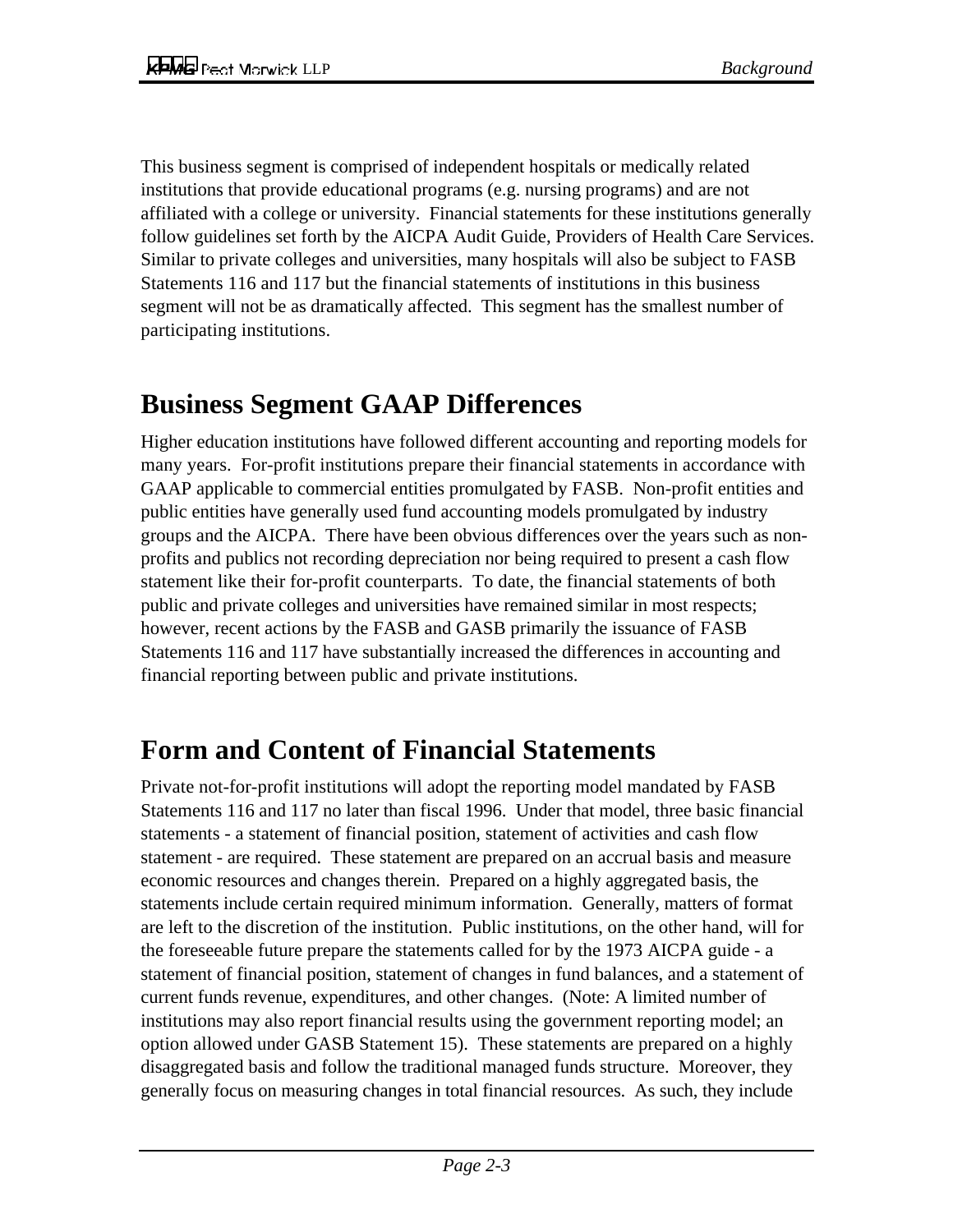This business segment is comprised of independent hospitals or medically related institutions that provide educational programs (e.g. nursing programs) and are not affiliated with a college or university. Financial statements for these institutions generally follow guidelines set forth by the AICPA Audit Guide, Providers of Health Care Services. Similar to private colleges and universities, many hospitals will also be subject to FASB Statements 116 and 117 but the financial statements of institutions in this business segment will not be as dramatically affected. This segment has the smallest number of participating institutions.

## Business Segment GAAP Differences

Higher education institutions have followed different accounting and reporting models for many years. For-profit institutions prepare their financial statements in accordance with GAAP applicable to commercial entities promulgated by FASB. Non-profit entities and public entities have generally used fund accounting models promulgated by industry groups and the AICPA. There have been obvious differences over the years such as non-profits and publics not recording depreciation nor being required to present a cash flow statement like their for-profit counterparts. To date, the financial statements of both public and private colleges and universities have remained similar in most respects; however, recent actions by the FASB and GASB primarily the issuance of FASB Statements 116 and 117 have substantially increased the differences in accounting and financial reporting between public and private institutions.

## Form and Content of Financial Statements

Private not-for-profit institutions will adopt the reporting model mandated by FASB Statements 116 and 117 no later than fiscal 1996. Under that model, three basic financial statements - a statement of financial position, statement of activities and cash flow statement - are required. These statement are prepared on an accrual basis and measure economic resources and changes therein. Prepared on a highly aggregated basis, the statements include certain required minimum information. Generally, matters of format are left to the discretion of the institution. Public institutions, on the other hand, will for the foreseeable future prepare the statements called for by the 1973 AICPA guide - a statement of financial position, statement of changes in fund balances, and a statement of current funds revenue, expenditures, and other changes. (Note: A limited number of institutions may also report financial results using the government reporting model; an option allowed under GASB Statement 15). These statements are prepared on a highly disaggregated basis and follow the traditional managed funds structure. Moreover, they generally focus on measuring changes in total financial resources. As such, they include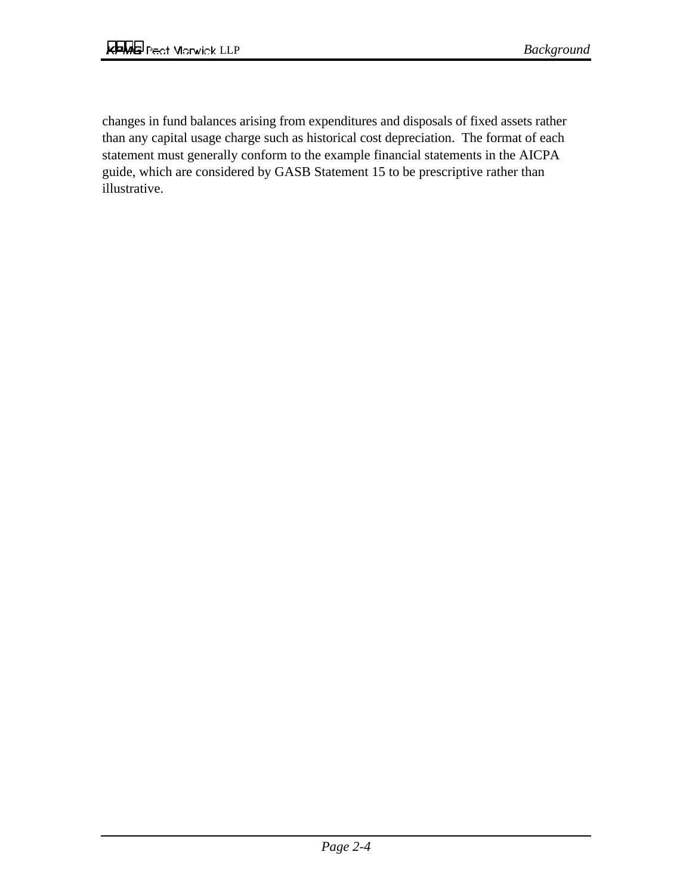changes in fund balances arising from expenditures and disposals of fixed assets rather than any capital usage charge such as historical cost depreciation. The format of each statement must generally conform to the example financial statements in the AICPA guide, which are considered by GASB Statement 15 to be prescriptive rather than illustrative.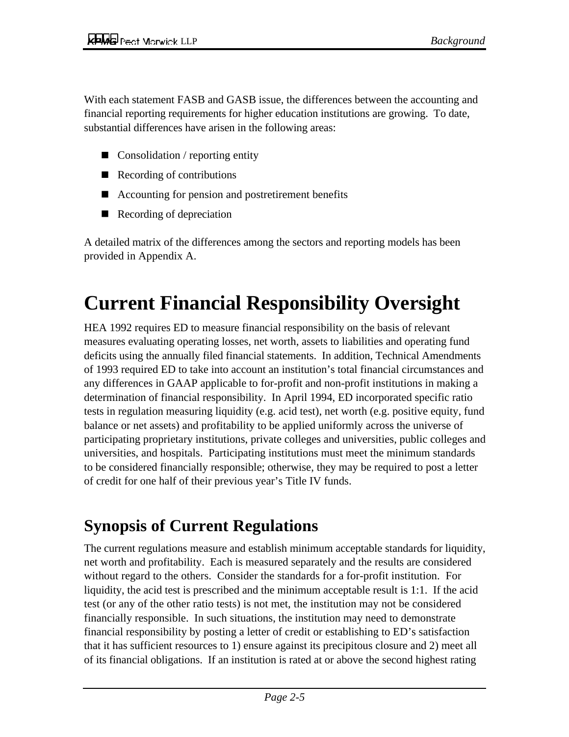With each statement FASB and GASB issue, the differences between the accounting and financial reporting requirements for higher education institutions are growing. To date, substantial differences have arisen in the following areas:

- Consolidation / reporting entity
- Recording of contributions
- Accounting for pension and postretirement benefits
- Recording of depreciation

A detailed matrix of the differences among the sectors and reporting models has been provided in Appendix A.

# Current Financial Responsibility Oversight

HEA 1992 requires ED to measure financial responsibility on the basis of relevant measures evaluating operating losses, net worth, assets to liabilities and operating fund deficits using the annually filed financial statements. In addition, Technical Amendments of 1993 required ED to take into account an institution's total financial circumstances and any differences in GAAP applicable to for-profit and non-profit institutions in making a determination of financial responsibility. In April 1994, ED incorporated specific ratio tests in regulation measuring liquidity (e.g. acid test), net worth (e.g. positive equity, fund balance or net assets) and profitability to be applied uniformly across the universe of participating proprietary institutions, private colleges and universities, public colleges and universities, and hospitals. Participating institutions must meet the minimum standards to be considered financially responsible; otherwise, they may be required to post a letter of credit for one half of their previous year's Title IV funds.

## Synopsis of Current Regulations

The current regulations measure and establish minimum acceptable standards for liquidity, net worth and profitability. Each is measured separately and the results are considered without regard to the others. Consider the standards for a for-profit institution. For liquidity, the acid test is prescribed and the minimum acceptable result is 1:1. If the acid test (or any of the other ratio tests) is not met, the institution may not be considered financially responsible. In such situations, the institution may need to demonstrate financial responsibility by posting a letter of credit or establishing to ED's satisfaction that it has sufficient resources to 1) ensure against its precipitous closure and 2) meet all of its financial obligations. If an institution is rated at or above the second highest rating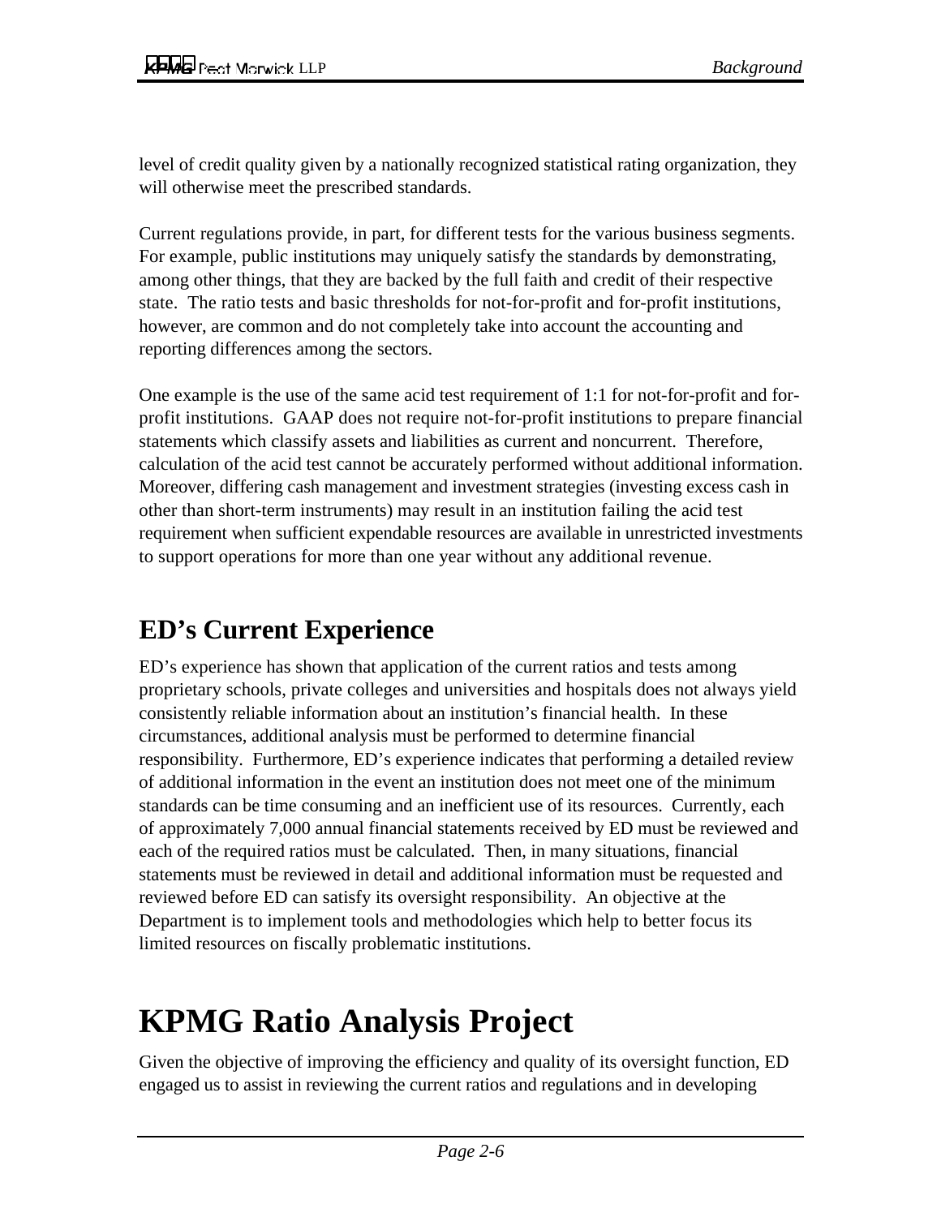level of credit quality given by a nationally recognized statistical rating organization, they will otherwise meet the prescribed standards.

Current regulations provide, in part, for different tests for the various business segments. For example, public institutions may uniquely satisfy the standards by demonstrating, among other things, that they are backed by the full faith and credit of their respective state. The ratio tests and basic thresholds for not-for-profit and for-profit institutions, however, are common and do not completely take into account the accounting and reporting differences among the sectors.

One example is the use of the same acid test requirement of 1:1 for not-for-profit and for-profit institutions. GAAP does not require not-for-profit institutions to prepare financial statements which classify assets and liabilities as current and noncurrent. Therefore, calculation of the acid test cannot be accurately performed without additional information. Moreover, differing cash management and investment strategies (investing excess cash in other than short-term instruments) may result in an institution failing the acid test requirement when sufficient expendable resources are available in unrestricted investments to support operations for more than one year without any additional revenue.

## ED's Current Experience

ED's experience has shown that application of the current ratios and tests among proprietary schools, private colleges and universities and hospitals does not always yield consistently reliable information about an institution's financial health. In these circumstances, additional analysis must be performed to determine financial responsibility. Furthermore, ED's experience indicates that performing a detailed review of additional information in the event an institution does not meet one of the minimum standards can be time consuming and an inefficient use of its resources. Currently, each of approximately 7,000 annual financial statements received by ED must be reviewed and each of the required ratios must be calculated. Then, in many situations, financial statements must be reviewed in detail and additional information must be requested and reviewed before ED can satisfy its oversight responsibility. An objective at the Department is to implement tools and methodologies which help to better focus its limited resources on fiscally problematic institutions.

# KPMG Ratio Analysis Project

Given the objective of improving the efficiency and quality of its oversight function, ED engaged us to assist in reviewing the current ratios and regulations and in developing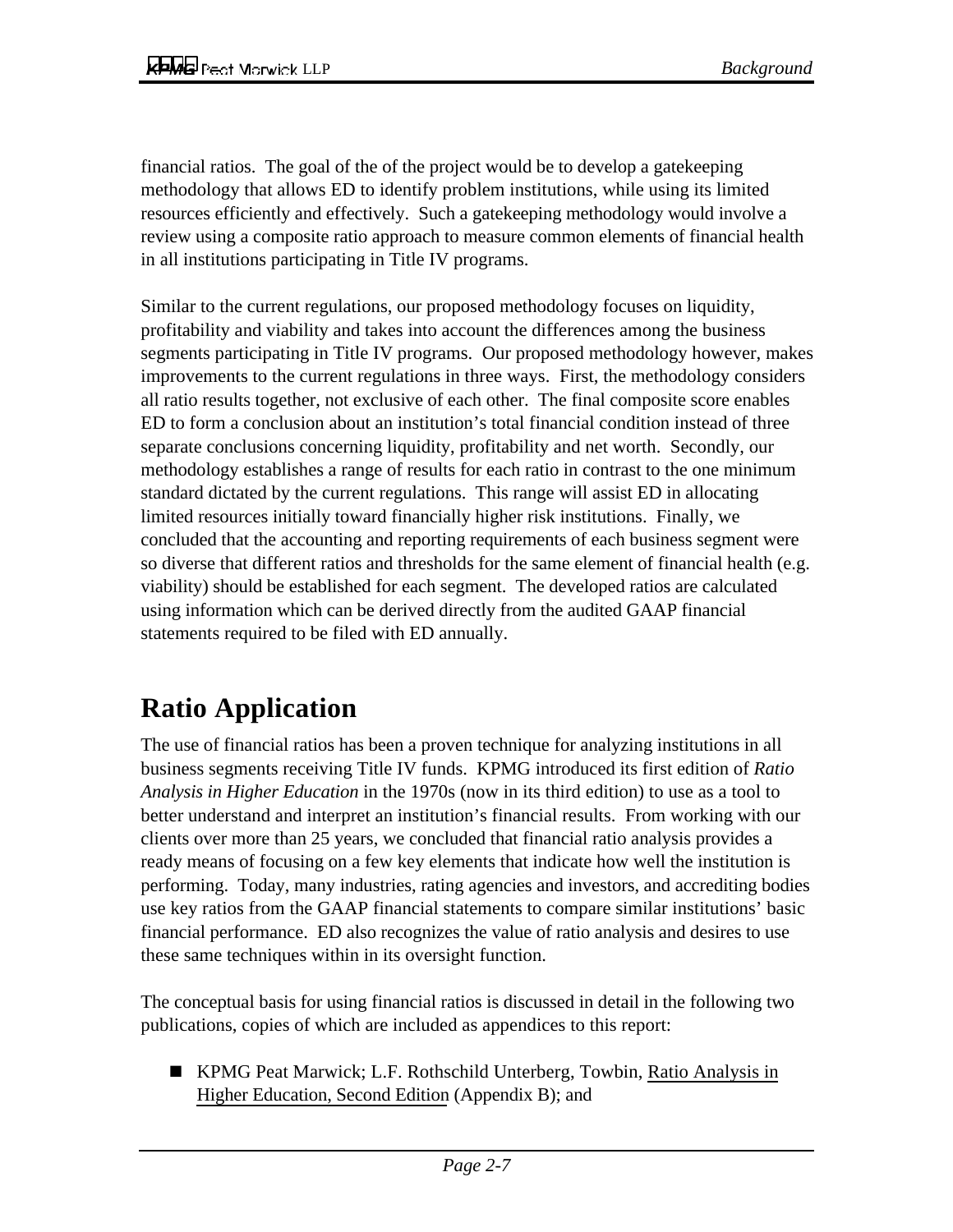financial ratios. The goal of the of the project would be to develop a gatekeeping methodology that allows ED to identify problem institutions, while using its limited resources efficiently and effectively. Such a gatekeeping methodology would involve a review using a composite ratio approach to measure common elements of financial health in all institutions participating in Title IV programs.

Similar to the current regulations, our proposed methodology focuses on liquidity, profitability and viability and takes into account the differences among the business segments participating in Title IV programs. Our proposed methodology however, makes improvements to the current regulations in three ways. First, the methodology considers all ratio results together, not exclusive of each other. The final composite score enables ED to form a conclusion about an institution's total financial condition instead of three separate conclusions concerning liquidity, profitability and net worth. Secondly, our methodology establishes a range of results for each ratio in contrast to the one minimum standard dictated by the current regulations. This range will assist ED in allocating limited resources initially toward financially higher risk institutions. Finally, we concluded that the accounting and reporting requirements of each business segment were so diverse that different ratios and thresholds for the same element of financial health (e.g. viability) should be established for each segment. The developed ratios are calculated using information which can be derived directly from the audited GAAP financial statements required to be filed with ED annually.

# Ratio Application

The use of financial ratios has been a proven technique for analyzing institutions in all business segments receiving Title IV funds. KPMG introduced its first edition of *Ratio Analysis in Higher Education* in the 1970s (now in its third edition) to use as a tool to better understand and interpret an institution's financial results. From working with our clients over more than 25 years, we concluded that financial ratio analysis provides a ready means of focusing on a few key elements that indicate how well the institution is performing. Today, many industries, rating agencies and investors, and accrediting bodies use key ratios from the GAAP financial statements to compare similar institutions' basic financial performance. ED also recognizes the value of ratio analysis and desires to use these same techniques within in its oversight function.

The conceptual basis for using financial ratios is discussed in detail in the following two publications, copies of which are included as appendices to this report:

- KPMG Peat Marwick; L.F. Rothschild Unterberg, Towbin, Ratio Analysis in Higher Education, Second Edition (Appendix B); and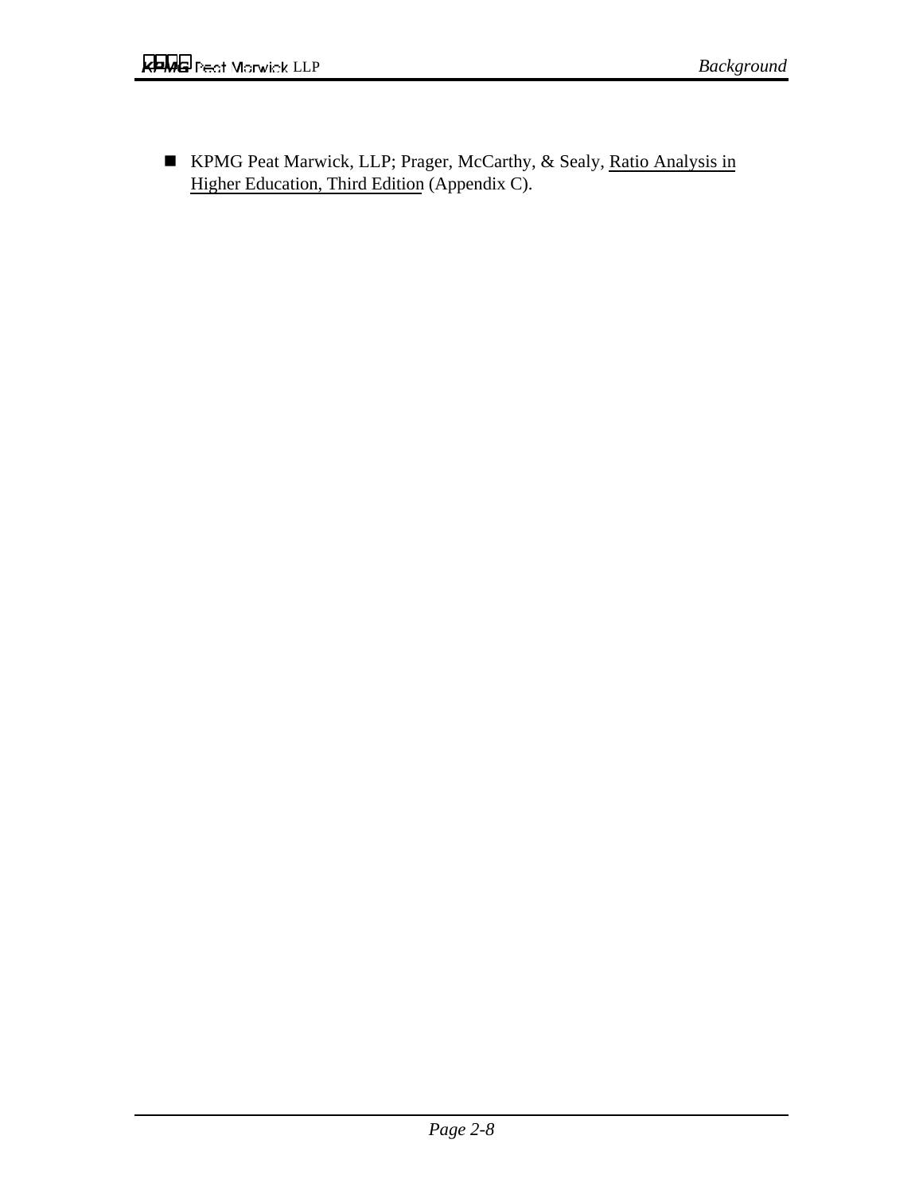- KPMG Peat Marwick, LLP; Prager, McCarthy, & Sealy, <u>Ratio Analysis in Higher Education, Third Edition</u> (Appendix C).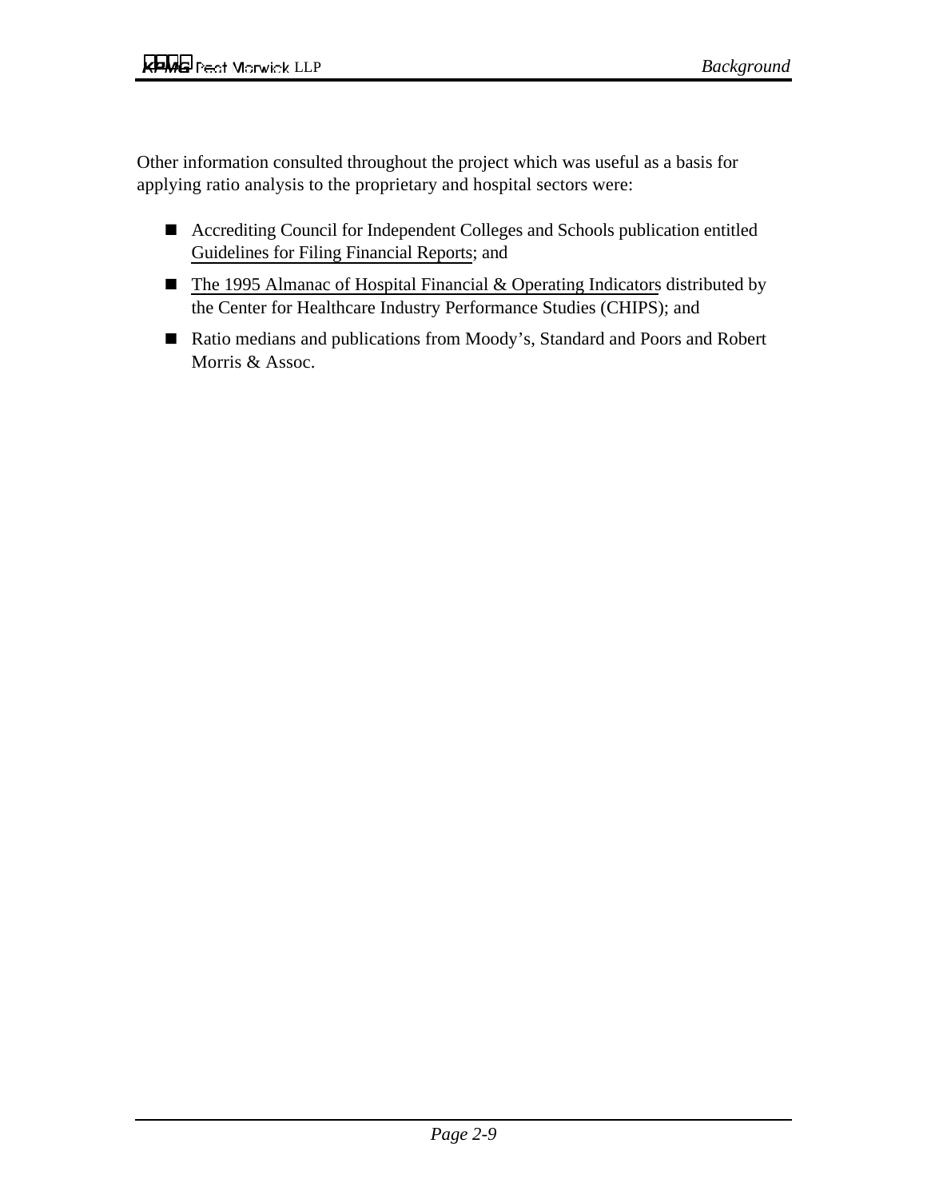Other information consulted throughout the project which was useful as a basis for applying ratio analysis to the proprietary and hospital sectors were:

- Accrediting Council for Independent Colleges and Schools publication entitled <u>Guidelines for Filing Financial Reports</u>; and
- <u>The 1995 Almanac of Hospital Financial & Operating Indicators</u> distributed by the Center for Healthcare Industry Performance Studies (CHIPS); and
- Ratio medians and publications from Moody's, Standard and Poors and Robert Morris & Assoc.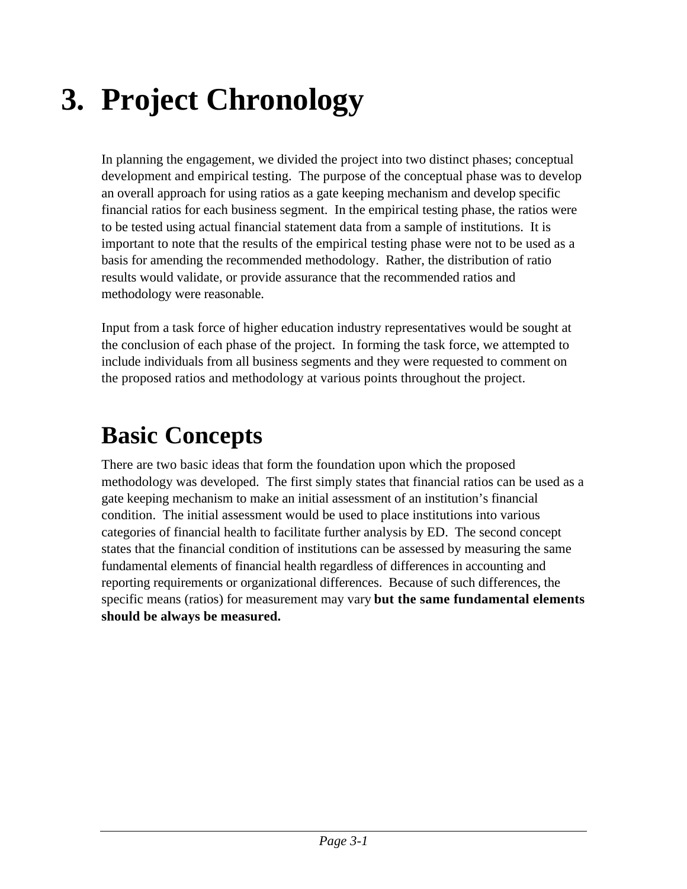# 3. Project Chronology

In planning the engagement, we divided the project into two distinct phases; conceptual development and empirical testing. The purpose of the conceptual phase was to develop an overall approach for using ratios as a gate keeping mechanism and develop specific financial ratios for each business segment. In the empirical testing phase, the ratios were to be tested using actual financial statement data from a sample of institutions. It is important to note that the results of the empirical testing phase were not to be used as a basis for amending the recommended methodology. Rather, the distribution of ratio results would validate, or provide assurance that the recommended ratios and methodology were reasonable.

Input from a task force of higher education industry representatives would be sought at the conclusion of each phase of the project. In forming the task force, we attempted to include individuals from all business segments and they were requested to comment on the proposed ratios and methodology at various points throughout the project.

## Basic Concepts

There are two basic ideas that form the foundation upon which the proposed methodology was developed. The first simply states that financial ratios can be used as a gate keeping mechanism to make an initial assessment of an institution's financial condition. The initial assessment would be used to place institutions into various categories of financial health to facilitate further analysis by ED. The second concept states that the financial condition of institutions can be assessed by measuring the same fundamental elements of financial health regardless of differences in accounting and reporting requirements or organizational differences. Because of such differences, the specific means (ratios) for measurement may vary **but the same fundamental elements should be always be measured.**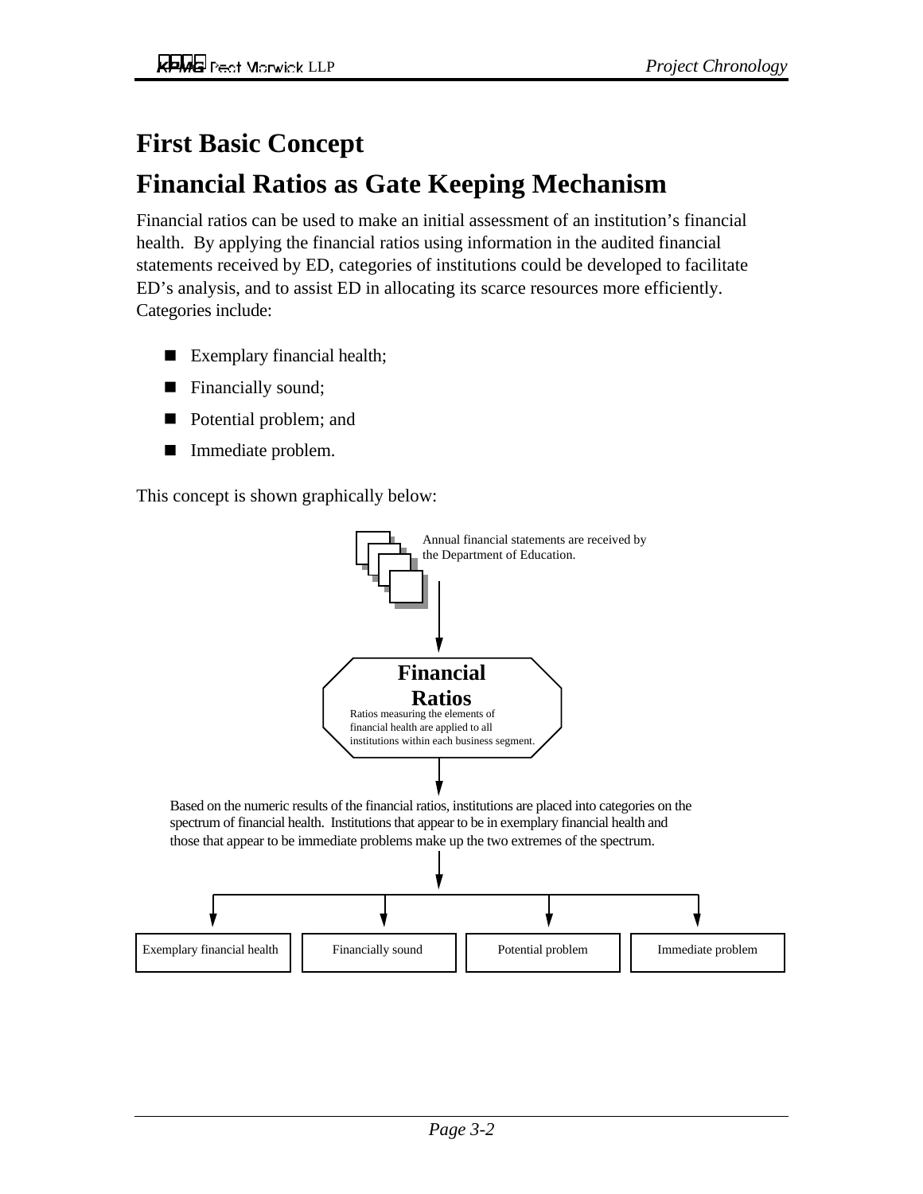# First Basic Concept

# Financial Ratios as Gate Keeping Mechanism

Financial ratios can be used to make an initial assessment of an institution's financial health. By applying the financial ratios using information in the audited financial statements received by ED, categories of institutions could be developed to facilitate ED's analysis, and to assist ED in allocating its scarce resources more efficiently. Categories include:

- Exemplary financial health;
- Financially sound;
- Potential problem; and
- Immediate problem.

This concept is shown graphically below:

Annual financial statements are received by the Department of Education.

**Financial Ratios**

Ratios measuring the elements of financial health are applied to all institutions within each business segment.

Based on the numeric results of the financial ratios, institutions are placed into categories on the spectrum of financial health. Institutions that appear to be in exemplary financial health and those that appear to be immediate problems make up the two extremes of the spectrum.

Exemplary financial health | Financially sound | Potential problem | Immediate problem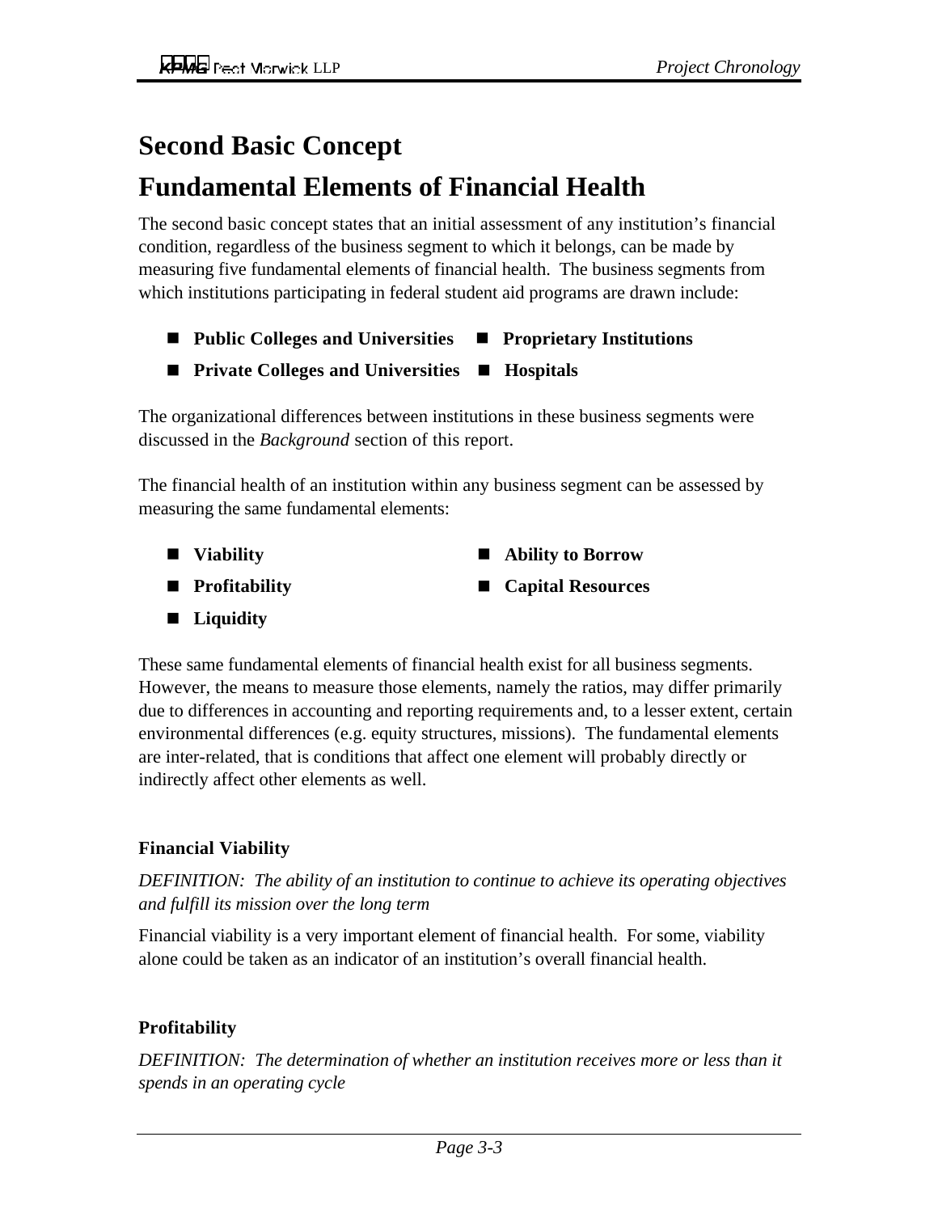# Second Basic Concept

# Fundamental Elements of Financial Health

The second basic concept states that an initial assessment of any institution's financial condition, regardless of the business segment to which it belongs, can be made by measuring five fundamental elements of financial health. The business segments from which institutions participating in federal student aid programs are drawn include:

- **Public Colleges and Universities**
- **Proprietary Institutions**
- **Private Colleges and Universities**
- **Hospitals**

The organizational differences between institutions in these business segments were discussed in the *Background* section of this report.

The financial health of an institution within any business segment can be assessed by measuring the same fundamental elements:

- **Viability**
- **Ability to Borrow**
- **Profitability**
- **Capital Resources**
- **Liquidity**

These same fundamental elements of financial health exist for all business segments. However, the means to measure those elements, namely the ratios, may differ primarily due to differences in accounting and reporting requirements and, to a lesser extent, certain environmental differences (e.g. equity structures, missions). The fundamental elements are inter-related, that is conditions that affect one element will probably directly or indirectly affect other elements as well.

### Financial Viability

*DEFINITION: The ability of an institution to continue to achieve its operating objectives and fulfill its mission over the long term*

Financial viability is a very important element of financial health. For some, viability alone could be taken as an indicator of an institution's overall financial health.

### Profitability

*DEFINITION: The determination of whether an institution receives more or less than it spends in an operating cycle*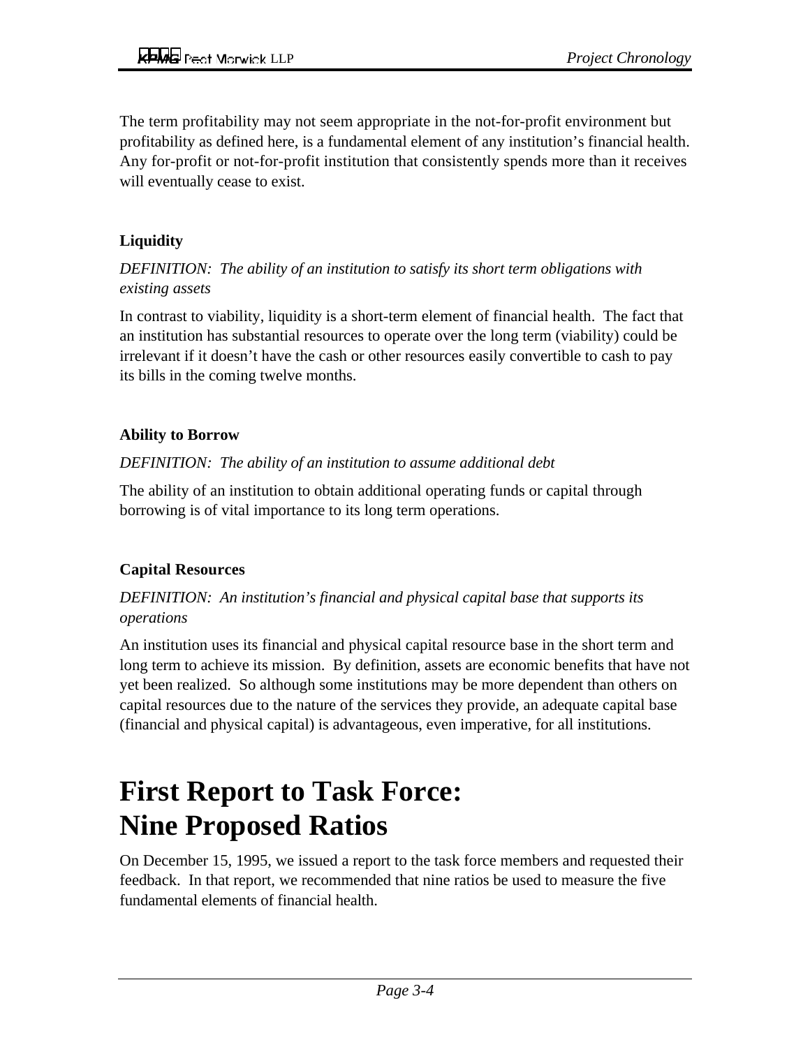The term profitability may not seem appropriate in the not-for-profit environment but profitability as defined here, is a fundamental element of any institution's financial health. Any for-profit or not-for-profit institution that consistently spends more than it receives will eventually cease to exist.

**Liquidity**

*DEFINITION: The ability of an institution to satisfy its short term obligations with existing assets*

In contrast to viability, liquidity is a short-term element of financial health. The fact that an institution has substantial resources to operate over the long term (viability) could be irrelevant if it doesn't have the cash or other resources easily convertible to cash to pay its bills in the coming twelve months.

**Ability to Borrow**

*DEFINITION: The ability of an institution to assume additional debt*

The ability of an institution to obtain additional operating funds or capital through borrowing is of vital importance to its long term operations.

**Capital Resources**

*DEFINITION: An institution's financial and physical capital base that supports its operations*

An institution uses its financial and physical capital resource base in the short term and long term to achieve its mission. By definition, assets are economic benefits that have not yet been realized. So although some institutions may be more dependent than others on capital resources due to the nature of the services they provide, an adequate capital base (financial and physical capital) is advantageous, even imperative, for all institutions.

# First Report to Task Force: Nine Proposed Ratios

On December 15, 1995, we issued a report to the task force members and requested their feedback. In that report, we recommended that nine ratios be used to measure the five fundamental elements of financial health.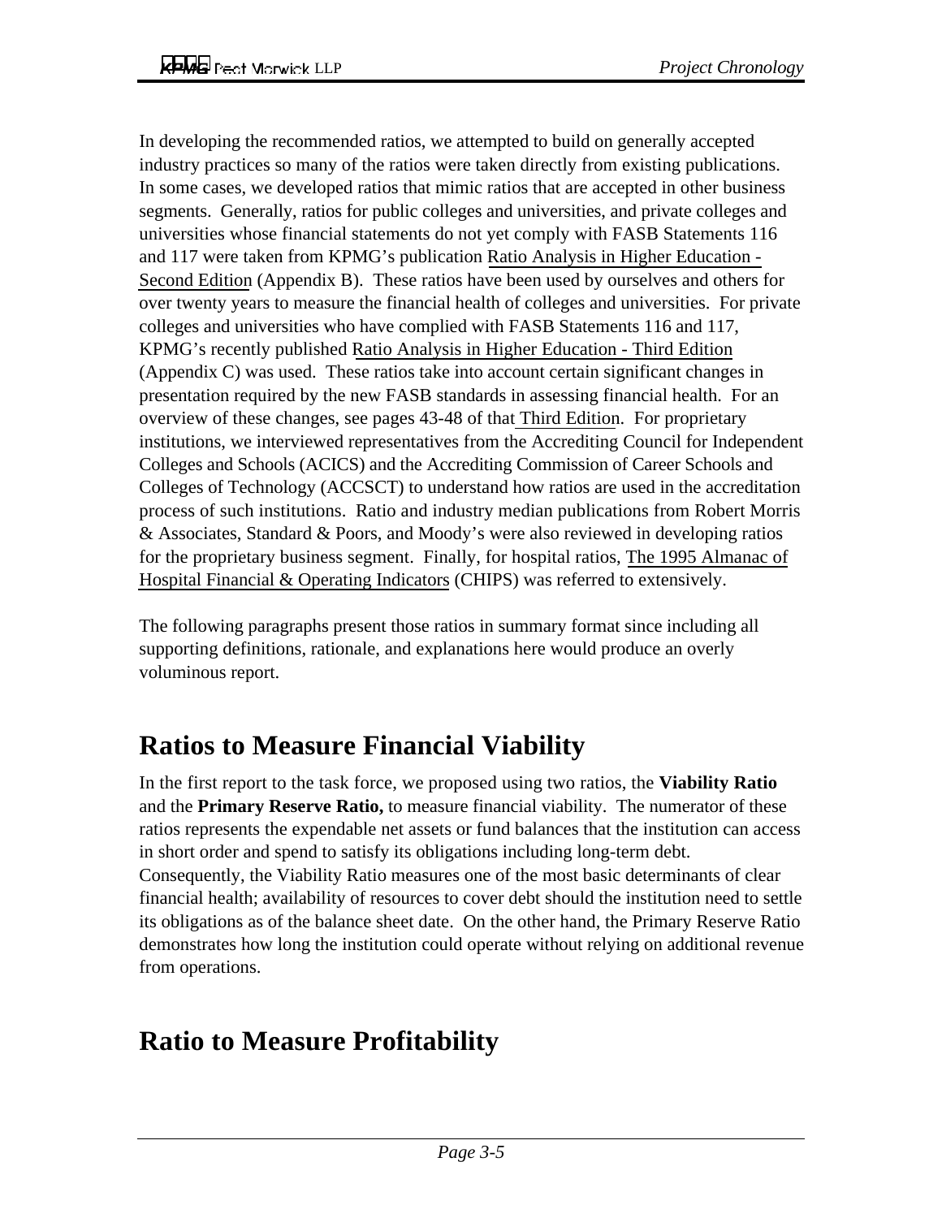In developing the recommended ratios, we attempted to build on generally accepted industry practices so many of the ratios were taken directly from existing publications. In some cases, we developed ratios that mimic ratios that are accepted in other business segments. Generally, ratios for public colleges and universities, and private colleges and universities whose financial statements do not yet comply with FASB Statements 116 and 117 were taken from KPMG's publication Ratio Analysis in Higher Education - Second Edition (Appendix B). These ratios have been used by ourselves and others for over twenty years to measure the financial health of colleges and universities. For private colleges and universities who have complied with FASB Statements 116 and 117, KPMG's recently published Ratio Analysis in Higher Education - Third Edition (Appendix C) was used. These ratios take into account certain significant changes in presentation required by the new FASB standards in assessing financial health. For an overview of these changes, see pages 43-48 of that Third Edition. For proprietary institutions, we interviewed representatives from the Accrediting Council for Independent Colleges and Schools (ACICS) and the Accrediting Commission of Career Schools and Colleges of Technology (ACCSCT) to understand how ratios are used in the accreditation process of such institutions. Ratio and industry median publications from Robert Morris & Associates, Standard & Poors, and Moody's were also reviewed in developing ratios for the proprietary business segment. Finally, for hospital ratios, The 1995 Almanac of Hospital Financial & Operating Indicators (CHIPS) was referred to extensively.

The following paragraphs present those ratios in summary format since including all supporting definitions, rationale, and explanations here would produce an overly voluminous report.

## Ratios to Measure Financial Viability

In the first report to the task force, we proposed using two ratios, the **Viability Ratio** and the **Primary Reserve Ratio,** to measure financial viability. The numerator of these ratios represents the expendable net assets or fund balances that the institution can access in short order and spend to satisfy its obligations including long-term debt. Consequently, the Viability Ratio measures one of the most basic determinants of clear financial health; availability of resources to cover debt should the institution need to settle its obligations as of the balance sheet date. On the other hand, the Primary Reserve Ratio demonstrates how long the institution could operate without relying on additional revenue from operations.

## Ratio to Measure Profitability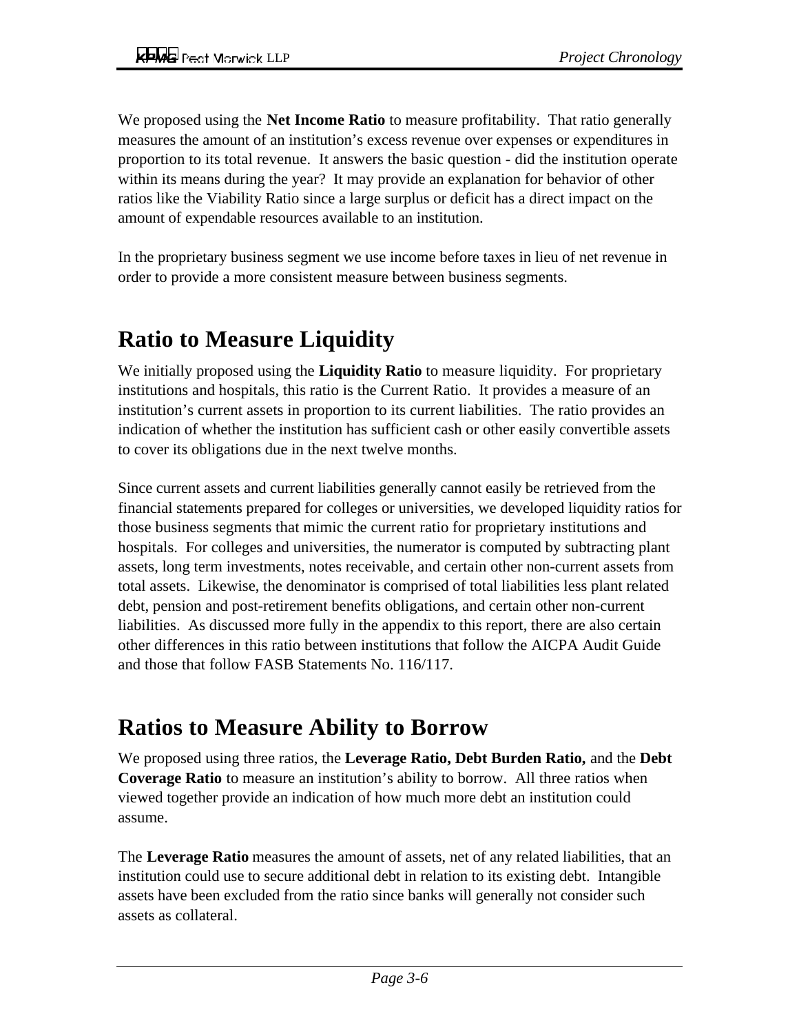We proposed using the **Net Income Ratio** to measure profitability. That ratio generally measures the amount of an institution's excess revenue over expenses or expenditures in proportion to its total revenue. It answers the basic question - did the institution operate within its means during the year? It may provide an explanation for behavior of other ratios like the Viability Ratio since a large surplus or deficit has a direct impact on the amount of expendable resources available to an institution.

In the proprietary business segment we use income before taxes in lieu of net revenue in order to provide a more consistent measure between business segments.

## Ratio to Measure Liquidity

We initially proposed using the **Liquidity Ratio** to measure liquidity. For proprietary institutions and hospitals, this ratio is the Current Ratio. It provides a measure of an institution's current assets in proportion to its current liabilities. The ratio provides an indication of whether the institution has sufficient cash or other easily convertible assets to cover its obligations due in the next twelve months.

Since current assets and current liabilities generally cannot easily be retrieved from the financial statements prepared for colleges or universities, we developed liquidity ratios for those business segments that mimic the current ratio for proprietary institutions and hospitals. For colleges and universities, the numerator is computed by subtracting plant assets, long term investments, notes receivable, and certain other non-current assets from total assets. Likewise, the denominator is comprised of total liabilities less plant related debt, pension and post-retirement benefits obligations, and certain other non-current liabilities. As discussed more fully in the appendix to this report, there are also certain other differences in this ratio between institutions that follow the AICPA Audit Guide and those that follow FASB Statements No. 116/117.

## Ratios to Measure Ability to Borrow

We proposed using three ratios, the **Leverage Ratio, Debt Burden Ratio,** and the **Debt Coverage Ratio** to measure an institution's ability to borrow. All three ratios when viewed together provide an indication of how much more debt an institution could assume.

The **Leverage Ratio** measures the amount of assets, net of any related liabilities, that an institution could use to secure additional debt in relation to its existing debt. Intangible assets have been excluded from the ratio since banks will generally not consider such assets as collateral.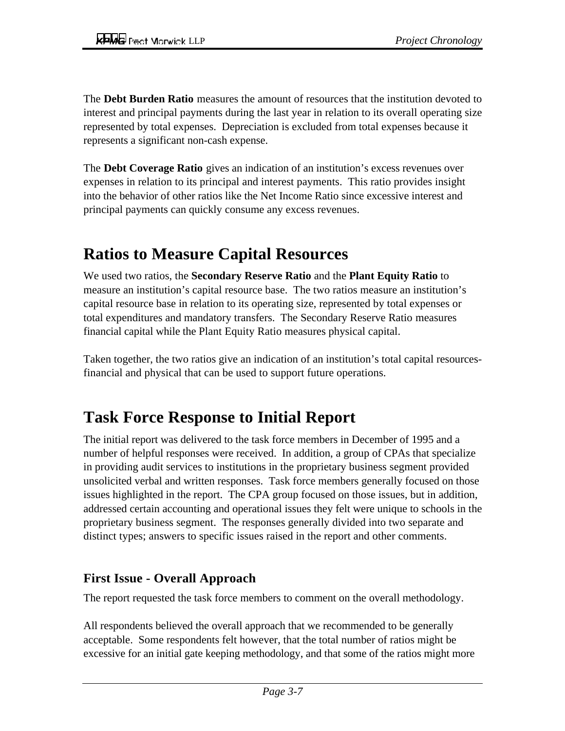The **Debt Burden Ratio** measures the amount of resources that the institution devoted to interest and principal payments during the last year in relation to its overall operating size represented by total expenses. Depreciation is excluded from total expenses because it represents a significant non-cash expense.

The **Debt Coverage Ratio** gives an indication of an institution's excess revenues over expenses in relation to its principal and interest payments. This ratio provides insight into the behavior of other ratios like the Net Income Ratio since excessive interest and principal payments can quickly consume any excess revenues.

# Ratios to Measure Capital Resources

We used two ratios, the **Secondary Reserve Ratio** and the **Plant Equity Ratio** to measure an institution's capital resource base. The two ratios measure an institution's capital resource base in relation to its operating size, represented by total expenses or total expenditures and mandatory transfers. The Secondary Reserve Ratio measures financial capital while the Plant Equity Ratio measures physical capital.

Taken together, the two ratios give an indication of an institution's total capital resources-financial and physical that can be used to support future operations.

# Task Force Response to Initial Report

The initial report was delivered to the task force members in December of 1995 and a number of helpful responses were received. In addition, a group of CPAs that specialize in providing audit services to institutions in the proprietary business segment provided unsolicited verbal and written responses. Task force members generally focused on those issues highlighted in the report. The CPA group focused on those issues, but in addition, addressed certain accounting and operational issues they felt were unique to schools in the proprietary business segment. The responses generally divided into two separate and distinct types; answers to specific issues raised in the report and other comments.

## First Issue - Overall Approach

The report requested the task force members to comment on the overall methodology.

All respondents believed the overall approach that we recommended to be generally acceptable. Some respondents felt however, that the total number of ratios might be excessive for an initial gate keeping methodology, and that some of the ratios might more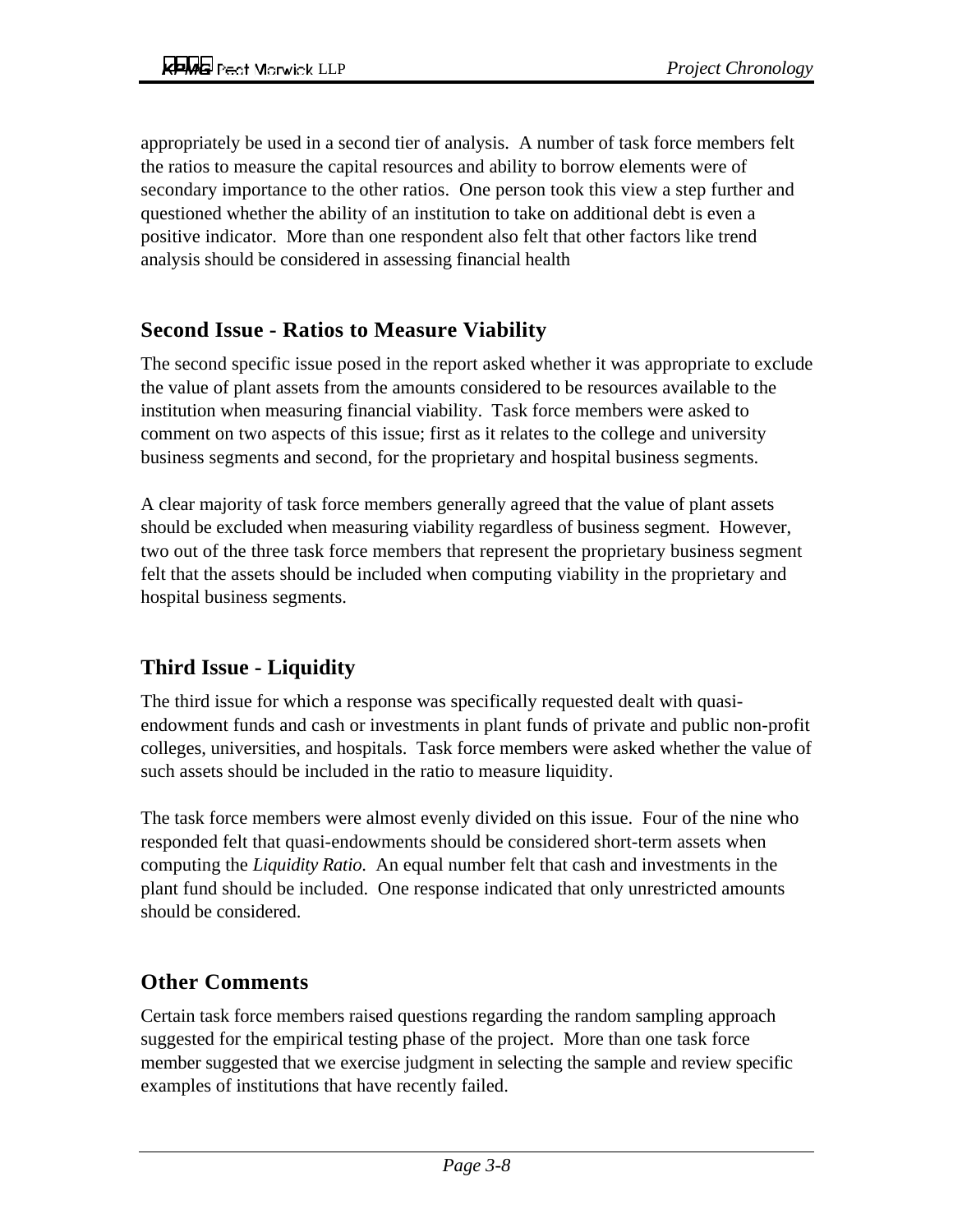appropriately be used in a second tier of analysis. A number of task force members felt the ratios to measure the capital resources and ability to borrow elements were of secondary importance to the other ratios. One person took this view a step further and questioned whether the ability of an institution to take on additional debt is even a positive indicator. More than one respondent also felt that other factors like trend analysis should be considered in assessing financial health

## Second Issue - Ratios to Measure Viability

The second specific issue posed in the report asked whether it was appropriate to exclude the value of plant assets from the amounts considered to be resources available to the institution when measuring financial viability. Task force members were asked to comment on two aspects of this issue; first as it relates to the college and university business segments and second, for the proprietary and hospital business segments.

A clear majority of task force members generally agreed that the value of plant assets should be excluded when measuring viability regardless of business segment. However, two out of the three task force members that represent the proprietary business segment felt that the assets should be included when computing viability in the proprietary and hospital business segments.

## Third Issue - Liquidity

The third issue for which a response was specifically requested dealt with quasi-endowment funds and cash or investments in plant funds of private and public non-profit colleges, universities, and hospitals. Task force members were asked whether the value of such assets should be included in the ratio to measure liquidity.

The task force members were almost evenly divided on this issue. Four of the nine who responded felt that quasi-endowments should be considered short-term assets when computing the *Liquidity Ratio.* An equal number felt that cash and investments in the plant fund should be included. One response indicated that only unrestricted amounts should be considered.

## Other Comments

Certain task force members raised questions regarding the random sampling approach suggested for the empirical testing phase of the project. More than one task force member suggested that we exercise judgment in selecting the sample and review specific examples of institutions that have recently failed.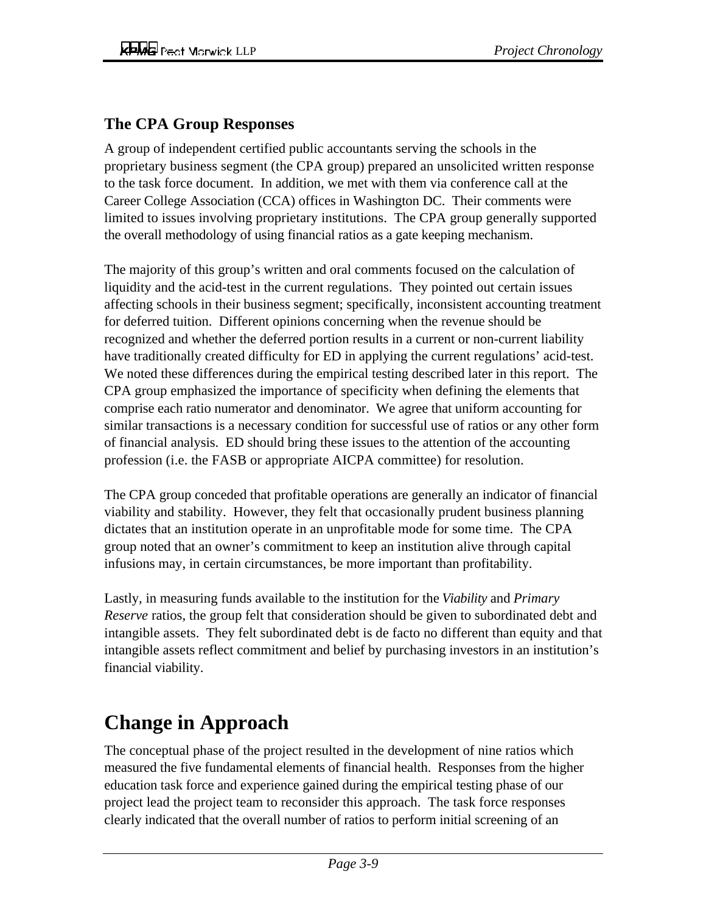### The CPA Group Responses

A group of independent certified public accountants serving the schools in the proprietary business segment (the CPA group) prepared an unsolicited written response to the task force document. In addition, we met with them via conference call at the Career College Association (CCA) offices in Washington DC. Their comments were limited to issues involving proprietary institutions. The CPA group generally supported the overall methodology of using financial ratios as a gate keeping mechanism.

The majority of this group's written and oral comments focused on the calculation of liquidity and the acid-test in the current regulations. They pointed out certain issues affecting schools in their business segment; specifically, inconsistent accounting treatment for deferred tuition. Different opinions concerning when the revenue should be recognized and whether the deferred portion results in a current or non-current liability have traditionally created difficulty for ED in applying the current regulations' acid-test. We noted these differences during the empirical testing described later in this report. The CPA group emphasized the importance of specificity when defining the elements that comprise each ratio numerator and denominator. We agree that uniform accounting for similar transactions is a necessary condition for successful use of ratios or any other form of financial analysis. ED should bring these issues to the attention of the accounting profession (i.e. the FASB or appropriate AICPA committee) for resolution.

The CPA group conceded that profitable operations are generally an indicator of financial viability and stability. However, they felt that occasionally prudent business planning dictates that an institution operate in an unprofitable mode for some time. The CPA group noted that an owner's commitment to keep an institution alive through capital infusions may, in certain circumstances, be more important than profitability.

Lastly, in measuring funds available to the institution for the *Viability* and *Primary Reserve* ratios, the group felt that consideration should be given to subordinated debt and intangible assets. They felt subordinated debt is de facto no different than equity and that intangible assets reflect commitment and belief by purchasing investors in an institution's financial viability.

## Change in Approach

The conceptual phase of the project resulted in the development of nine ratios which measured the five fundamental elements of financial health. Responses from the higher education task force and experience gained during the empirical testing phase of our project lead the project team to reconsider this approach. The task force responses clearly indicated that the overall number of ratios to perform initial screening of an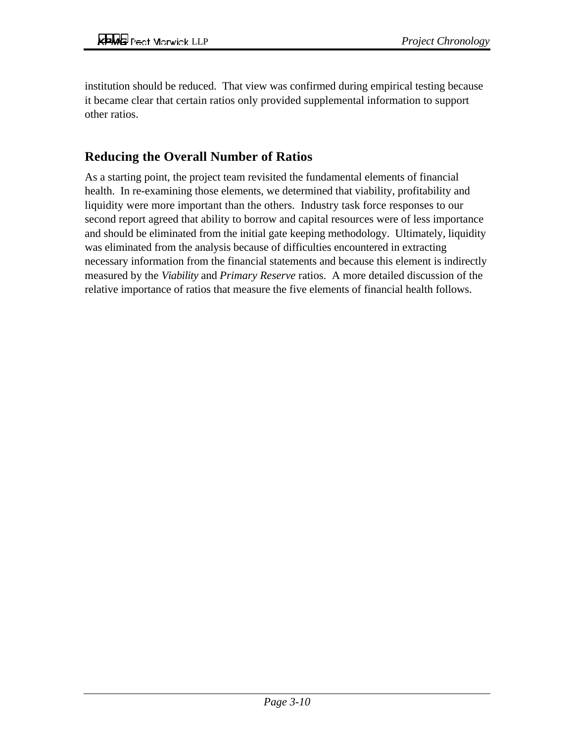institution should be reduced. That view was confirmed during empirical testing because it became clear that certain ratios only provided supplemental information to support other ratios.

## Reducing the Overall Number of Ratios

As a starting point, the project team revisited the fundamental elements of financial health. In re-examining those elements, we determined that viability, profitability and liquidity were more important than the others. Industry task force responses to our second report agreed that ability to borrow and capital resources were of less importance and should be eliminated from the initial gate keeping methodology. Ultimately, liquidity was eliminated from the analysis because of difficulties encountered in extracting necessary information from the financial statements and because this element is indirectly measured by the *Viability* and *Primary Reserve* ratios. A more detailed discussion of the relative importance of ratios that measure the five elements of financial health follows.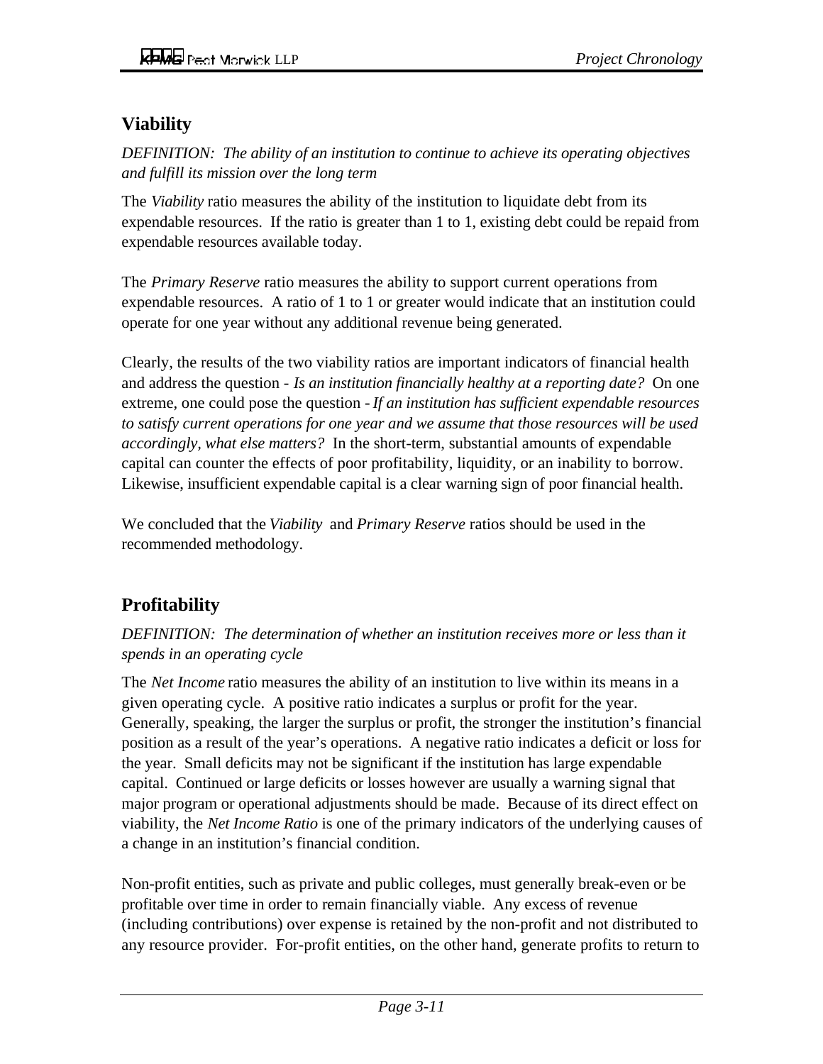## Viability

*DEFINITION: The ability of an institution to continue to achieve its operating objectives and fulfill its mission over the long term*

The *Viability* ratio measures the ability of the institution to liquidate debt from its expendable resources. If the ratio is greater than 1 to 1, existing debt could be repaid from expendable resources available today.

The *Primary Reserve* ratio measures the ability to support current operations from expendable resources. A ratio of 1 to 1 or greater would indicate that an institution could operate for one year without any additional revenue being generated.

Clearly, the results of the two viability ratios are important indicators of financial health and address the question - *Is an institution financially healthy at a reporting date?* On one extreme, one could pose the question - *If an institution has sufficient expendable resources to satisfy current operations for one year and we assume that those resources will be used accordingly, what else matters?* In the short-term, substantial amounts of expendable capital can counter the effects of poor profitability, liquidity, or an inability to borrow. Likewise, insufficient expendable capital is a clear warning sign of poor financial health.

We concluded that the *Viability* and *Primary Reserve* ratios should be used in the recommended methodology.

## Profitability

*DEFINITION: The determination of whether an institution receives more or less than it spends in an operating cycle*

The *Net Income* ratio measures the ability of an institution to live within its means in a given operating cycle. A positive ratio indicates a surplus or profit for the year. Generally, speaking, the larger the surplus or profit, the stronger the institution's financial position as a result of the year's operations. A negative ratio indicates a deficit or loss for the year. Small deficits may not be significant if the institution has large expendable capital. Continued or large deficits or losses however are usually a warning signal that major program or operational adjustments should be made. Because of its direct effect on viability, the *Net Income Ratio* is one of the primary indicators of the underlying causes of a change in an institution's financial condition.

Non-profit entities, such as private and public colleges, must generally break-even or be profitable over time in order to remain financially viable. Any excess of revenue (including contributions) over expense is retained by the non-profit and not distributed to any resource provider. For-profit entities, on the other hand, generate profits to return to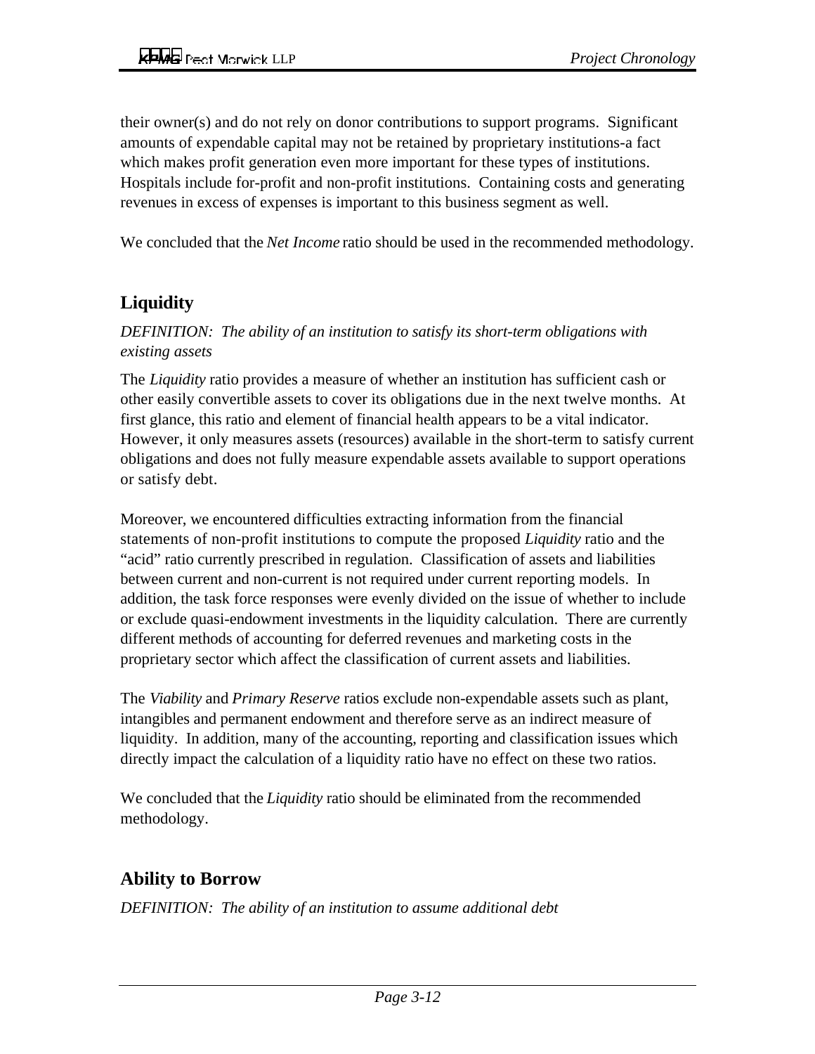their owner(s) and do not rely on donor contributions to support programs. Significant amounts of expendable capital may not be retained by proprietary institutions-a fact which makes profit generation even more important for these types of institutions. Hospitals include for-profit and non-profit institutions. Containing costs and generating revenues in excess of expenses is important to this business segment as well.

We concluded that the *Net Income* ratio should be used in the recommended methodology.

## Liquidity

*DEFINITION: The ability of an institution to satisfy its short-term obligations with existing assets*

The *Liquidity* ratio provides a measure of whether an institution has sufficient cash or other easily convertible assets to cover its obligations due in the next twelve months. At first glance, this ratio and element of financial health appears to be a vital indicator. However, it only measures assets (resources) available in the short-term to satisfy current obligations and does not fully measure expendable assets available to support operations or satisfy debt.

Moreover, we encountered difficulties extracting information from the financial statements of non-profit institutions to compute the proposed *Liquidity* ratio and the "acid" ratio currently prescribed in regulation. Classification of assets and liabilities between current and non-current is not required under current reporting models. In addition, the task force responses were evenly divided on the issue of whether to include or exclude quasi-endowment investments in the liquidity calculation. There are currently different methods of accounting for deferred revenues and marketing costs in the proprietary sector which affect the classification of current assets and liabilities.

The *Viability* and *Primary Reserve* ratios exclude non-expendable assets such as plant, intangibles and permanent endowment and therefore serve as an indirect measure of liquidity. In addition, many of the accounting, reporting and classification issues which directly impact the calculation of a liquidity ratio have no effect on these two ratios.

We concluded that the *Liquidity* ratio should be eliminated from the recommended methodology.

## Ability to Borrow

*DEFINITION: The ability of an institution to assume additional debt*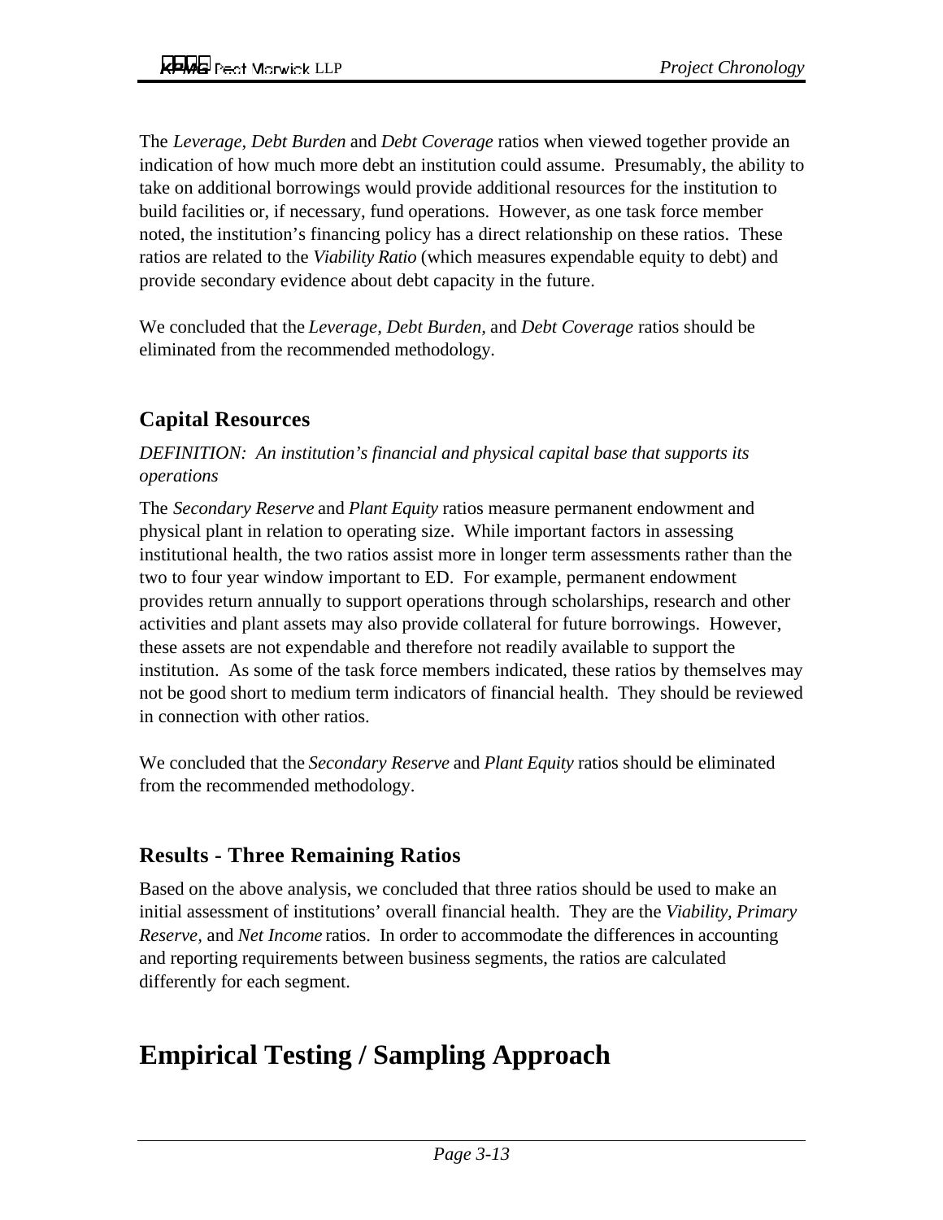The *Leverage*, *Debt Burden* and *Debt Coverage* ratios when viewed together provide an indication of how much more debt an institution could assume. Presumably, the ability to take on additional borrowings would provide additional resources for the institution to build facilities or, if necessary, fund operations. However, as one task force member noted, the institution's financing policy has a direct relationship on these ratios. These ratios are related to the *Viability Ratio* (which measures expendable equity to debt) and provide secondary evidence about debt capacity in the future.

We concluded that the *Leverage, Debt Burden,* and *Debt Coverage* ratios should be eliminated from the recommended methodology.

### Capital Resources

*DEFINITION: An institution's financial and physical capital base that supports its operations*

The *Secondary Reserve* and *Plant Equity* ratios measure permanent endowment and physical plant in relation to operating size. While important factors in assessing institutional health, the two ratios assist more in longer term assessments rather than the two to four year window important to ED. For example, permanent endowment provides return annually to support operations through scholarships, research and other activities and plant assets may also provide collateral for future borrowings. However, these assets are not expendable and therefore not readily available to support the institution. As some of the task force members indicated, these ratios by themselves may not be good short to medium term indicators of financial health. They should be reviewed in connection with other ratios.

We concluded that the *Secondary Reserve* and *Plant Equity* ratios should be eliminated from the recommended methodology.

### Results - Three Remaining Ratios

Based on the above analysis, we concluded that three ratios should be used to make an initial assessment of institutions' overall financial health. They are the *Viability, Primary Reserve,* and *Net Income* ratios. In order to accommodate the differences in accounting and reporting requirements between business segments, the ratios are calculated differently for each segment.

## Empirical Testing / Sampling Approach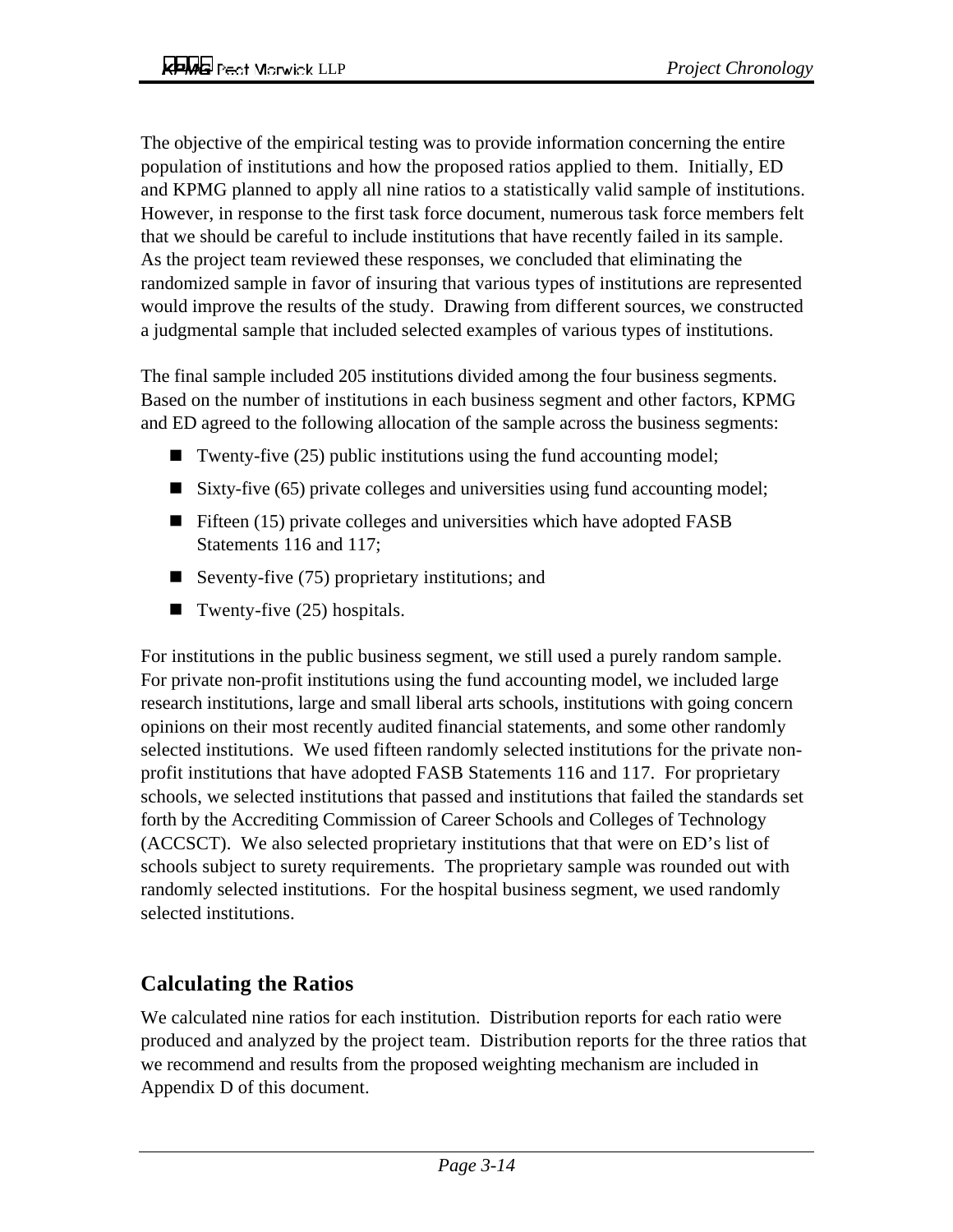The objective of the empirical testing was to provide information concerning the entire population of institutions and how the proposed ratios applied to them. Initially, ED and KPMG planned to apply all nine ratios to a statistically valid sample of institutions. However, in response to the first task force document, numerous task force members felt that we should be careful to include institutions that have recently failed in its sample. As the project team reviewed these responses, we concluded that eliminating the randomized sample in favor of insuring that various types of institutions are represented would improve the results of the study. Drawing from different sources, we constructed a judgmental sample that included selected examples of various types of institutions.

The final sample included 205 institutions divided among the four business segments. Based on the number of institutions in each business segment and other factors, KPMG and ED agreed to the following allocation of the sample across the business segments:

- Twenty-five (25) public institutions using the fund accounting model;
- Sixty-five (65) private colleges and universities using fund accounting model;
- Fifteen (15) private colleges and universities which have adopted FASB Statements 116 and 117;
- Seventy-five (75) proprietary institutions; and
- Twenty-five (25) hospitals.

For institutions in the public business segment, we still used a purely random sample. For private non-profit institutions using the fund accounting model, we included large research institutions, large and small liberal arts schools, institutions with going concern opinions on their most recently audited financial statements, and some other randomly selected institutions. We used fifteen randomly selected institutions for the private non-profit institutions that have adopted FASB Statements 116 and 117. For proprietary schools, we selected institutions that passed and institutions that failed the standards set forth by the Accrediting Commission of Career Schools and Colleges of Technology (ACCSCT). We also selected proprietary institutions that that were on ED's list of schools subject to surety requirements. The proprietary sample was rounded out with randomly selected institutions. For the hospital business segment, we used randomly selected institutions.

## Calculating the Ratios

We calculated nine ratios for each institution. Distribution reports for each ratio were produced and analyzed by the project team. Distribution reports for the three ratios that we recommend and results from the proposed weighting mechanism are included in Appendix D of this document.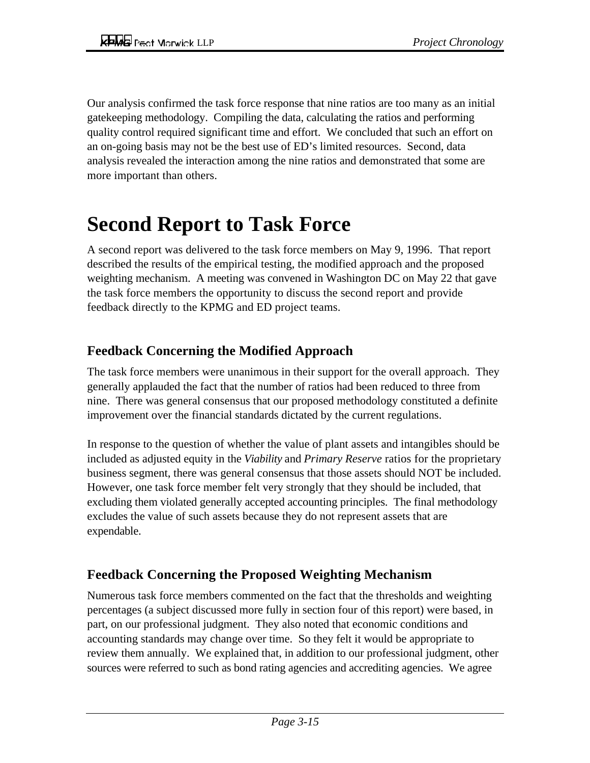Our analysis confirmed the task force response that nine ratios are too many as an initial gatekeeping methodology. Compiling the data, calculating the ratios and performing quality control required significant time and effort. We concluded that such an effort on an on-going basis may not be the best use of ED's limited resources. Second, data analysis revealed the interaction among the nine ratios and demonstrated that some are more important than others.

# Second Report to Task Force

A second report was delivered to the task force members on May 9, 1996. That report described the results of the empirical testing, the modified approach and the proposed weighting mechanism. A meeting was convened in Washington DC on May 22 that gave the task force members the opportunity to discuss the second report and provide feedback directly to the KPMG and ED project teams.

## Feedback Concerning the Modified Approach

The task force members were unanimous in their support for the overall approach. They generally applauded the fact that the number of ratios had been reduced to three from nine. There was general consensus that our proposed methodology constituted a definite improvement over the financial standards dictated by the current regulations.

In response to the question of whether the value of plant assets and intangibles should be included as adjusted equity in the *Viability* and *Primary Reserve* ratios for the proprietary business segment, there was general consensus that those assets should NOT be included. However, one task force member felt very strongly that they should be included, that excluding them violated generally accepted accounting principles. The final methodology excludes the value of such assets because they do not represent assets that are expendable.

## Feedback Concerning the Proposed Weighting Mechanism

Numerous task force members commented on the fact that the thresholds and weighting percentages (a subject discussed more fully in section four of this report) were based, in part, on our professional judgment. They also noted that economic conditions and accounting standards may change over time. So they felt it would be appropriate to review them annually. We explained that, in addition to our professional judgment, other sources were referred to such as bond rating agencies and accrediting agencies. We agree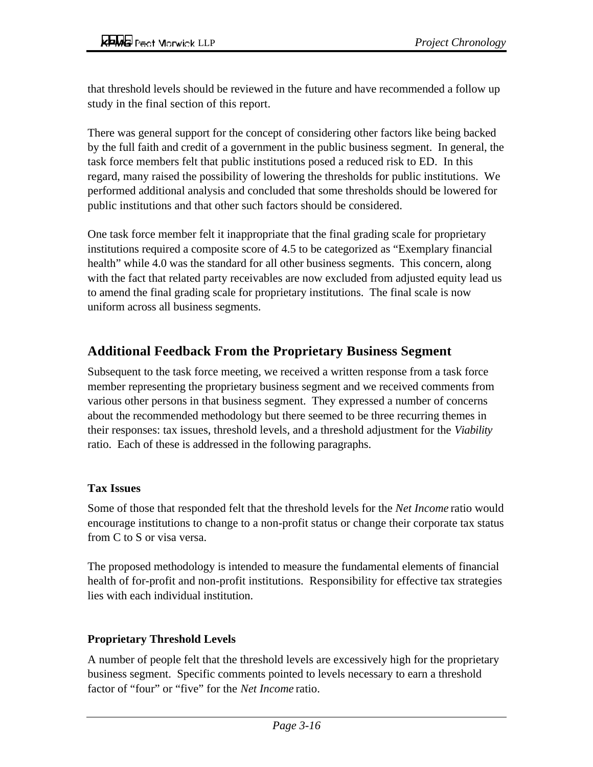that threshold levels should be reviewed in the future and have recommended a follow up study in the final section of this report.

There was general support for the concept of considering other factors like being backed by the full faith and credit of a government in the public business segment. In general, the task force members felt that public institutions posed a reduced risk to ED. In this regard, many raised the possibility of lowering the thresholds for public institutions. We performed additional analysis and concluded that some thresholds should be lowered for public institutions and that other such factors should be considered.

One task force member felt it inappropriate that the final grading scale for proprietary institutions required a composite score of 4.5 to be categorized as "Exemplary financial health" while 4.0 was the standard for all other business segments. This concern, along with the fact that related party receivables are now excluded from adjusted equity lead us to amend the final grading scale for proprietary institutions. The final scale is now uniform across all business segments.

## Additional Feedback From the Proprietary Business Segment

Subsequent to the task force meeting, we received a written response from a task force member representing the proprietary business segment and we received comments from various other persons in that business segment. They expressed a number of concerns about the recommended methodology but there seemed to be three recurring themes in their responses: tax issues, threshold levels, and a threshold adjustment for the *Viability* ratio. Each of these is addressed in the following paragraphs.

### Tax Issues

Some of those that responded felt that the threshold levels for the *Net Income* ratio would encourage institutions to change to a non-profit status or change their corporate tax status from C to S or visa versa.

The proposed methodology is intended to measure the fundamental elements of financial health of for-profit and non-profit institutions. Responsibility for effective tax strategies lies with each individual institution.

### Proprietary Threshold Levels

A number of people felt that the threshold levels are excessively high for the proprietary business segment. Specific comments pointed to levels necessary to earn a threshold factor of "four" or "five" for the *Net Income* ratio.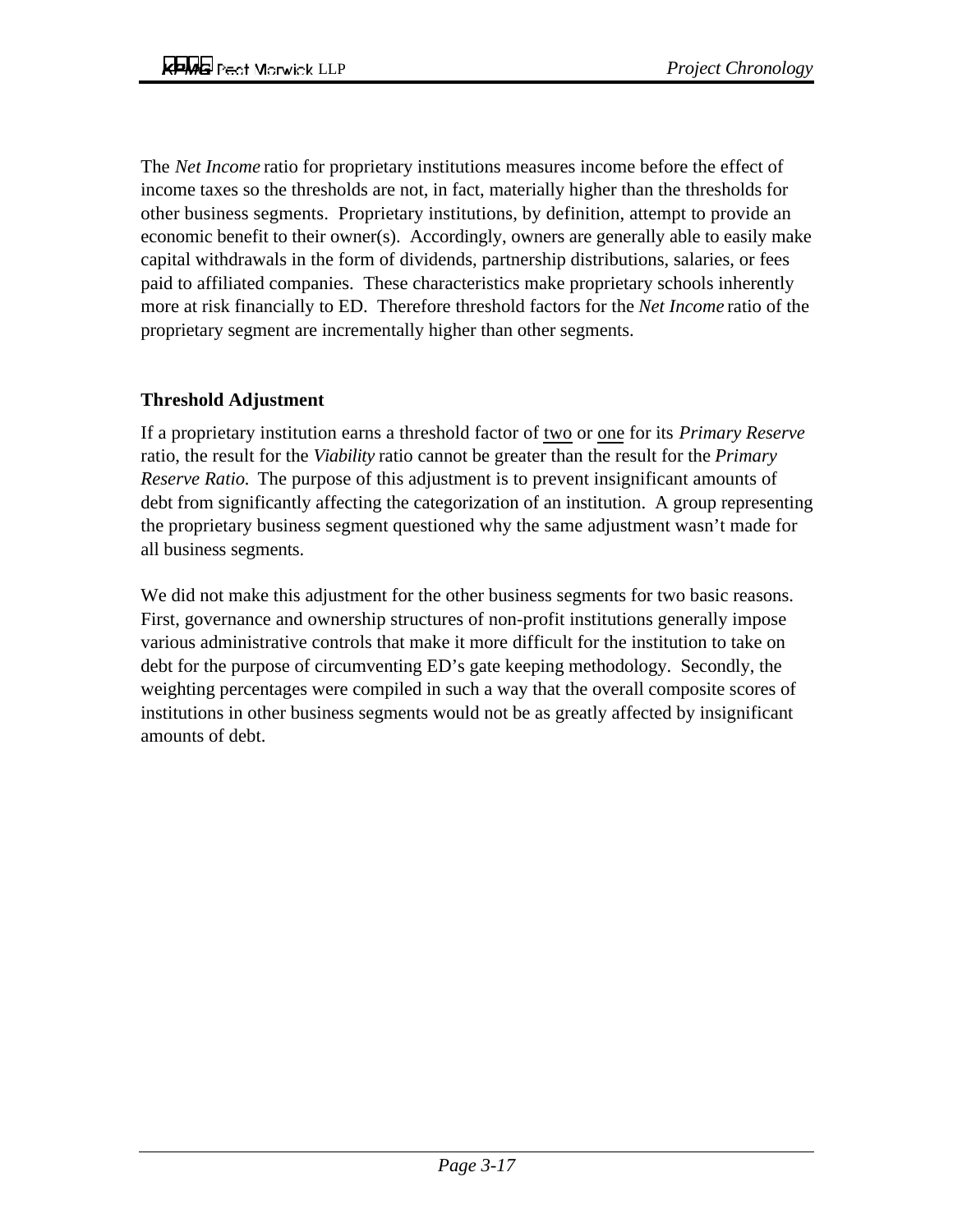The *Net Income* ratio for proprietary institutions measures income before the effect of income taxes so the thresholds are not, in fact, materially higher than the thresholds for other business segments. Proprietary institutions, by definition, attempt to provide an economic benefit to their owner(s). Accordingly, owners are generally able to easily make capital withdrawals in the form of dividends, partnership distributions, salaries, or fees paid to affiliated companies. These characteristics make proprietary schools inherently more at risk financially to ED. Therefore threshold factors for the *Net Income* ratio of the proprietary segment are incrementally higher than other segments.

**Threshold Adjustment**

If a proprietary institution earns a threshold factor of two or one for its *Primary Reserve* ratio, the result for the *Viability* ratio cannot be greater than the result for the *Primary Reserve Ratio.* The purpose of this adjustment is to prevent insignificant amounts of debt from significantly affecting the categorization of an institution. A group representing the proprietary business segment questioned why the same adjustment wasn't made for all business segments.

We did not make this adjustment for the other business segments for two basic reasons. First, governance and ownership structures of non-profit institutions generally impose various administrative controls that make it more difficult for the institution to take on debt for the purpose of circumventing ED's gate keeping methodology. Secondly, the weighting percentages were compiled in such a way that the overall composite scores of institutions in other business segments would not be as greatly affected by insignificant amounts of debt.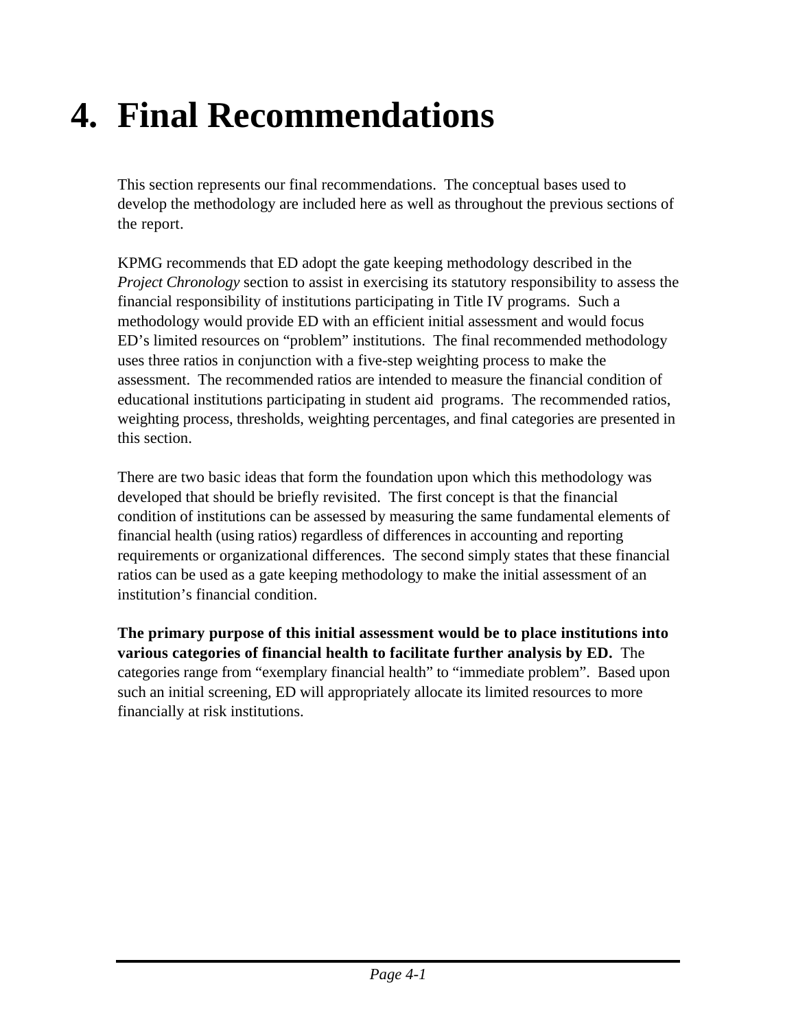# 4. Final Recommendations

This section represents our final recommendations. The conceptual bases used to develop the methodology are included here as well as throughout the previous sections of the report.

KPMG recommends that ED adopt the gate keeping methodology described in the *Project Chronology* section to assist in exercising its statutory responsibility to assess the financial responsibility of institutions participating in Title IV programs. Such a methodology would provide ED with an efficient initial assessment and would focus ED's limited resources on "problem" institutions. The final recommended methodology uses three ratios in conjunction with a five-step weighting process to make the assessment. The recommended ratios are intended to measure the financial condition of educational institutions participating in student aid programs. The recommended ratios, weighting process, thresholds, weighting percentages, and final categories are presented in this section.

There are two basic ideas that form the foundation upon which this methodology was developed that should be briefly revisited. The first concept is that the financial condition of institutions can be assessed by measuring the same fundamental elements of financial health (using ratios) regardless of differences in accounting and reporting requirements or organizational differences. The second simply states that these financial ratios can be used as a gate keeping methodology to make the initial assessment of an institution's financial condition.

**The primary purpose of this initial assessment would be to place institutions into various categories of financial health to facilitate further analysis by ED.** The categories range from "exemplary financial health" to "immediate problem". Based upon such an initial screening, ED will appropriately allocate its limited resources to more financially at risk institutions.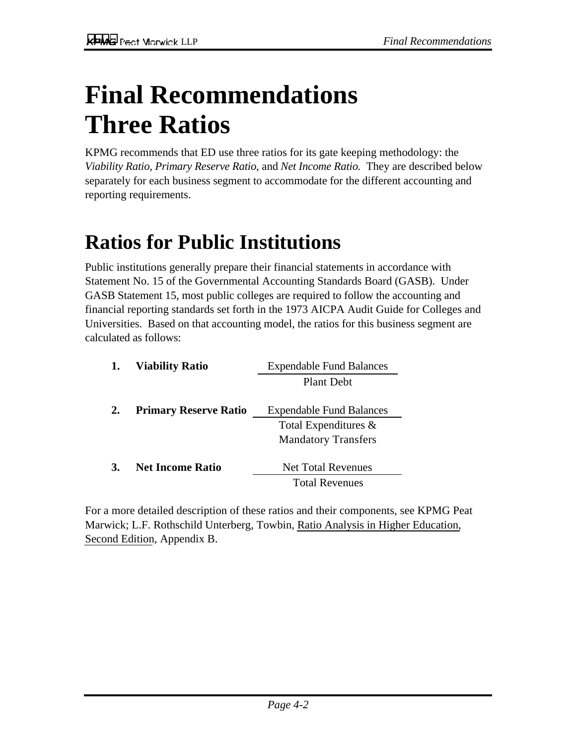# Final Recommendations Three Ratios

KPMG recommends that ED use three ratios for its gate keeping methodology: the *Viability Ratio, Primary Reserve Ratio,* and *Net Income Ratio.* They are described below separately for each business segment to accommodate for the different accounting and reporting requirements.

## Ratios for Public Institutions

Public institutions generally prepare their financial statements in accordance with Statement No. 15 of the Governmental Accounting Standards Board (GASB). Under GASB Statement 15, most public colleges are required to follow the accounting and financial reporting standards set forth in the 1973 AICPA Audit Guide for Colleges and Universities. Based on that accounting model, the ratios for this business segment are calculated as follows:

1. **Viability Ratio**

$$\frac{\text{Expendable Fund Balances}}{\text{Plant Debt}}$$

2. **Primary Reserve Ratio**

$$\frac{\text{Expendable Fund Balances}}{\text{Total Expenditures \& Mandatory Transfers}}$$

3. **Net Income Ratio**

$$\frac{\text{Net Total Revenues}}{\text{Total Revenues}}$$

For a more detailed description of these ratios and their components, see KPMG Peat Marwick; L.F. Rothschild Unterberg, Towbin, Ratio Analysis in Higher Education, Second Edition, Appendix B.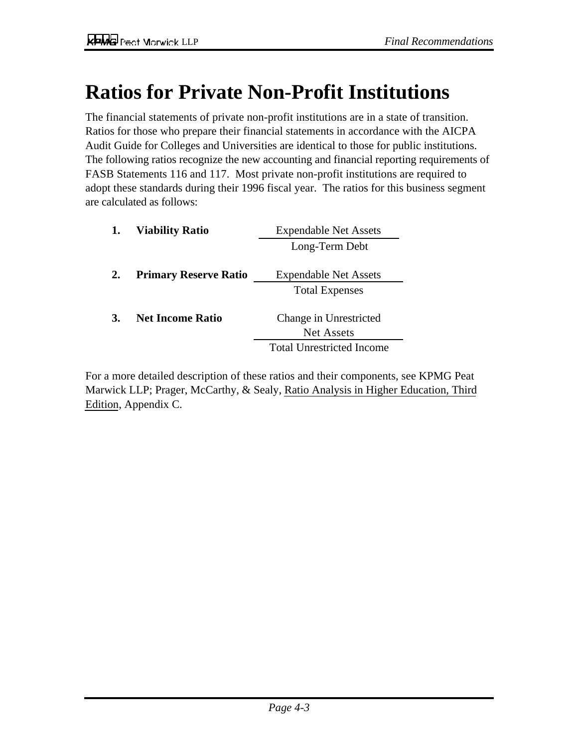# Ratios for Private Non-Profit Institutions

The financial statements of private non-profit institutions are in a state of transition. Ratios for those who prepare their financial statements in accordance with the AICPA Audit Guide for Colleges and Universities are identical to those for public institutions. The following ratios recognize the new accounting and financial reporting requirements of FASB Statements 116 and 117. Most private non-profit institutions are required to adopt these standards during their 1996 fiscal year. The ratios for this business segment are calculated as follows:

1. **Viability Ratio**

$$\frac{\text{Expendable Net Assets}}{\text{Long-Term Debt}}$$

2. **Primary Reserve Ratio**

$$\frac{\text{Expendable Net Assets}}{\text{Total Expenses}}$$

3. **Net Income Ratio**

$$\frac{\text{Change in Unrestricted Net Assets}}{\text{Total Unrestricted Income}}$$

For a more detailed description of these ratios and their components, see KPMG Peat Marwick LLP; Prager, McCarthy, & Sealy, Ratio Analysis in Higher Education, Third Edition, Appendix C.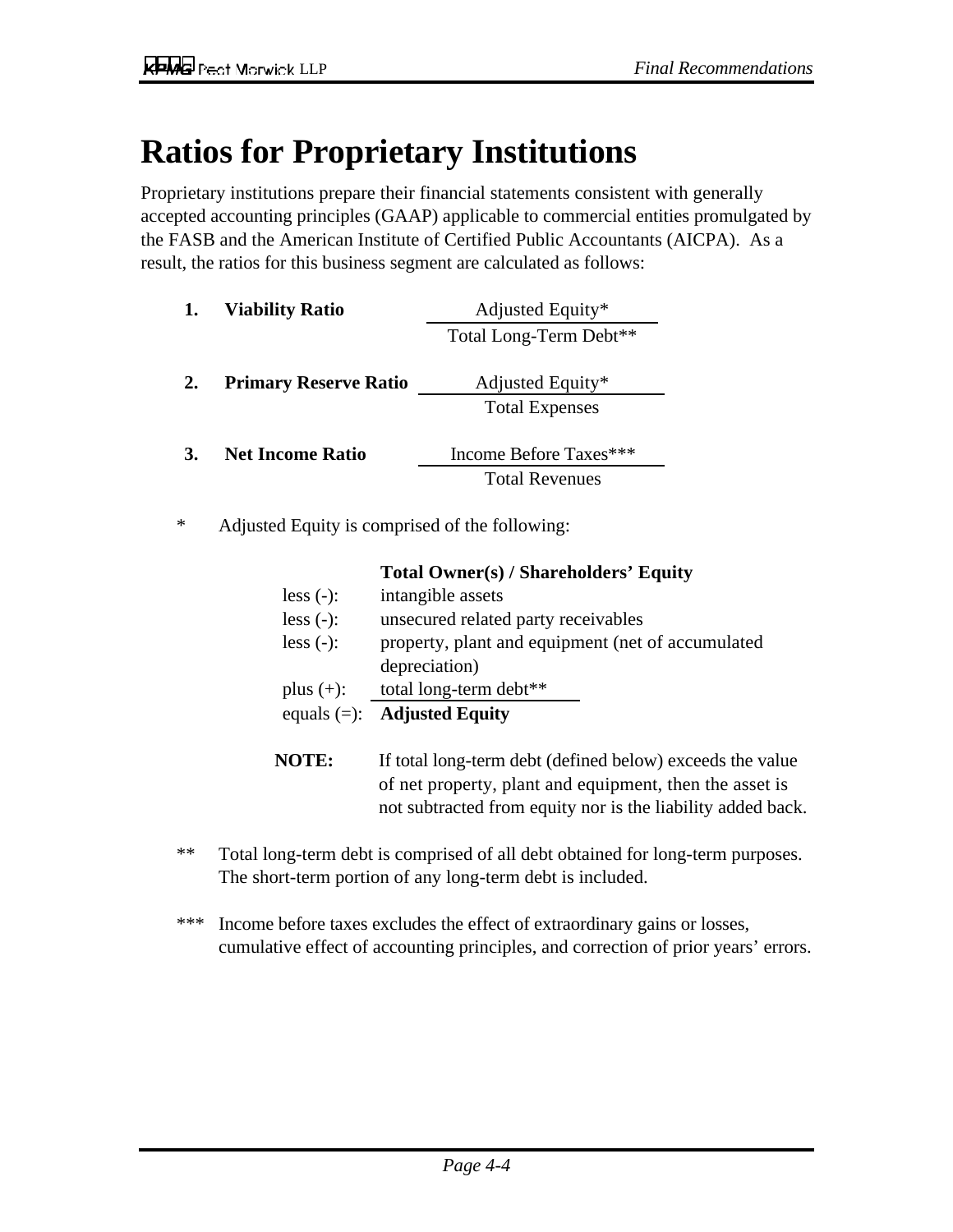# Ratios for Proprietary Institutions

Proprietary institutions prepare their financial statements consistent with generally accepted accounting principles (GAAP) applicable to commercial entities promulgated by the FASB and the American Institute of Certified Public Accountants (AICPA). As a result, the ratios for this business segment are calculated as follows:

1. **Viability Ratio**

$$\frac{\text{Adjusted Equity*}}{\text{Total Long-Term Debt**}}$$

2. **Primary Reserve Ratio**

$$\frac{\text{Adjusted Equity*}}{\text{Total Expenses}}$$

3. **Net Income Ratio**

$$\frac{\text{Income Before Taxes***}}{\text{Total Revenues}}$$

\* Adjusted Equity is comprised of the following:

| | |
|---|---|
| | **Total Owner(s) / Shareholders' Equity** |
| less (-): | intangible assets |
| less (-): | unsecured related party receivables |
| less (-): | property, plant and equipment (net of accumulated depreciation) |
| plus (+): | total long-term debt** |
| equals (=): | **Adjusted Equity** |

**NOTE:** If total long-term debt (defined below) exceeds the value of net property, plant and equipment, then the asset is not subtracted from equity nor is the liability added back.

** Total long-term debt is comprised of all debt obtained for long-term purposes. The short-term portion of any long-term debt is included.

*** Income before taxes excludes the effect of extraordinary gains or losses, cumulative effect of accounting principles, and correction of prior years' errors.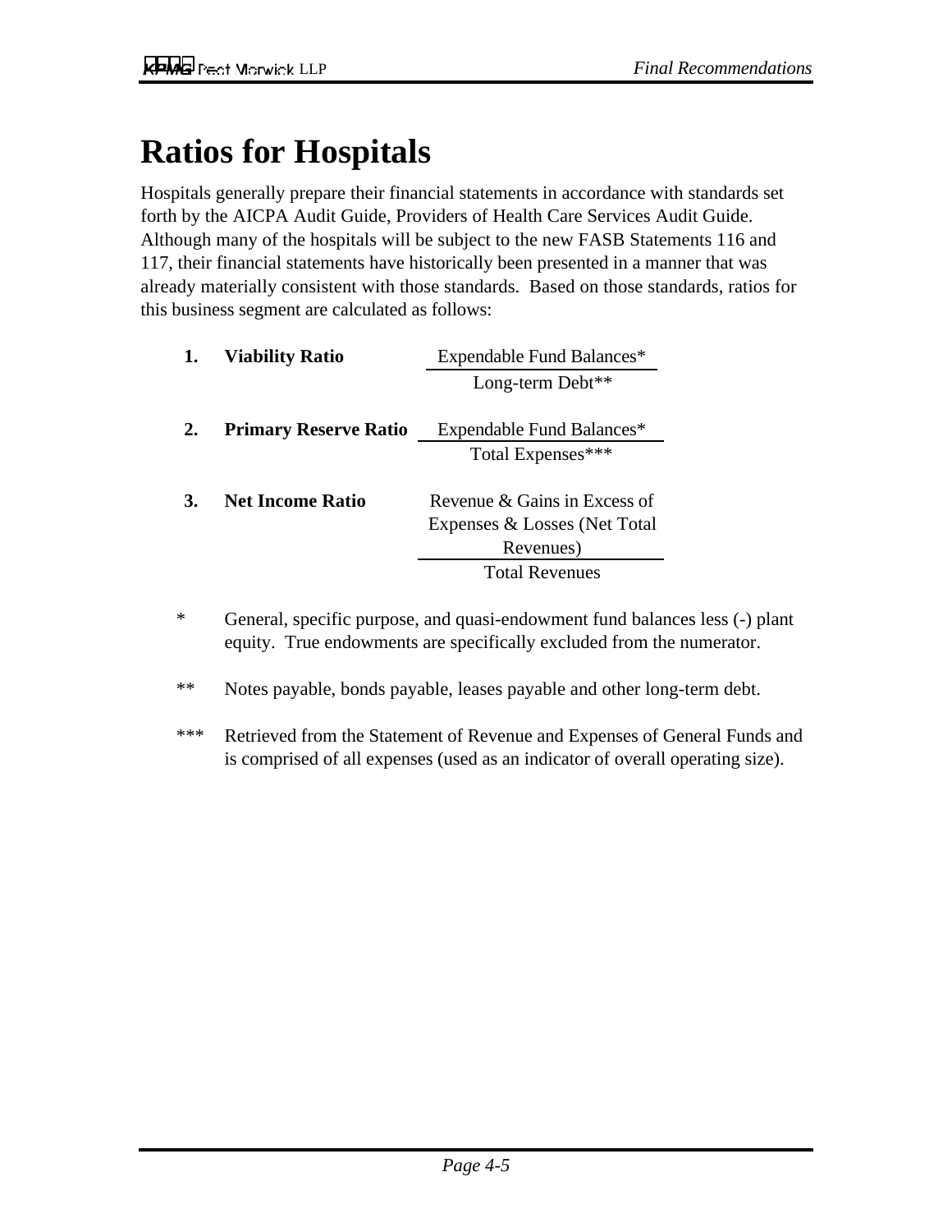# Ratios for Hospitals

Hospitals generally prepare their financial statements in accordance with standards set forth by the AICPA Audit Guide, Providers of Health Care Services Audit Guide. Although many of the hospitals will be subject to the new FASB Statements 116 and 117, their financial statements have historically been presented in a manner that was already materially consistent with those standards. Based on those standards, ratios for this business segment are calculated as follows:

| | Ratio | Numerator | Denominator |
|---|---|---|---|
| 1. | **Viability Ratio** | Expendable Fund Balances* | Long-term Debt** |
| 2. | **Primary Reserve Ratio** | Expendable Fund Balances* | Total Expenses*** |
| 3. | **Net Income Ratio** | Revenue & Gains in Excess of Expenses & Losses (Net Total Revenues) | Total Revenues |

\* General, specific purpose, and quasi-endowment fund balances less (-) plant equity. True endowments are specifically excluded from the numerator.

\*\* Notes payable, bonds payable, leases payable and other long-term debt.

\*\*\* Retrieved from the Statement of Revenue and Expenses of General Funds and is comprised of all expenses (used as an indicator of overall operating size).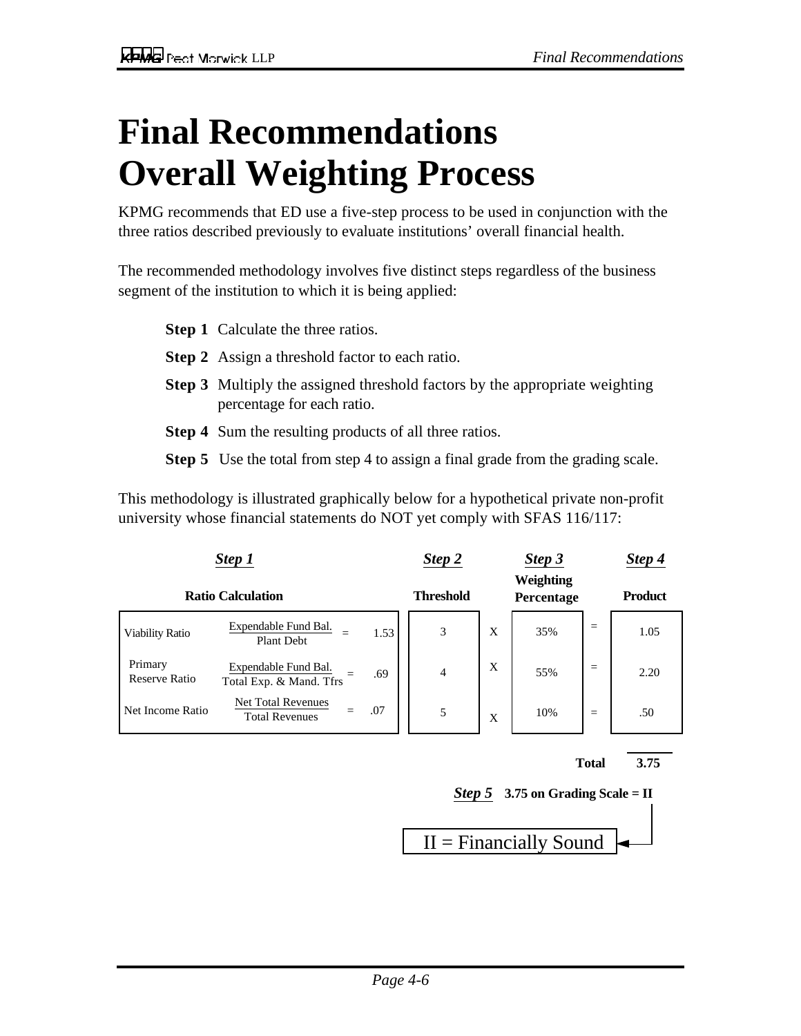# Final Recommendations Overall Weighting Process

KPMG recommends that ED use a five-step process to be used in conjunction with the three ratios described previously to evaluate institutions' overall financial health.

The recommended methodology involves five distinct steps regardless of the business segment of the institution to which it is being applied:

- **Step 1** Calculate the three ratios.
- **Step 2** Assign a threshold factor to each ratio.
- **Step 3** Multiply the assigned threshold factors by the appropriate weighting percentage for each ratio.
- **Step 4** Sum the resulting products of all three ratios.
- **Step 5** Use the total from step 4 to assign a final grade from the grading scale.

This methodology is illustrated graphically below for a hypothetical private non-profit university whose financial statements do NOT yet comply with SFAS 116/117:

| ***Step 1*** | | | ***Step 2*** | | ***Step 3*** | | ***Step 4*** |
|---|---|---|---|---|---|---|---|
| **Ratio Calculation** | | | **Threshold** | | **Weighting Percentage** | | **Product** |
| Viability Ratio | Expendable Fund Bal. / Plant Debt | = 1.53 | 3 | X | 35% | = | 1.05 |
| Primary Reserve Ratio | Expendable Fund Bal. / Total Exp. & Mand. Tfrs | = .69 | 4 | X | 55% | = | 2.20 |
| Net Income Ratio | Net Total Revenues / Total Revenues | = .07 | 5 | X | 10% | = | .50 |
| | | | | | | **Total** | **3.75** |

***Step 5*** **3.75 on Grading Scale = II**

II = Financially Sound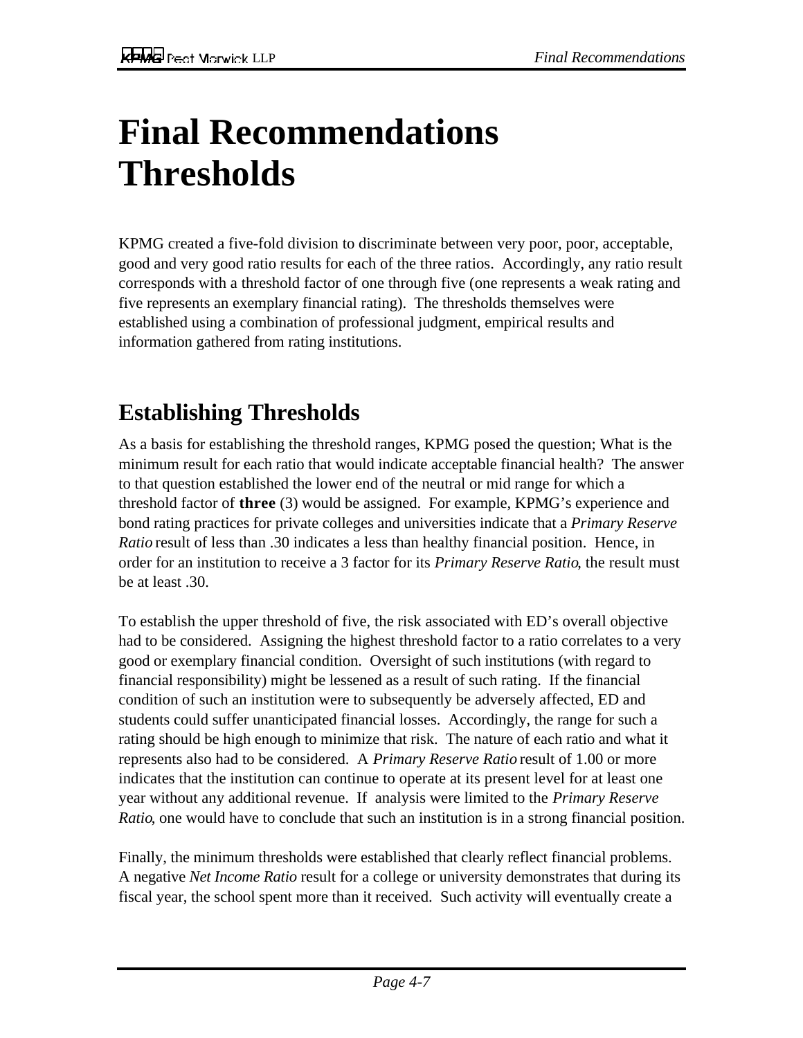# Final Recommendations Thresholds

KPMG created a five-fold division to discriminate between very poor, poor, acceptable, good and very good ratio results for each of the three ratios. Accordingly, any ratio result corresponds with a threshold factor of one through five (one represents a weak rating and five represents an exemplary financial rating). The thresholds themselves were established using a combination of professional judgment, empirical results and information gathered from rating institutions.

## Establishing Thresholds

As a basis for establishing the threshold ranges, KPMG posed the question; What is the minimum result for each ratio that would indicate acceptable financial health? The answer to that question established the lower end of the neutral or mid range for which a threshold factor of **three** (3) would be assigned. For example, KPMG's experience and bond rating practices for private colleges and universities indicate that a *Primary Reserve Ratio* result of less than .30 indicates a less than healthy financial position. Hence, in order for an institution to receive a 3 factor for its *Primary Reserve Ratio*, the result must be at least .30.

To establish the upper threshold of five, the risk associated with ED's overall objective had to be considered. Assigning the highest threshold factor to a ratio correlates to a very good or exemplary financial condition. Oversight of such institutions (with regard to financial responsibility) might be lessened as a result of such rating. If the financial condition of such an institution were to subsequently be adversely affected, ED and students could suffer unanticipated financial losses. Accordingly, the range for such a rating should be high enough to minimize that risk. The nature of each ratio and what it represents also had to be considered. A *Primary Reserve Ratio* result of 1.00 or more indicates that the institution can continue to operate at its present level for at least one year without any additional revenue. If analysis were limited to the *Primary Reserve Ratio*, one would have to conclude that such an institution is in a strong financial position.

Finally, the minimum thresholds were established that clearly reflect financial problems. A negative *Net Income Ratio* result for a college or university demonstrates that during its fiscal year, the school spent more than it received. Such activity will eventually create a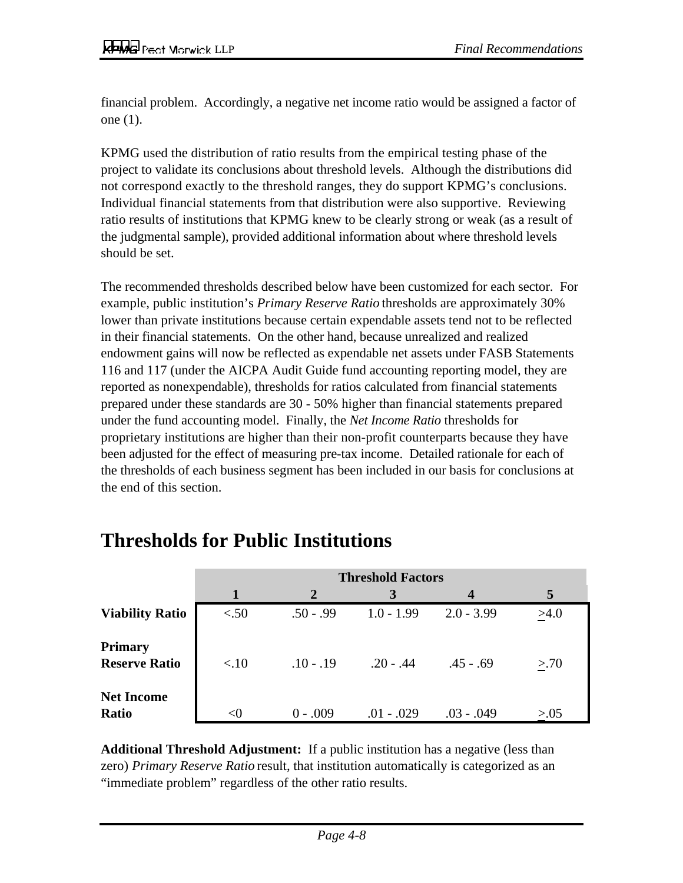financial problem. Accordingly, a negative net income ratio would be assigned a factor of one (1).

KPMG used the distribution of ratio results from the empirical testing phase of the project to validate its conclusions about threshold levels. Although the distributions did not correspond exactly to the threshold ranges, they do support KPMG's conclusions. Individual financial statements from that distribution were also supportive. Reviewing ratio results of institutions that KPMG knew to be clearly strong or weak (as a result of the judgmental sample), provided additional information about where threshold levels should be set.

The recommended thresholds described below have been customized for each sector. For example, public institution's *Primary Reserve Ratio* thresholds are approximately 30% lower than private institutions because certain expendable assets tend not to be reflected in their financial statements. On the other hand, because unrealized and realized endowment gains will now be reflected as expendable net assets under FASB Statements 116 and 117 (under the AICPA Audit Guide fund accounting reporting model, they are reported as nonexpendable), thresholds for ratios calculated from financial statements prepared under these standards are 30 - 50% higher than financial statements prepared under the fund accounting model. Finally, the *Net Income Ratio* thresholds for proprietary institutions are higher than their non-profit counterparts because they have been adjusted for the effect of measuring pre-tax income. Detailed rationale for each of the thresholds of each business segment has been included in our basis for conclusions at the end of this section.

# Thresholds for Public Institutions

| | **Threshold Factors** | | | | |
|---|---|---|---|---|---|
| | **1** | **2** | **3** | **4** | **5** |
| **Viability Ratio** | <.50 | .50 - .99 | 1.0 - 1.99 | 2.0 - 3.99 | ≥4.0 |
| **Primary Reserve Ratio** | <.10 | .10 - .19 | .20 - .44 | .45 - .69 | ≥.70 |
| **Net Income Ratio** | <0 | 0 - .009 | .01 - .029 | .03 - .049 | ≥.05 |

**Additional Threshold Adjustment:** If a public institution has a negative (less than zero) *Primary Reserve Ratio* result, that institution automatically is categorized as an "immediate problem" regardless of the other ratio results.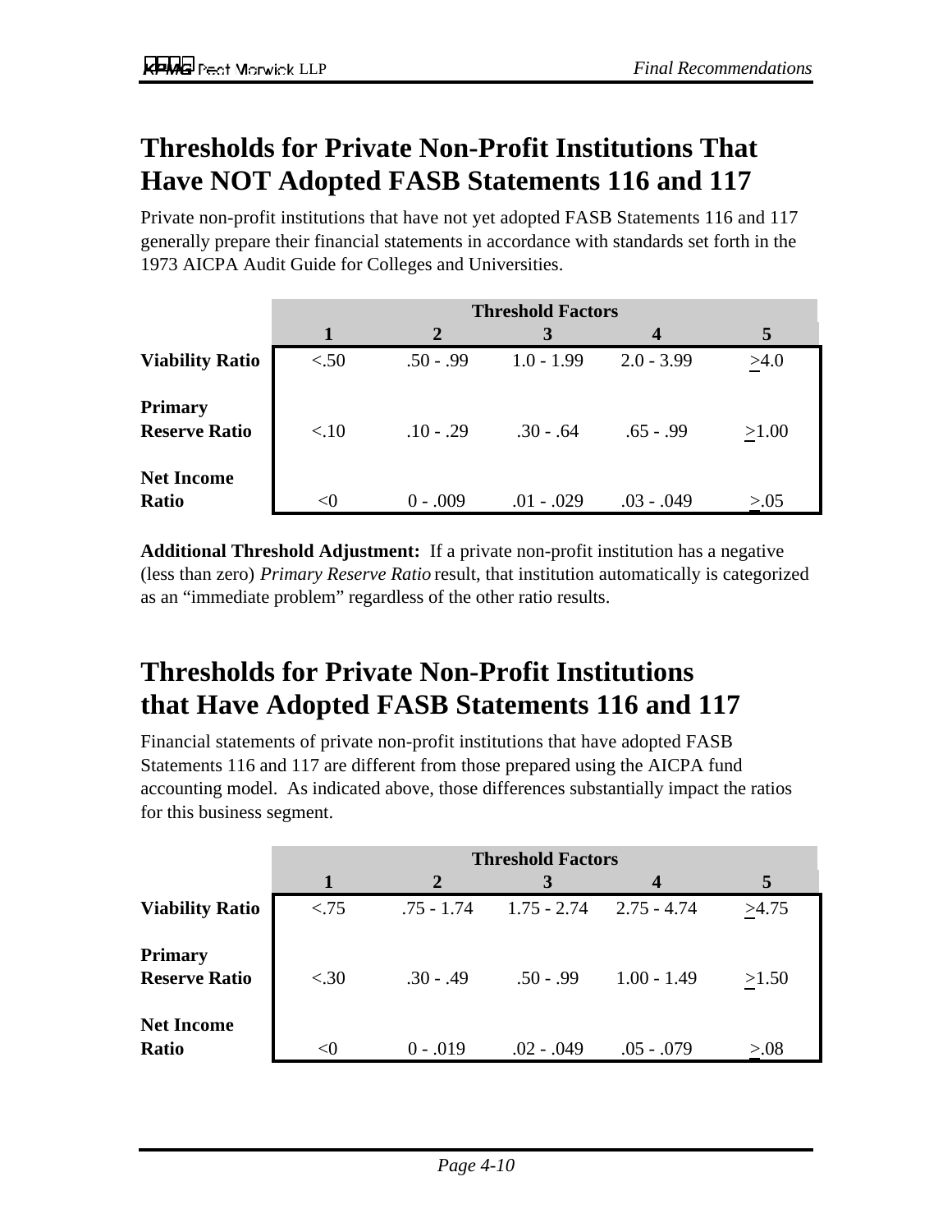## Thresholds for Private Non-Profit Institutions That Have NOT Adopted FASB Statements 116 and 117

Private non-profit institutions that have not yet adopted FASB Statements 116 and 117 generally prepare their financial statements in accordance with standards set forth in the 1973 AICPA Audit Guide for Colleges and Universities.

| | Threshold Factors | | | | |
|---|---|---|---|---|---|
| | **1** | **2** | **3** | **4** | **5** |
| **Viability Ratio** | <.50 | .50 - .99 | 1.0 - 1.99 | 2.0 - 3.99 | ≥4.0 |
| **Primary Reserve Ratio** | <.10 | .10 - .29 | .30 - .64 | .65 - .99 | ≥1.00 |
| **Net Income Ratio** | <0 | 0 - .009 | .01 - .029 | .03 - .049 | ≥.05 |

**Additional Threshold Adjustment:** If a private non-profit institution has a negative (less than zero) *Primary Reserve Ratio* result, that institution automatically is categorized as an "immediate problem" regardless of the other ratio results.

## Thresholds for Private Non-Profit Institutions that Have Adopted FASB Statements 116 and 117

Financial statements of private non-profit institutions that have adopted FASB Statements 116 and 117 are different from those prepared using the AICPA fund accounting model. As indicated above, those differences substantially impact the ratios for this business segment.

| | Threshold Factors | | | | |
|---|---|---|---|---|---|
| | **1** | **2** | **3** | **4** | **5** |
| **Viability Ratio** | <.75 | .75 - 1.74 | 1.75 - 2.74 | 2.75 - 4.74 | ≥4.75 |
| **Primary Reserve Ratio** | <.30 | .30 - .49 | .50 - .99 | 1.00 - 1.49 | ≥1.50 |
| **Net Income Ratio** | <0 | 0 - .019 | .02 - .049 | .05 - .079 | ≥.08 |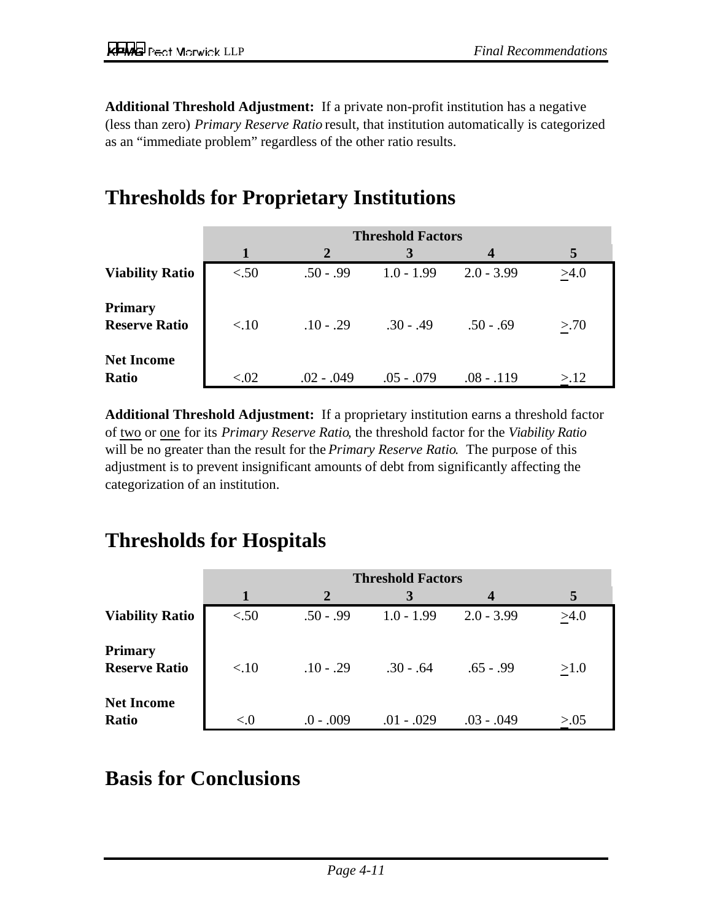**Additional Threshold Adjustment:** If a private non-profit institution has a negative (less than zero) *Primary Reserve Ratio* result, that institution automatically is categorized as an "immediate problem" regardless of the other ratio results.

## Thresholds for Proprietary Institutions

| | Threshold Factors | | | | |
|---|---|---|---|---|---|
| | 1 | 2 | 3 | 4 | 5 |
| **Viability Ratio** | <.50 | .50 - .99 | 1.0 - 1.99 | 2.0 - 3.99 | >4.0 |
| **Primary Reserve Ratio** | <.10 | .10 - .29 | .30 - .49 | .50 - .69 | >.70 |
| **Net Income Ratio** | <.02 | .02 - .049 | .05 - .079 | .08 - .119 | >.12 |

**Additional Threshold Adjustment:** If a proprietary institution earns a threshold factor of two or one for its *Primary Reserve Ratio*, the threshold factor for the *Viability Ratio* will be no greater than the result for the *Primary Reserve Ratio*. The purpose of this adjustment is to prevent insignificant amounts of debt from significantly affecting the categorization of an institution.

## Thresholds for Hospitals

| | Threshold Factors | | | | |
|---|---|---|---|---|---|
| | 1 | 2 | 3 | 4 | 5 |
| **Viability Ratio** | <.50 | .50 - .99 | 1.0 - 1.99 | 2.0 - 3.99 | >4.0 |
| **Primary Reserve Ratio** | <.10 | .10 - .29 | .30 - .64 | .65 - .99 | >1.0 |
| **Net Income Ratio** | <.0 | .0 - .009 | .01 - .029 | .03 - .049 | >.05 |

## Basis for Conclusions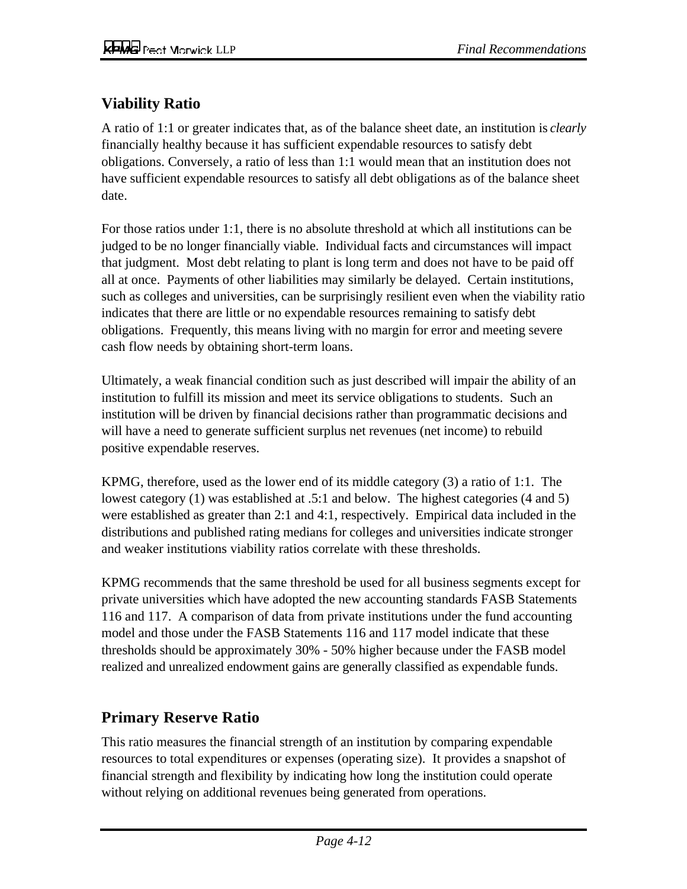## Viability Ratio

A ratio of 1:1 or greater indicates that, as of the balance sheet date, an institution is *clearly* financially healthy because it has sufficient expendable resources to satisfy debt obligations. Conversely, a ratio of less than 1:1 would mean that an institution does not have sufficient expendable resources to satisfy all debt obligations as of the balance sheet date.

For those ratios under 1:1, there is no absolute threshold at which all institutions can be judged to be no longer financially viable. Individual facts and circumstances will impact that judgment. Most debt relating to plant is long term and does not have to be paid off all at once. Payments of other liabilities may similarly be delayed. Certain institutions, such as colleges and universities, can be surprisingly resilient even when the viability ratio indicates that there are little or no expendable resources remaining to satisfy debt obligations. Frequently, this means living with no margin for error and meeting severe cash flow needs by obtaining short-term loans.

Ultimately, a weak financial condition such as just described will impair the ability of an institution to fulfill its mission and meet its service obligations to students. Such an institution will be driven by financial decisions rather than programmatic decisions and will have a need to generate sufficient surplus net revenues (net income) to rebuild positive expendable reserves.

KPMG, therefore, used as the lower end of its middle category (3) a ratio of 1:1. The lowest category (1) was established at .5:1 and below. The highest categories (4 and 5) were established as greater than 2:1 and 4:1, respectively. Empirical data included in the distributions and published rating medians for colleges and universities indicate stronger and weaker institutions viability ratios correlate with these thresholds.

KPMG recommends that the same threshold be used for all business segments except for private universities which have adopted the new accounting standards FASB Statements 116 and 117. A comparison of data from private institutions under the fund accounting model and those under the FASB Statements 116 and 117 model indicate that these thresholds should be approximately 30% - 50% higher because under the FASB model realized and unrealized endowment gains are generally classified as expendable funds.

## Primary Reserve Ratio

This ratio measures the financial strength of an institution by comparing expendable resources to total expenditures or expenses (operating size). It provides a snapshot of financial strength and flexibility by indicating how long the institution could operate without relying on additional revenues being generated from operations.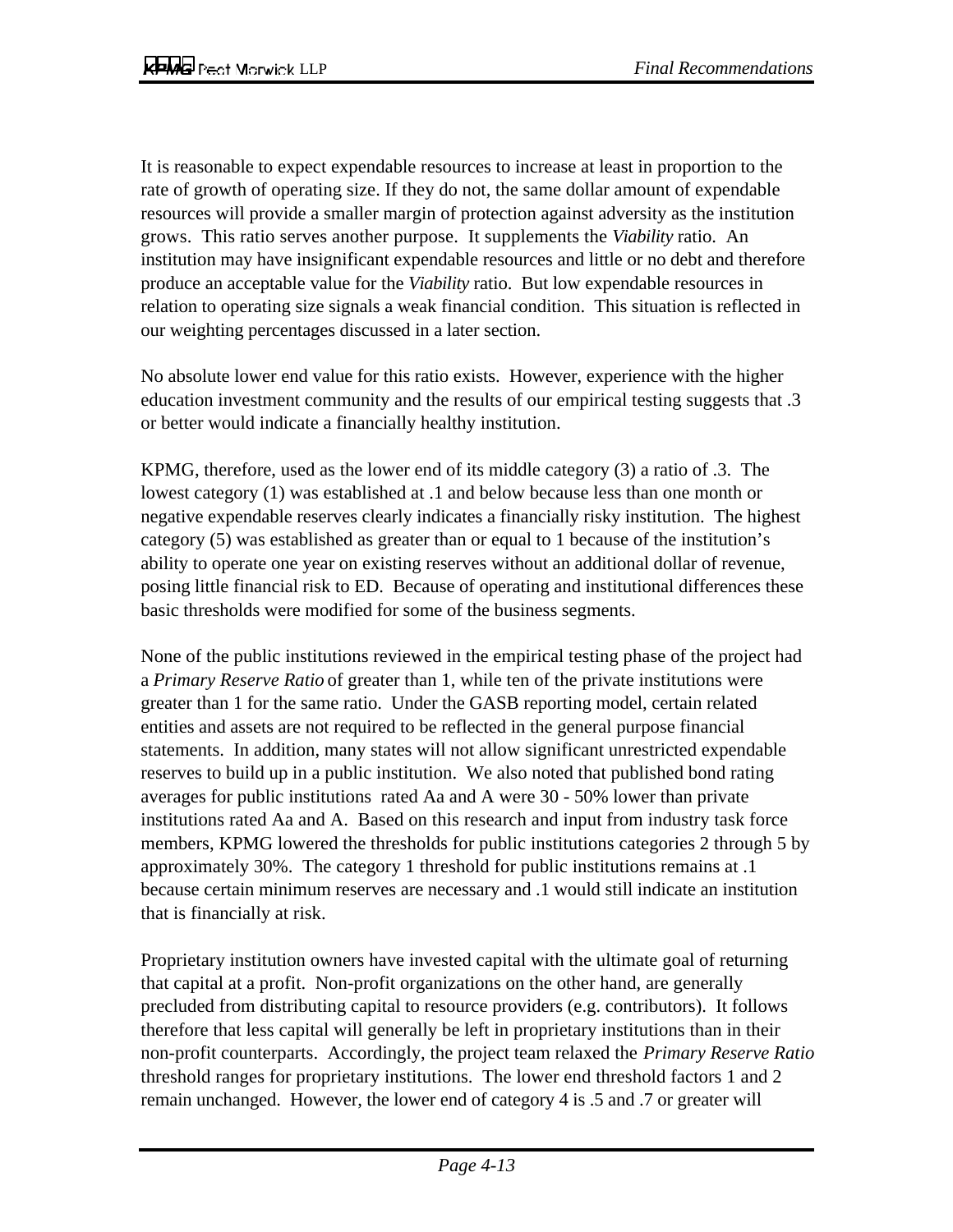It is reasonable to expect expendable resources to increase at least in proportion to the rate of growth of operating size. If they do not, the same dollar amount of expendable resources will provide a smaller margin of protection against adversity as the institution grows. This ratio serves another purpose. It supplements the *Viability* ratio. An institution may have insignificant expendable resources and little or no debt and therefore produce an acceptable value for the *Viability* ratio. But low expendable resources in relation to operating size signals a weak financial condition. This situation is reflected in our weighting percentages discussed in a later section.

No absolute lower end value for this ratio exists. However, experience with the higher education investment community and the results of our empirical testing suggests that .3 or better would indicate a financially healthy institution.

KPMG, therefore, used as the lower end of its middle category (3) a ratio of .3. The lowest category (1) was established at .1 and below because less than one month or negative expendable reserves clearly indicates a financially risky institution. The highest category (5) was established as greater than or equal to 1 because of the institution's ability to operate one year on existing reserves without an additional dollar of revenue, posing little financial risk to ED. Because of operating and institutional differences these basic thresholds were modified for some of the business segments.

None of the public institutions reviewed in the empirical testing phase of the project had a *Primary Reserve Ratio* of greater than 1, while ten of the private institutions were greater than 1 for the same ratio. Under the GASB reporting model, certain related entities and assets are not required to be reflected in the general purpose financial statements. In addition, many states will not allow significant unrestricted expendable reserves to build up in a public institution. We also noted that published bond rating averages for public institutions rated Aa and A were 30 - 50% lower than private institutions rated Aa and A. Based on this research and input from industry task force members, KPMG lowered the thresholds for public institutions categories 2 through 5 by approximately 30%. The category 1 threshold for public institutions remains at .1 because certain minimum reserves are necessary and .1 would still indicate an institution that is financially at risk.

Proprietary institution owners have invested capital with the ultimate goal of returning that capital at a profit. Non-profit organizations on the other hand, are generally precluded from distributing capital to resource providers (e.g. contributors). It follows therefore that less capital will generally be left in proprietary institutions than in their non-profit counterparts. Accordingly, the project team relaxed the *Primary Reserve Ratio* threshold ranges for proprietary institutions. The lower end threshold factors 1 and 2 remain unchanged. However, the lower end of category 4 is .5 and .7 or greater will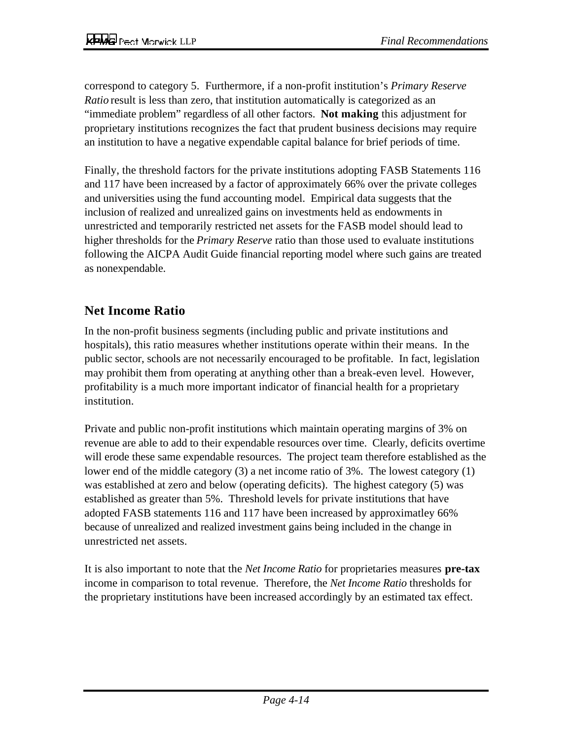correspond to category 5. Furthermore, if a non-profit institution's *Primary Reserve Ratio* result is less than zero, that institution automatically is categorized as an "immediate problem" regardless of all other factors. **Not making** this adjustment for proprietary institutions recognizes the fact that prudent business decisions may require an institution to have a negative expendable capital balance for brief periods of time.

Finally, the threshold factors for the private institutions adopting FASB Statements 116 and 117 have been increased by a factor of approximately 66% over the private colleges and universities using the fund accounting model. Empirical data suggests that the inclusion of realized and unrealized gains on investments held as endowments in unrestricted and temporarily restricted net assets for the FASB model should lead to higher thresholds for the *Primary Reserve* ratio than those used to evaluate institutions following the AICPA Audit Guide financial reporting model where such gains are treated as nonexpendable.

## Net Income Ratio

In the non-profit business segments (including public and private institutions and hospitals), this ratio measures whether institutions operate within their means. In the public sector, schools are not necessarily encouraged to be profitable. In fact, legislation may prohibit them from operating at anything other than a break-even level. However, profitability is a much more important indicator of financial health for a proprietary institution.

Private and public non-profit institutions which maintain operating margins of 3% on revenue are able to add to their expendable resources over time. Clearly, deficits overtime will erode these same expendable resources. The project team therefore established as the lower end of the middle category (3) a net income ratio of 3%. The lowest category (1) was established at zero and below (operating deficits). The highest category (5) was established as greater than 5%. Threshold levels for private institutions that have adopted FASB statements 116 and 117 have been increased by approximatley 66% because of unrealized and realized investment gains being included in the change in unrestricted net assets.

It is also important to note that the *Net Income Ratio* for proprietaries measures **pre-tax** income in comparison to total revenue. Therefore, the *Net Income Ratio* thresholds for the proprietary institutions have been increased accordingly by an estimated tax effect.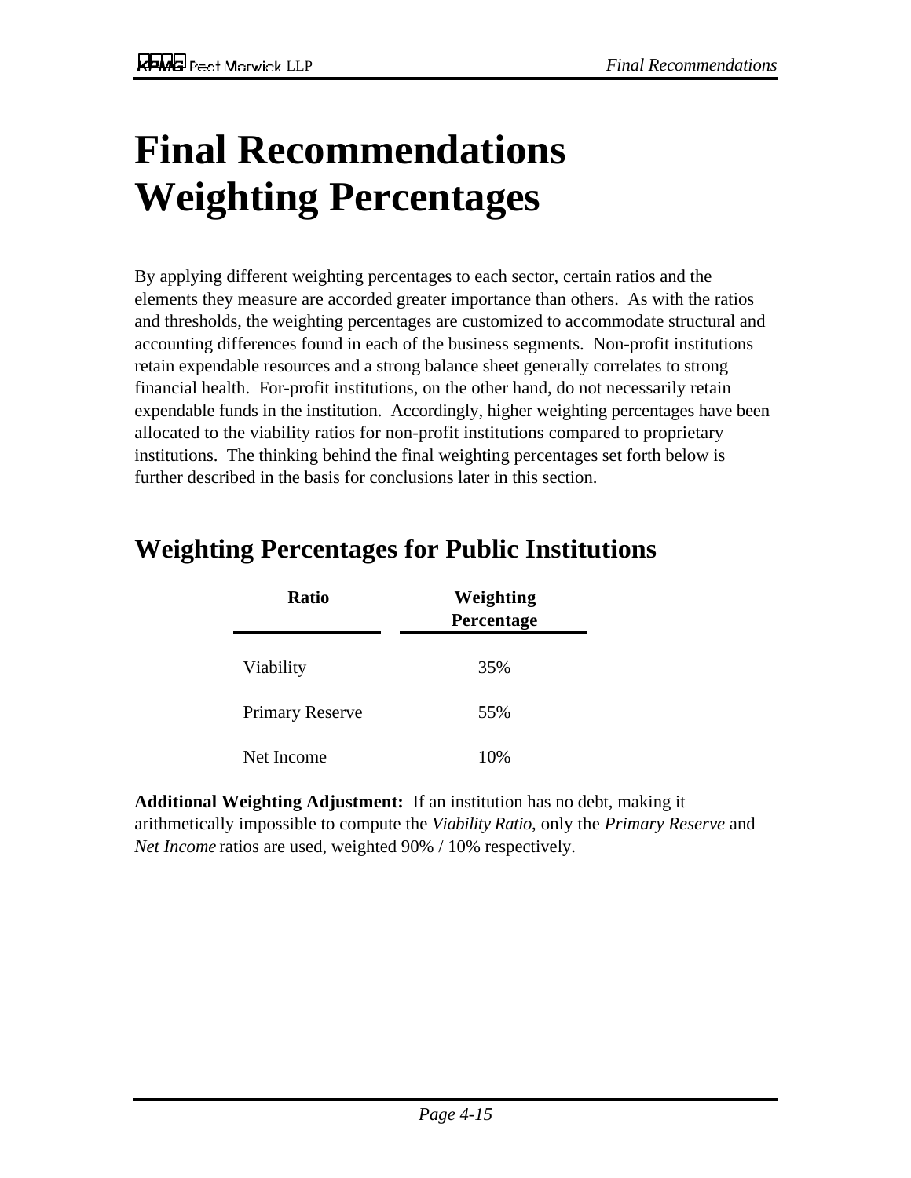# Final Recommendations Weighting Percentages

By applying different weighting percentages to each sector, certain ratios and the elements they measure are accorded greater importance than others. As with the ratios and thresholds, the weighting percentages are customized to accommodate structural and accounting differences found in each of the business segments. Non-profit institutions retain expendable resources and a strong balance sheet generally correlates to strong financial health. For-profit institutions, on the other hand, do not necessarily retain expendable funds in the institution. Accordingly, higher weighting percentages have been allocated to the viability ratios for non-profit institutions compared to proprietary institutions. The thinking behind the final weighting percentages set forth below is further described in the basis for conclusions later in this section.

## Weighting Percentages for Public Institutions

| Ratio | Weighting Percentage |
|---|---|
| Viability | 35% |
| Primary Reserve | 55% |
| Net Income | 10% |

**Additional Weighting Adjustment:** If an institution has no debt, making it arithmetically impossible to compute the *Viability Ratio*, only the *Primary Reserve* and *Net Income* ratios are used, weighted 90% / 10% respectively.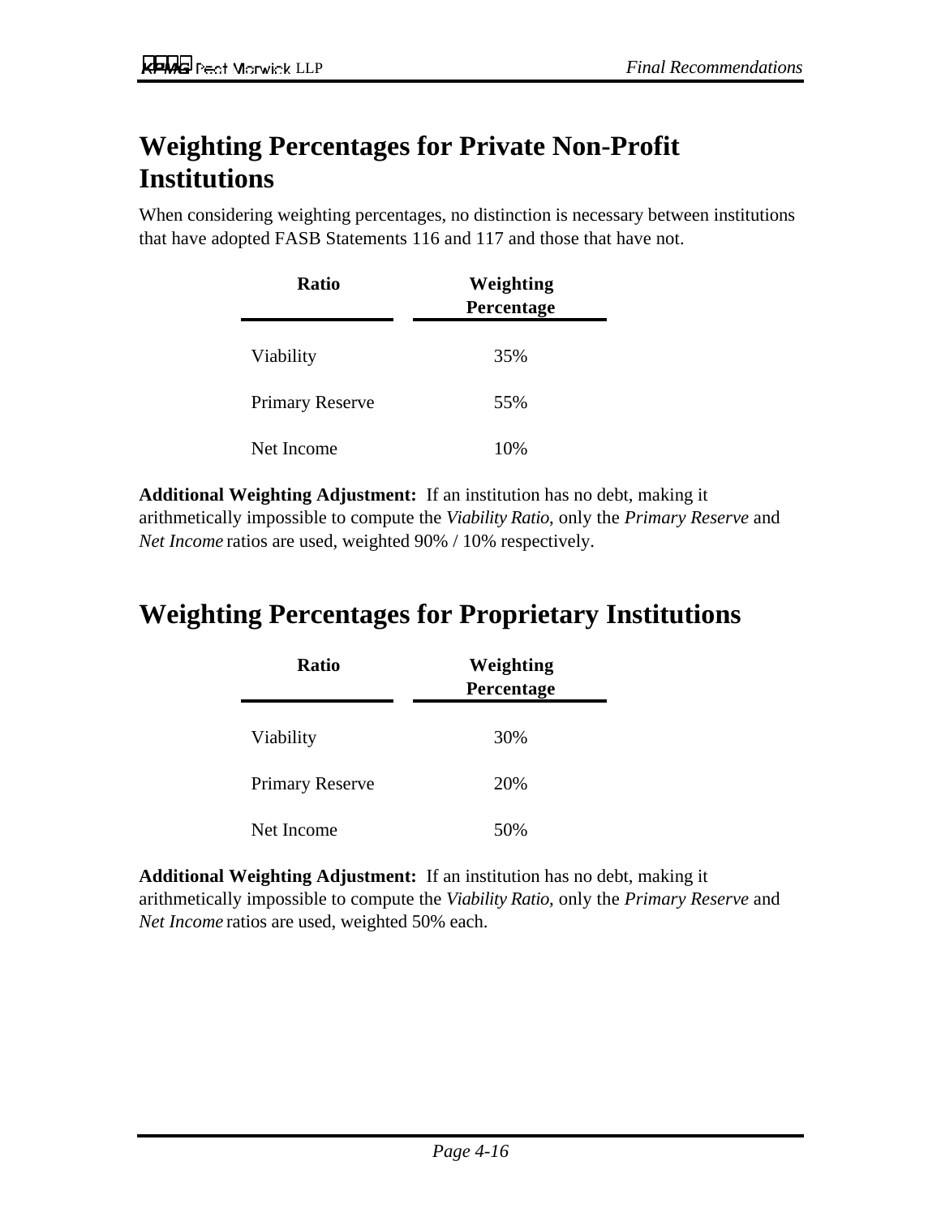## Weighting Percentages for Private Non-Profit Institutions

When considering weighting percentages, no distinction is necessary between institutions that have adopted FASB Statements 116 and 117 and those that have not.

| Ratio | Weighting Percentage |
|---|---|
| Viability | 35% |
| Primary Reserve | 55% |
| Net Income | 10% |

**Additional Weighting Adjustment:** If an institution has no debt, making it arithmetically impossible to compute the *Viability Ratio*, only the *Primary Reserve* and *Net Income* ratios are used, weighted 90% / 10% respectively.

## Weighting Percentages for Proprietary Institutions

| Ratio | Weighting Percentage |
|---|---|
| Viability | 30% |
| Primary Reserve | 20% |
| Net Income | 50% |

**Additional Weighting Adjustment:** If an institution has no debt, making it arithmetically impossible to compute the *Viability Ratio*, only the *Primary Reserve* and *Net Income* ratios are used, weighted 50% each.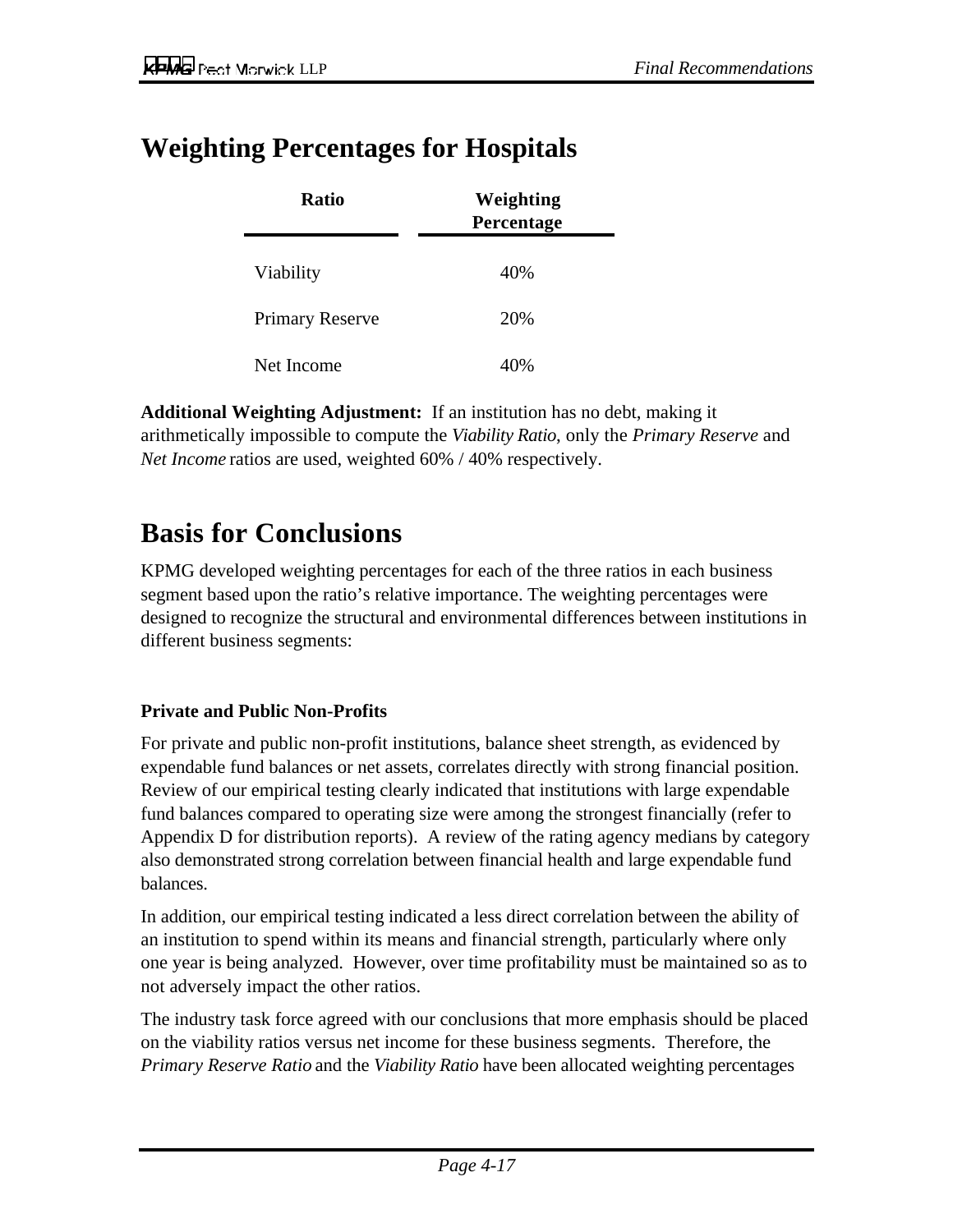## Weighting Percentages for Hospitals

| Ratio | Weighting Percentage |
|---|---|
| Viability | 40% |
| Primary Reserve | 20% |
| Net Income | 40% |

**Additional Weighting Adjustment:** If an institution has no debt, making it arithmetically impossible to compute the *Viability Ratio*, only the *Primary Reserve* and *Net Income* ratios are used, weighted 60% / 40% respectively.

# Basis for Conclusions

KPMG developed weighting percentages for each of the three ratios in each business segment based upon the ratio's relative importance. The weighting percentages were designed to recognize the structural and environmental differences between institutions in different business segments:

### Private and Public Non-Profits

For private and public non-profit institutions, balance sheet strength, as evidenced by expendable fund balances or net assets, correlates directly with strong financial position. Review of our empirical testing clearly indicated that institutions with large expendable fund balances compared to operating size were among the strongest financially (refer to Appendix D for distribution reports). A review of the rating agency medians by category also demonstrated strong correlation between financial health and large expendable fund balances.

In addition, our empirical testing indicated a less direct correlation between the ability of an institution to spend within its means and financial strength, particularly where only one year is being analyzed. However, over time profitability must be maintained so as to not adversely impact the other ratios.

The industry task force agreed with our conclusions that more emphasis should be placed on the viability ratios versus net income for these business segments. Therefore, the *Primary Reserve Ratio* and the *Viability Ratio* have been allocated weighting percentages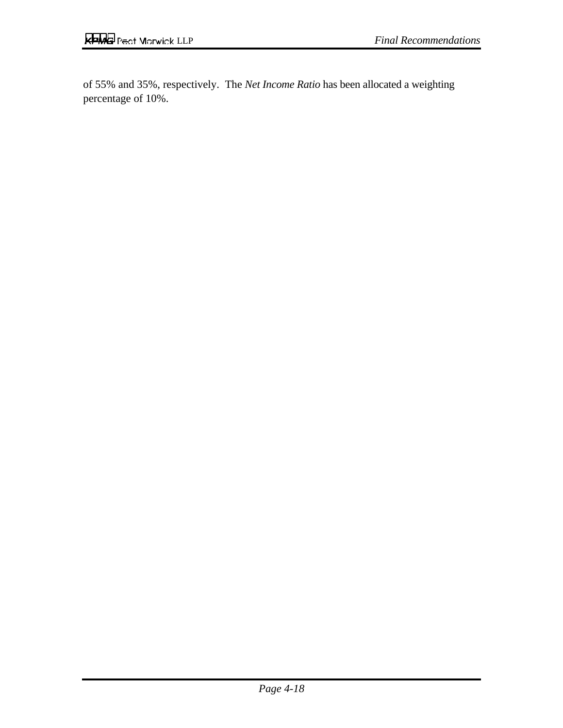of 55% and 35%, respectively. The *Net Income Ratio* has been allocated a weighting percentage of 10%.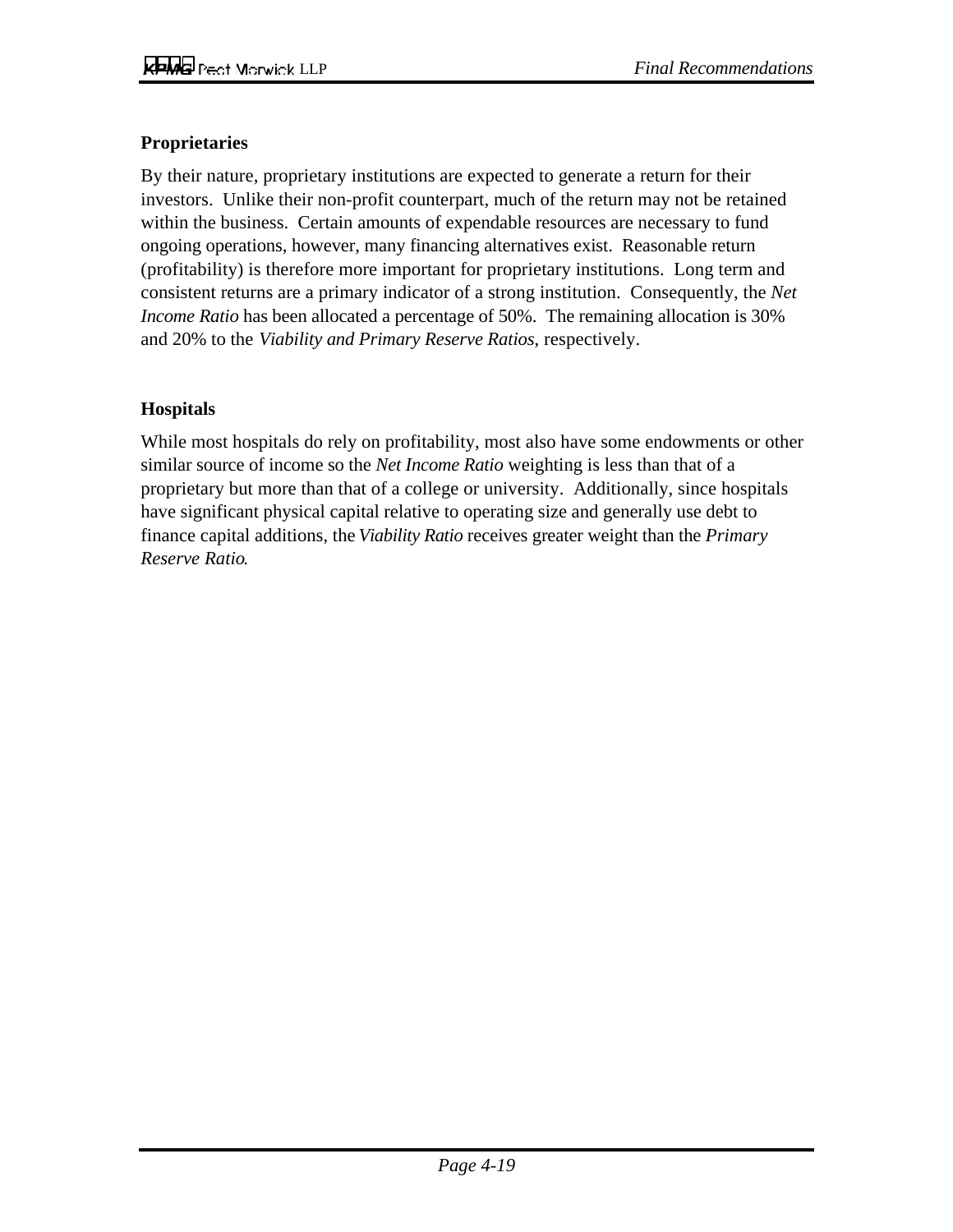### Proprietaries

By their nature, proprietary institutions are expected to generate a return for their investors. Unlike their non-profit counterpart, much of the return may not be retained within the business. Certain amounts of expendable resources are necessary to fund ongoing operations, however, many financing alternatives exist. Reasonable return (profitability) is therefore more important for proprietary institutions. Long term and consistent returns are a primary indicator of a strong institution. Consequently, the *Net Income Ratio* has been allocated a percentage of 50%. The remaining allocation is 30% and 20% to the *Viability and Primary Reserve Ratios*, respectively.

### Hospitals

While most hospitals do rely on profitability, most also have some endowments or other similar source of income so the *Net Income Ratio* weighting is less than that of a proprietary but more than that of a college or university. Additionally, since hospitals have significant physical capital relative to operating size and generally use debt to finance capital additions, the *Viability Ratio* receives greater weight than the *Primary Reserve Ratio*.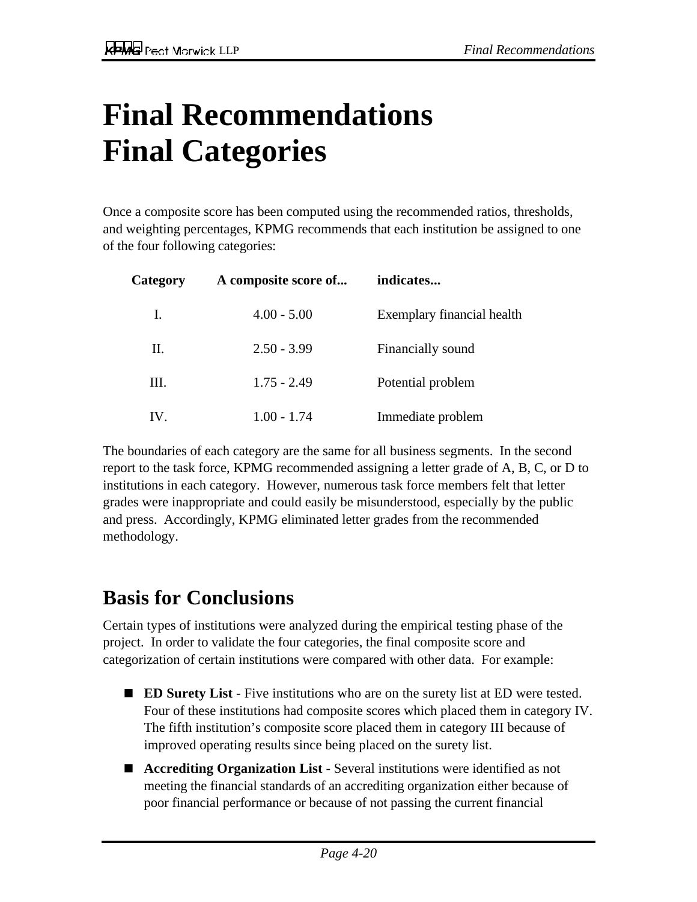# Final Recommendations
# Final Categories

Once a composite score has been computed using the recommended ratios, thresholds, and weighting percentages, KPMG recommends that each institution be assigned to one of the four following categories:

| Category | A composite score of... | indicates... |
|---|---|---|
| I. | 4.00 - 5.00 | Exemplary financial health |
| II. | 2.50 - 3.99 | Financially sound |
| III. | 1.75 - 2.49 | Potential problem |
| IV. | 1.00 - 1.74 | Immediate problem |

The boundaries of each category are the same for all business segments. In the second report to the task force, KPMG recommended assigning a letter grade of A, B, C, or D to institutions in each category. However, numerous task force members felt that letter grades were inappropriate and could easily be misunderstood, especially by the public and press. Accordingly, KPMG eliminated letter grades from the recommended methodology.

## Basis for Conclusions

Certain types of institutions were analyzed during the empirical testing phase of the project. In order to validate the four categories, the final composite score and categorization of certain institutions were compared with other data. For example:

- **ED Surety List** - Five institutions who are on the surety list at ED were tested. Four of these institutions had composite scores which placed them in category IV. The fifth institution's composite score placed them in category III because of improved operating results since being placed on the surety list.
- **Accrediting Organization List** - Several institutions were identified as not meeting the financial standards of an accrediting organization either because of poor financial performance or because of not passing the current financial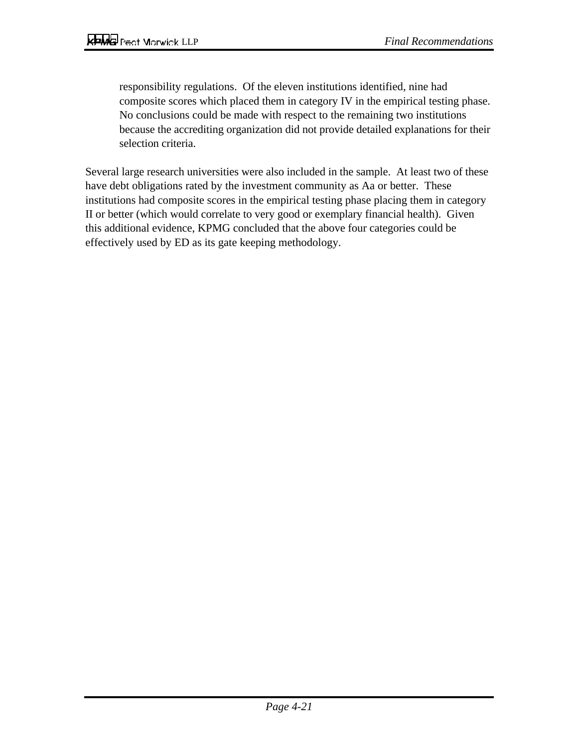responsibility regulations. Of the eleven institutions identified, nine had composite scores which placed them in category IV in the empirical testing phase. No conclusions could be made with respect to the remaining two institutions because the accrediting organization did not provide detailed explanations for their selection criteria.

Several large research universities were also included in the sample. At least two of these have debt obligations rated by the investment community as Aa or better. These institutions had composite scores in the empirical testing phase placing them in category II or better (which would correlate to very good or exemplary financial health). Given this additional evidence, KPMG concluded that the above four categories could be effectively used by ED as its gate keeping methodology.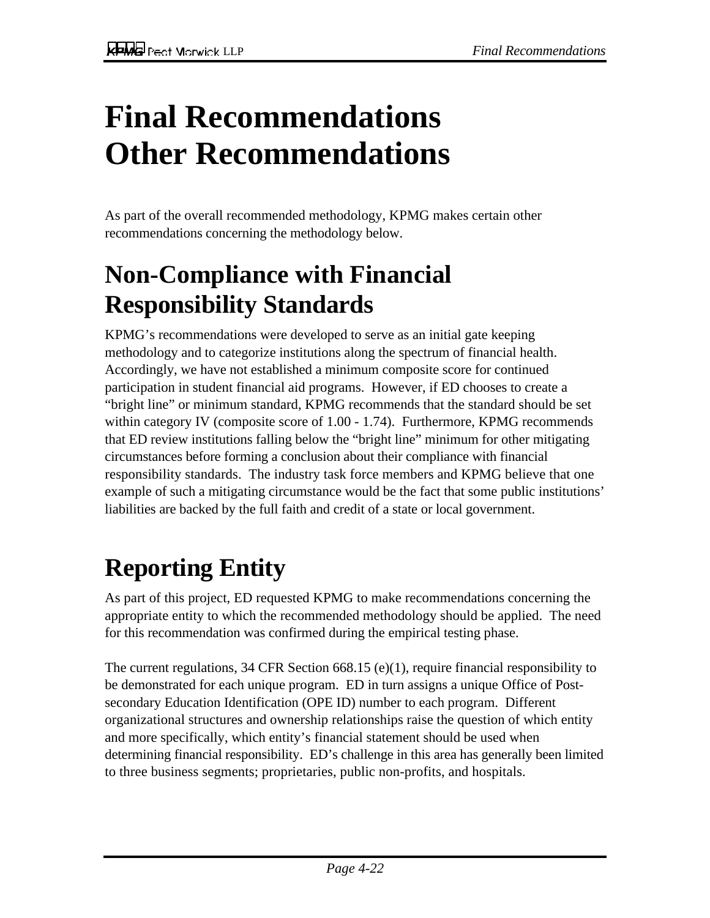# Final Recommendations Other Recommendations

As part of the overall recommended methodology, KPMG makes certain other recommendations concerning the methodology below.

## Non-Compliance with Financial Responsibility Standards

KPMG's recommendations were developed to serve as an initial gate keeping methodology and to categorize institutions along the spectrum of financial health. Accordingly, we have not established a minimum composite score for continued participation in student financial aid programs. However, if ED chooses to create a "bright line" or minimum standard, KPMG recommends that the standard should be set within category IV (composite score of 1.00 - 1.74). Furthermore, KPMG recommends that ED review institutions falling below the "bright line" minimum for other mitigating circumstances before forming a conclusion about their compliance with financial responsibility standards. The industry task force members and KPMG believe that one example of such a mitigating circumstance would be the fact that some public institutions' liabilities are backed by the full faith and credit of a state or local government.

## Reporting Entity

As part of this project, ED requested KPMG to make recommendations concerning the appropriate entity to which the recommended methodology should be applied. The need for this recommendation was confirmed during the empirical testing phase.

The current regulations, 34 CFR Section 668.15 (e)(1), require financial responsibility to be demonstrated for each unique program. ED in turn assigns a unique Office of Post-secondary Education Identification (OPE ID) number to each program. Different organizational structures and ownership relationships raise the question of which entity and more specifically, which entity's financial statement should be used when determining financial responsibility. ED's challenge in this area has generally been limited to three business segments; proprietaries, public non-profits, and hospitals.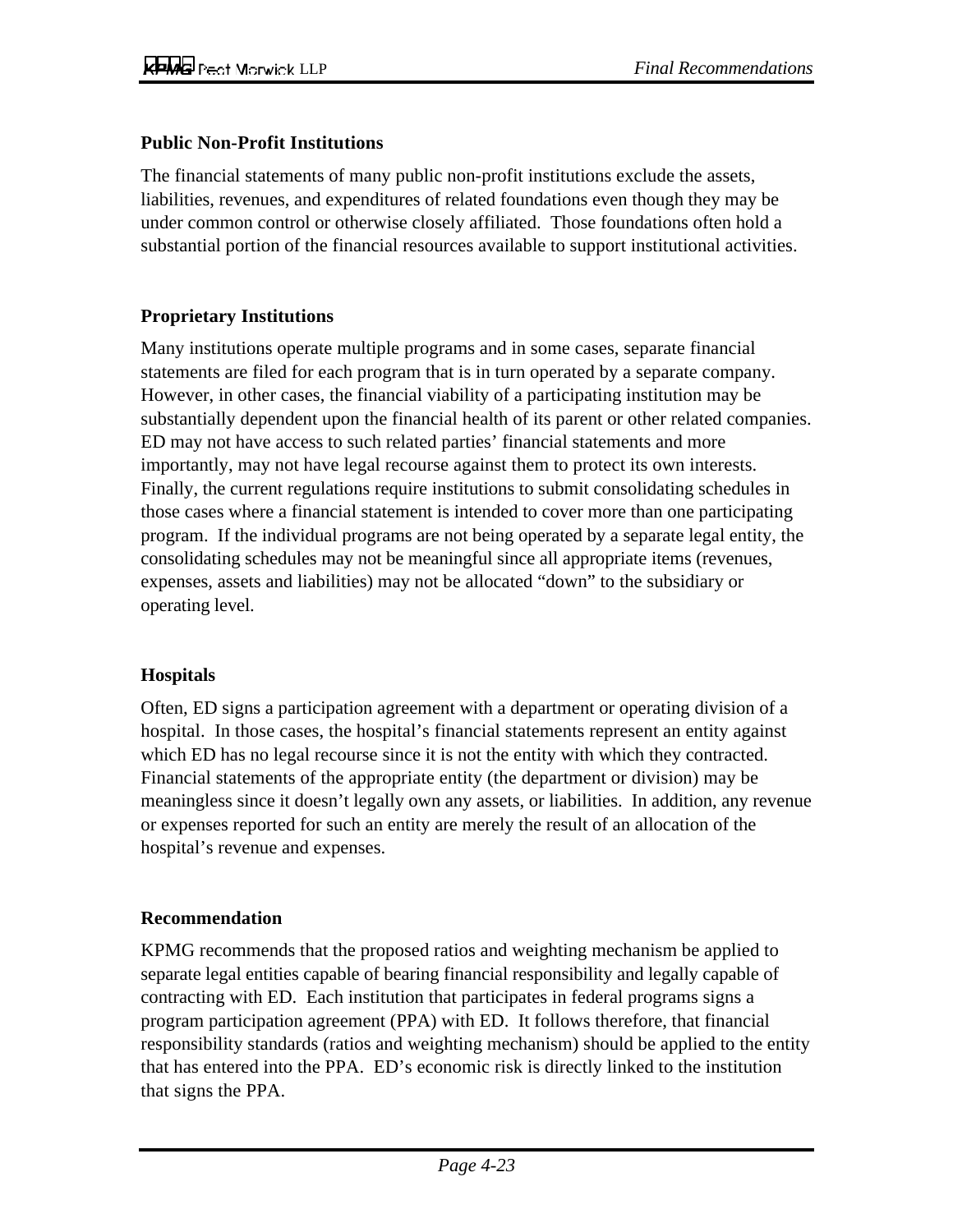**Public Non-Profit Institutions**

The financial statements of many public non-profit institutions exclude the assets, liabilities, revenues, and expenditures of related foundations even though they may be under common control or otherwise closely affiliated. Those foundations often hold a substantial portion of the financial resources available to support institutional activities.

**Proprietary Institutions**

Many institutions operate multiple programs and in some cases, separate financial statements are filed for each program that is in turn operated by a separate company. However, in other cases, the financial viability of a participating institution may be substantially dependent upon the financial health of its parent or other related companies. ED may not have access to such related parties' financial statements and more importantly, may not have legal recourse against them to protect its own interests. Finally, the current regulations require institutions to submit consolidating schedules in those cases where a financial statement is intended to cover more than one participating program. If the individual programs are not being operated by a separate legal entity, the consolidating schedules may not be meaningful since all appropriate items (revenues, expenses, assets and liabilities) may not be allocated "down" to the subsidiary or operating level.

**Hospitals**

Often, ED signs a participation agreement with a department or operating division of a hospital. In those cases, the hospital's financial statements represent an entity against which ED has no legal recourse since it is not the entity with which they contracted. Financial statements of the appropriate entity (the department or division) may be meaningless since it doesn't legally own any assets, or liabilities. In addition, any revenue or expenses reported for such an entity are merely the result of an allocation of the hospital's revenue and expenses.

**Recommendation**

KPMG recommends that the proposed ratios and weighting mechanism be applied to separate legal entities capable of bearing financial responsibility and legally capable of contracting with ED. Each institution that participates in federal programs signs a program participation agreement (PPA) with ED. It follows therefore, that financial responsibility standards (ratios and weighting mechanism) should be applied to the entity that has entered into the PPA. ED's economic risk is directly linked to the institution that signs the PPA.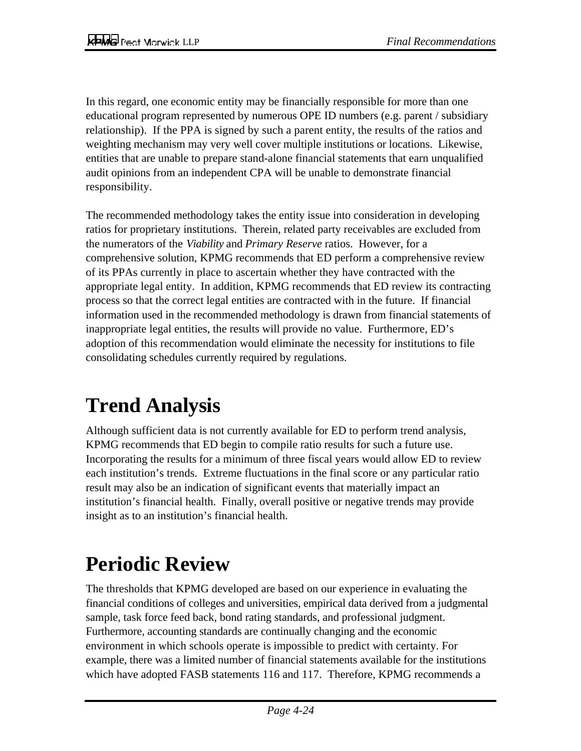In this regard, one economic entity may be financially responsible for more than one educational program represented by numerous OPE ID numbers (e.g. parent / subsidiary relationship). If the PPA is signed by such a parent entity, the results of the ratios and weighting mechanism may very well cover multiple institutions or locations. Likewise, entities that are unable to prepare stand-alone financial statements that earn unqualified audit opinions from an independent CPA will be unable to demonstrate financial responsibility.

The recommended methodology takes the entity issue into consideration in developing ratios for proprietary institutions. Therein, related party receivables are excluded from the numerators of the *Viability* and *Primary Reserve* ratios. However, for a comprehensive solution, KPMG recommends that ED perform a comprehensive review of its PPAs currently in place to ascertain whether they have contracted with the appropriate legal entity. In addition, KPMG recommends that ED review its contracting process so that the correct legal entities are contracted with in the future. If financial information used in the recommended methodology is drawn from financial statements of inappropriate legal entities, the results will provide no value. Furthermore, ED's adoption of this recommendation would eliminate the necessity for institutions to file consolidating schedules currently required by regulations.

# Trend Analysis

Although sufficient data is not currently available for ED to perform trend analysis, KPMG recommends that ED begin to compile ratio results for such a future use. Incorporating the results for a minimum of three fiscal years would allow ED to review each institution's trends. Extreme fluctuations in the final score or any particular ratio result may also be an indication of significant events that materially impact an institution's financial health. Finally, overall positive or negative trends may provide insight as to an institution's financial health.

# Periodic Review

The thresholds that KPMG developed are based on our experience in evaluating the financial conditions of colleges and universities, empirical data derived from a judgmental sample, task force feed back, bond rating standards, and professional judgment. Furthermore, accounting standards are continually changing and the economic environment in which schools operate is impossible to predict with certainty. For example, there was a limited number of financial statements available for the institutions which have adopted FASB statements 116 and 117. Therefore, KPMG recommends a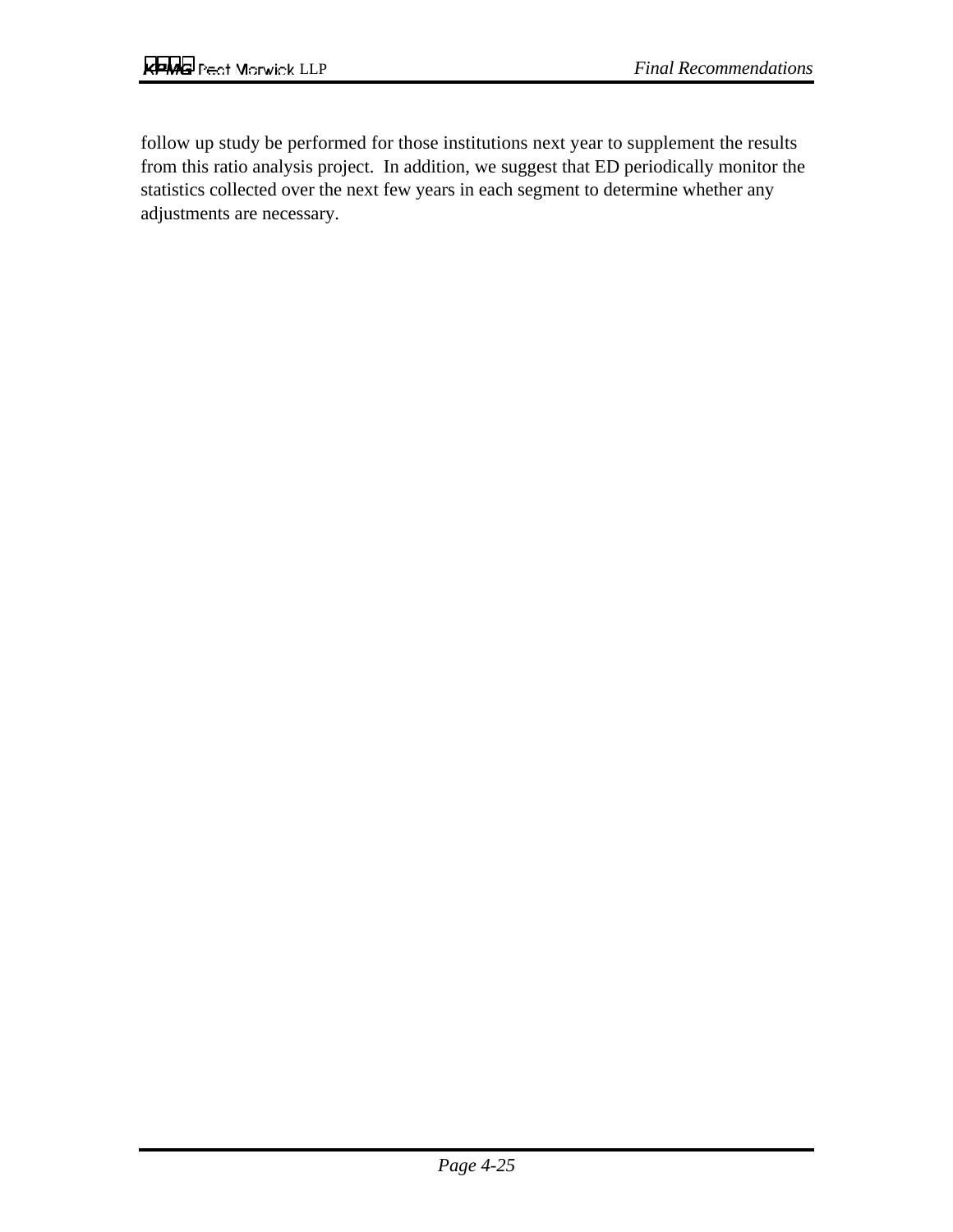follow up study be performed for those institutions next year to supplement the results from this ratio analysis project. In addition, we suggest that ED periodically monitor the statistics collected over the next few years in each segment to determine whether any adjustments are necessary.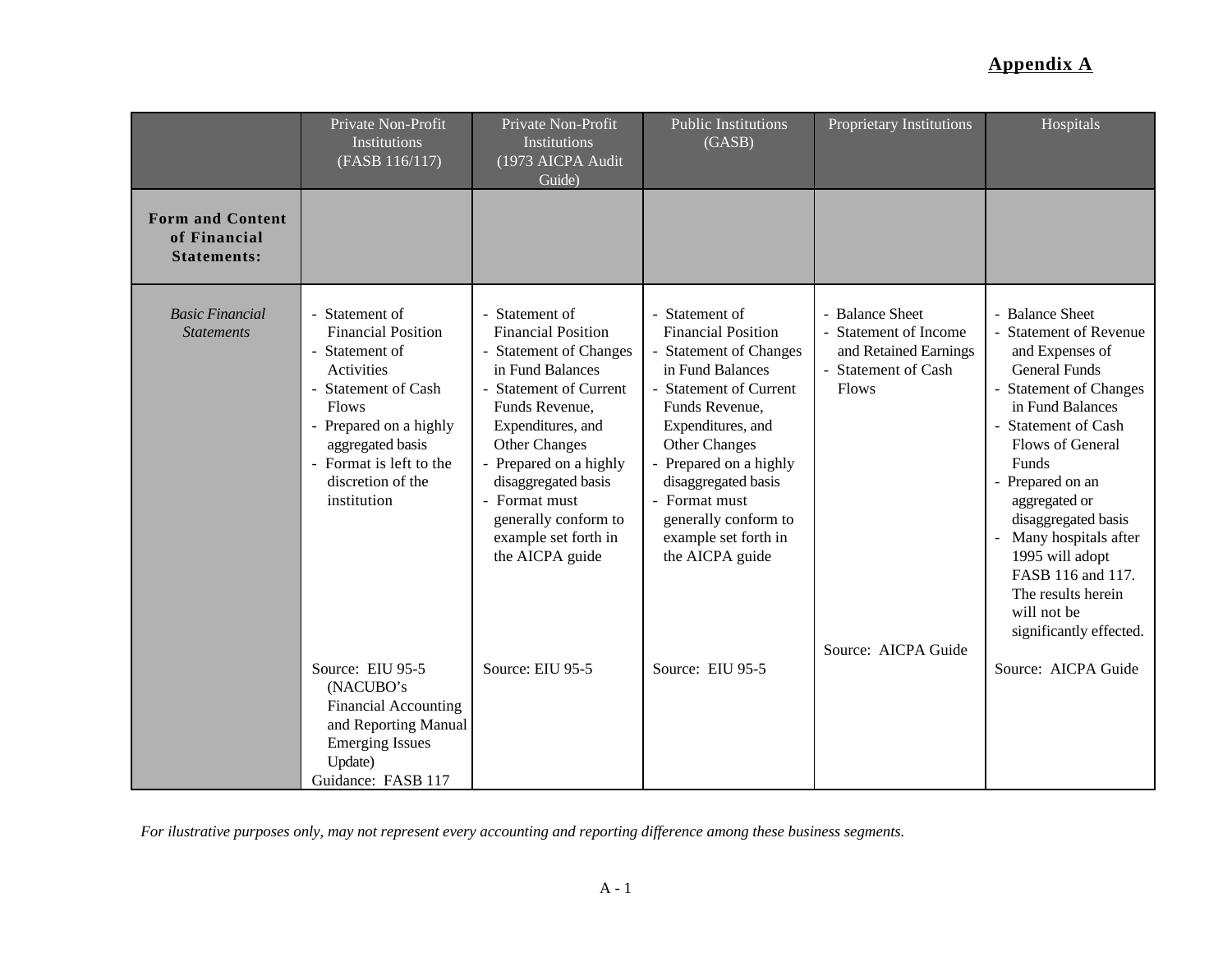## Appendix A

| | Private Non-Profit Institutions (FASB 116/117) | Private Non-Profit Institutions (1973 AICPA Audit Guide) | Public Institutions (GASB) | Proprietary Institutions | Hospitals |
|---|---|---|---|---|---|
| **Form and Content of Financial Statements:** | | | | | |
| *Basic Financial Statements* | - Statement of Financial Position<br>- Statement of Activities<br>- Statement of Cash Flows<br>- Prepared on a highly aggregated basis<br>- Format is left to the discretion of the institution<br><br>Source: EIU 95-5 (NACUBO's Financial Accounting and Reporting Manual Emerging Issues Update)<br>Guidance: FASB 117 | - Statement of Financial Position<br>- Statement of Changes in Fund Balances<br>- Statement of Current Funds Revenue, Expenditures, and Other Changes<br>- Prepared on a highly disaggregated basis<br>- Format must generally conform to example set forth in the AICPA guide<br><br>Source: EIU 95-5 | - Statement of Financial Position<br>- Statement of Changes in Fund Balances<br>- Statement of Current Funds Revenue, Expenditures, and Other Changes<br>- Prepared on a highly disaggregated basis<br>- Format must generally conform to example set forth in the AICPA guide<br><br>Source: EIU 95-5 | - Balance Sheet<br>- Statement of Income and Retained Earnings<br>- Statement of Cash Flows<br><br>Source: AICPA Guide | - Balance Sheet<br>- Statement of Revenue and Expenses of General Funds<br>- Statement of Changes in Fund Balances<br>- Statement of Cash Flows of General Funds<br>- Prepared on an aggregated or disaggregated basis<br>- Many hospitals after 1995 will adopt FASB 116 and 117. The results herein will not be significantly effected.<br><br>Source: AICPA Guide |

*For ilustrative purposes only, may not represent every accounting and reporting difference among these business segments.*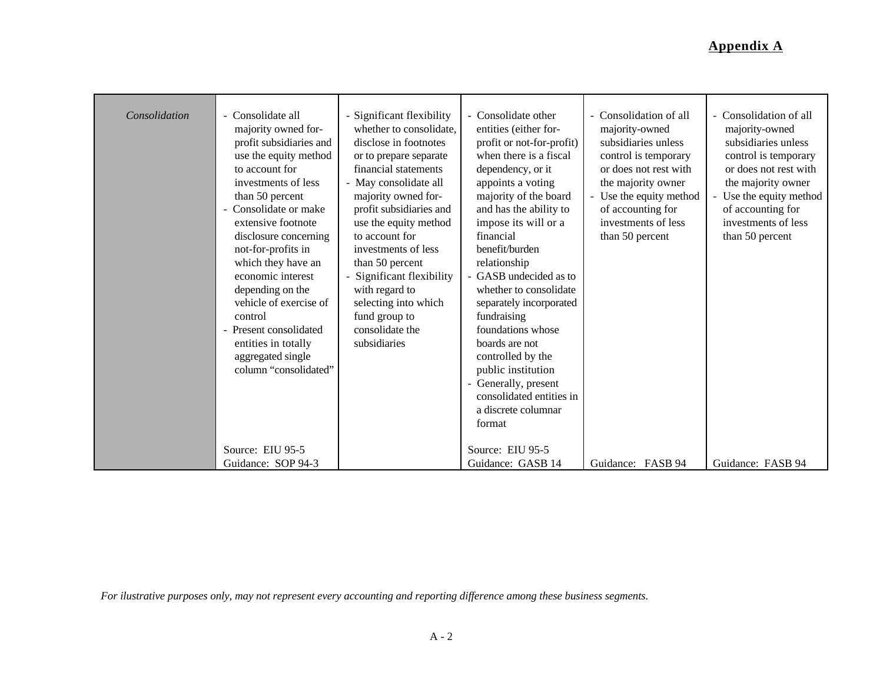## Appendix A

| | | | | | |
|---|---|---|---|---|---|
| *Consolidation* | - Consolidate all majority owned for-profit subsidiaries and use the equity method to account for investments of less than 50 percent<br>- Consolidate or make extensive footnote disclosure concerning not-for-profits in which they have an economic interest depending on the vehicle of exercise of control<br>- Present consolidated entities in totally aggregated single column "consolidated"<br><br>Source: EIU 95-5<br>Guidance: SOP 94-3 | - Significant flexibility whether to consolidate, disclose in footnotes or to prepare separate financial statements<br>- May consolidate all majority owned for-profit subsidiaries and use the equity method to account for investments of less than 50 percent<br>- Significant flexibility with regard to selecting into which fund group to consolidate the subsidiaries | - Consolidate other entities (either for-profit or not-for-profit) when there is a fiscal dependency, or it appoints a voting majority of the board and has the ability to impose its will or a financial benefit/burden relationship<br>- GASB undecided as to whether to consolidate separately incorporated fundraising foundations whose boards are not controlled by the public institution<br>- Generally, present consolidated entities in a discrete columnar format<br><br>Source: EIU 95-5<br>Guidance: GASB 14 | - Consolidation of all majority-owned subsidiaries unless control is temporary or does not rest with the majority owner<br>- Use the equity method of accounting for investments of less than 50 percent<br><br>Guidance: FASB 94 | - Consolidation of all majority-owned subsidiaries unless control is temporary or does not rest with the majority owner<br>- Use the equity method of accounting for investments of less than 50 percent<br><br>Guidance: FASB 94 |

*For ilustrative purposes only, may not represent every accounting and reporting difference among these business segments.*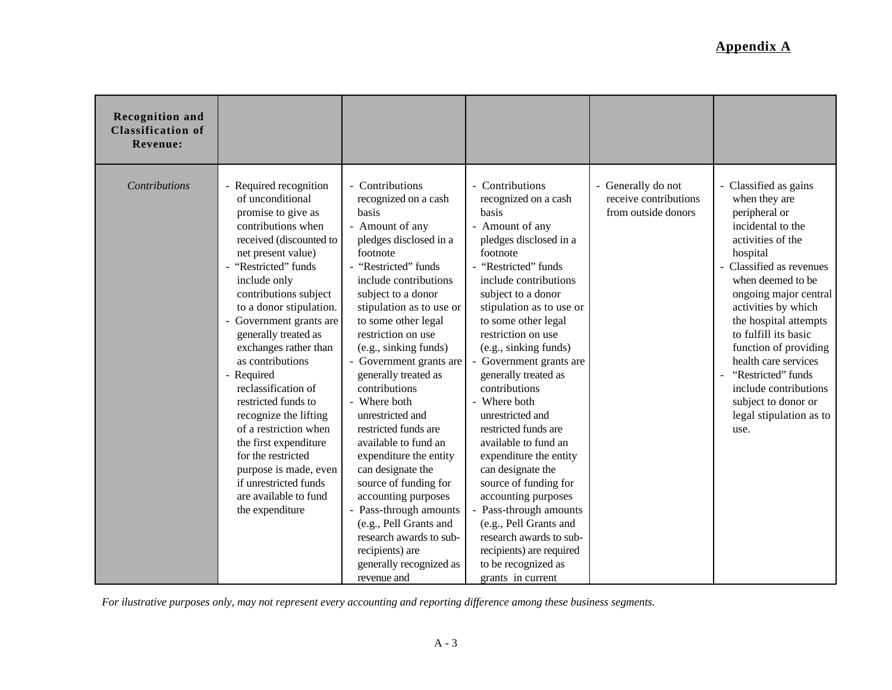## Appendix A

| Recognition and Classification of Revenue: | | | | | |
|---|---|---|---|---|---|
| *Contributions* | - Required recognition of unconditional promise to give as contributions when received (discounted to net present value)<br>- "Restricted" funds include only contributions subject to a donor stipulation.<br>- Government grants are generally treated as exchanges rather than as contributions<br>- Required reclassification of restricted funds to recognize the lifting of a restriction when the first expenditure for the restricted purpose is made, even if unrestricted funds are available to fund the expenditure | - Contributions recognized on a cash basis<br>- Amount of any pledges disclosed in a footnote<br>- "Restricted" funds include contributions subject to a donor stipulation as to use or to some other legal restriction on use (e.g., sinking funds)<br>- Government grants are generally treated as contributions<br>- Where both unrestricted and restricted funds are available to fund an expenditure the entity can designate the source of funding for accounting purposes<br>- Pass-through amounts (e.g., Pell Grants and research awards to sub-recipients) are generally recognized as revenue and | - Contributions recognized on a cash basis<br>- Amount of any pledges disclosed in a footnote<br>- "Restricted" funds include contributions subject to a donor stipulation as to use or to some other legal restriction on use (e.g., sinking funds)<br>- Government grants are generally treated as contributions<br>- Where both unrestricted and restricted funds are available to fund an expenditure the entity can designate the source of funding for accounting purposes<br>- Pass-through amounts (e.g., Pell Grants and research awards to sub-recipients) are required to be recognized as grants in current | - Generally do not receive contributions from outside donors | - Classified as gains when they are peripheral or incidental to the activities of the hospital<br>- Classified as revenues when deemed to be ongoing major central activities by which the hospital attempts to fulfill its basic function of providing health care services<br>- "Restricted" funds include contributions subject to donor or legal stipulation as to use. |

*For ilustrative purposes only, may not represent every accounting and reporting difference among these business segments.*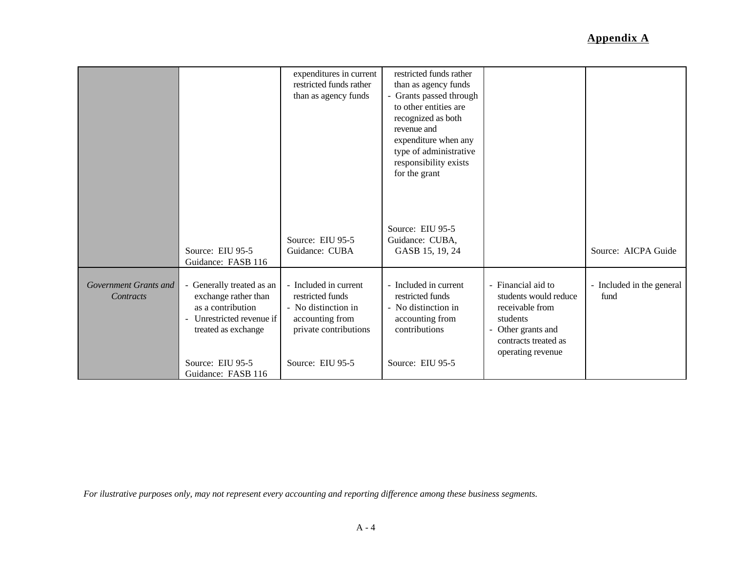## Appendix A

| | | | | | |
|---|---|---|---|---|---|
| | Source: EIU 95-5<br>Guidance: FASB 116 | expenditures in current restricted funds rather than as agency funds<br><br>Source: EIU 95-5<br>Guidance: CUBA | restricted funds rather than as agency funds<br>- Grants passed through to other entities are recognized as both revenue and expenditure when any type of administrative responsibility exists for the grant<br><br>Source: EIU 95-5<br>Guidance: CUBA, GASB 15, 19, 24 | | Source: AICPA Guide |
| *Government Grants and Contracts* | - Generally treated as an exchange rather than as a contribution<br>- Unrestricted revenue if treated as exchange<br><br>Source: EIU 95-5<br>Guidance: FASB 116 | - Included in current restricted funds<br>- No distinction in accounting from private contributions<br><br>Source: EIU 95-5 | - Included in current restricted funds<br>- No distinction in accounting from contributions<br><br>Source: EIU 95-5 | - Financial aid to students would reduce receivable from students<br>- Other grants and contracts treated as operating revenue | - Included in the general fund |

*For ilustrative purposes only, may not represent every accounting and reporting difference among these business segments.*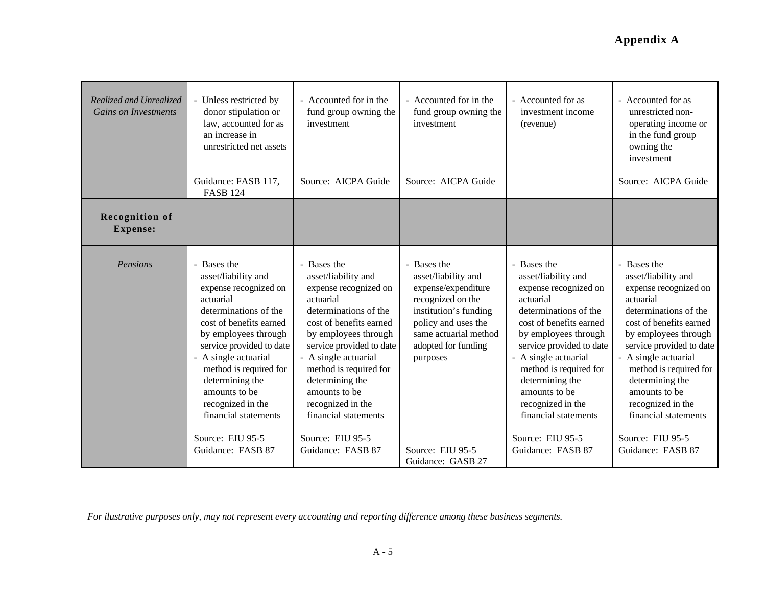## Appendix A

| | | | | | |
|---|---|---|---|---|---|
| *Realized and Unrealized Gains on Investments* | - Unless restricted by donor stipulation or law, accounted for as an increase in unrestricted net assets<br><br>Guidance: FASB 117, FASB 124 | - Accounted for in the fund group owning the investment<br><br>Source: AICPA Guide | - Accounted for in the fund group owning the investment<br><br>Source: AICPA Guide | - Accounted for as investment income (revenue) | - Accounted for as unrestricted non-operating income or in the fund group owning the investment<br><br>Source: AICPA Guide |
| **Recognition of Expense:** | | | | | |
| *Pensions* | - Bases the asset/liability and expense recognized on actuarial determinations of the cost of benefits earned by employees through service provided to date<br>- A single actuarial method is required for determining the amounts to be recognized in the financial statements<br><br>Source: EIU 95-5<br>Guidance: FASB 87 | - Bases the asset/liability and expense recognized on actuarial determinations of the cost of benefits earned by employees through service provided to date<br>- A single actuarial method is required for determining the amounts to be recognized in the financial statements<br><br>Source: EIU 95-5<br>Guidance: FASB 87 | - Bases the asset/liability and expense/expenditure recognized on the institution's funding policy and uses the same actuarial method adopted for funding purposes<br><br>Source: EIU 95-5<br>Guidance: GASB 27 | - Bases the asset/liability and expense recognized on actuarial determinations of the cost of benefits earned by employees through service provided to date<br>- A single actuarial method is required for determining the amounts to be recognized in the financial statements<br><br>Source: EIU 95-5<br>Guidance: FASB 87 | - Bases the asset/liability and expense recognized on actuarial determinations of the cost of benefits earned by employees through service provided to date<br>- A single actuarial method is required for determining the amounts to be recognized in the financial statements<br><br>Source: EIU 95-5<br>Guidance: FASB 87 |

*For ilustrative purposes only, may not represent every accounting and reporting difference among these business segments.*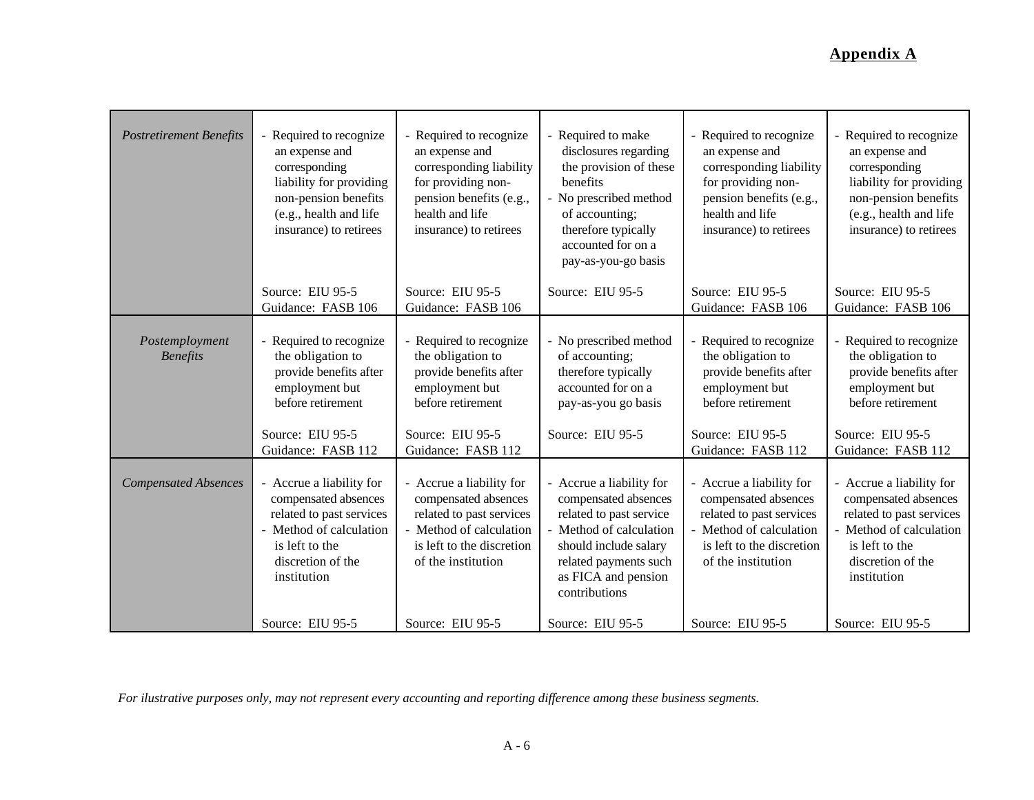## Appendix A

| | | | | | |
|---|---|---|---|---|---|
| *Postretirement Benefits* | - Required to recognize an expense and corresponding liability for providing non-pension benefits (e.g., health and life insurance) to retirees<br><br>Source: EIU 95-5<br>Guidance: FASB 106 | - Required to recognize an expense and corresponding liability for providing non-pension benefits (e.g., health and life insurance) to retirees<br><br>Source: EIU 95-5<br>Guidance: FASB 106 | - Required to make disclosures regarding the provision of these benefits<br>- No prescribed method of accounting; therefore typically accounted for on a pay-as-you-go basis<br><br>Source: EIU 95-5 | - Required to recognize an expense and corresponding liability for providing non-pension benefits (e.g., health and life insurance) to retirees<br><br>Source: EIU 95-5<br>Guidance: FASB 106 | - Required to recognize an expense and corresponding liability for providing non-pension benefits (e.g., health and life insurance) to retirees<br><br>Source: EIU 95-5<br>Guidance: FASB 106 |
| *Postemployment Benefits* | - Required to recognize the obligation to provide benefits after employment but before retirement<br><br>Source: EIU 95-5<br>Guidance: FASB 112 | - Required to recognize the obligation to provide benefits after employment but before retirement<br><br>Source: EIU 95-5<br>Guidance: FASB 112 | - No prescribed method of accounting; therefore typically accounted for on a pay-as-you go basis<br><br>Source: EIU 95-5 | - Required to recognize the obligation to provide benefits after employment but before retirement<br><br>Source: EIU 95-5<br>Guidance: FASB 112 | - Required to recognize the obligation to provide benefits after employment but before retirement<br><br>Source: EIU 95-5<br>Guidance: FASB 112 |
| *Compensated Absences* | - Accrue a liability for compensated absences related to past services<br>- Method of calculation is left to the discretion of the institution<br><br>Source: EIU 95-5 | - Accrue a liability for compensated absences related to past services<br>- Method of calculation is left to the discretion of the institution<br><br>Source: EIU 95-5 | - Accrue a liability for compensated absences related to past service<br>- Method of calculation should include salary related payments such as FICA and pension contributions<br><br>Source: EIU 95-5 | - Accrue a liability for compensated absences related to past services<br>- Method of calculation is left to the discretion of the institution<br><br>Source: EIU 95-5 | - Accrue a liability for compensated absences related to past services<br>- Method of calculation is left to the discretion of the institution<br><br>Source: EIU 95-5 |

*For ilustrative purposes only, may not represent every accounting and reporting difference among these business segments.*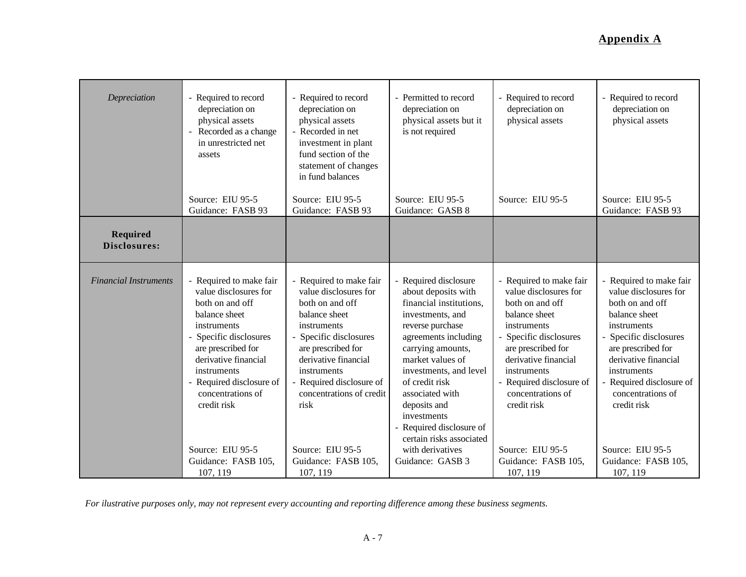## Appendix A

| | | | | | |
|---|---|---|---|---|---|
| *Depreciation* | - Required to record depreciation on physical assets<br>- Recorded as a change in unrestricted net assets<br><br>Source: EIU 95-5<br>Guidance: FASB 93 | - Required to record depreciation on physical assets<br>- Recorded in net investment in plant fund section of the statement of changes in fund balances<br><br>Source: EIU 95-5<br>Guidance: FASB 93 | - Permitted to record depreciation on physical assets but it is not required<br><br>Source: EIU 95-5<br>Guidance: GASB 8 | - Required to record depreciation on physical assets<br><br>Source: EIU 95-5 | - Required to record depreciation on physical assets<br><br>Source: EIU 95-5<br>Guidance: FASB 93 |
| **Required Disclosures:** | | | | | |
| *Financial Instruments* | - Required to make fair value disclosures for both on and off balance sheet instruments<br>- Specific disclosures are prescribed for derivative financial instruments<br>- Required disclosure of concentrations of credit risk<br><br>Source: EIU 95-5<br>Guidance: FASB 105, 107, 119 | - Required to make fair value disclosures for both on and off balance sheet instruments<br>- Specific disclosures are prescribed for derivative financial instruments<br>- Required disclosure of concentrations of credit risk<br><br>Source: EIU 95-5<br>Guidance: FASB 105, 107, 119 | - Required disclosure about deposits with financial institutions, investments, and reverse purchase agreements including carrying amounts, market values of investments, and level of credit risk associated with deposits and investments<br>- Required disclosure of certain risks associated with derivatives<br>Guidance: GASB 3 | - Required to make fair value disclosures for both on and off balance sheet instruments<br>- Specific disclosures are prescribed for derivative financial instruments<br>- Required disclosure of concentrations of credit risk<br><br>Source: EIU 95-5<br>Guidance: FASB 105, 107, 119 | - Required to make fair value disclosures for both on and off balance sheet instruments<br>- Specific disclosures are prescribed for derivative financial instruments<br>- Required disclosure of concentrations of credit risk<br><br>Source: EIU 95-5<br>Guidance: FASB 105, 107, 119 |

*For ilustrative purposes only, may not represent every accounting and reporting difference among these business segments.*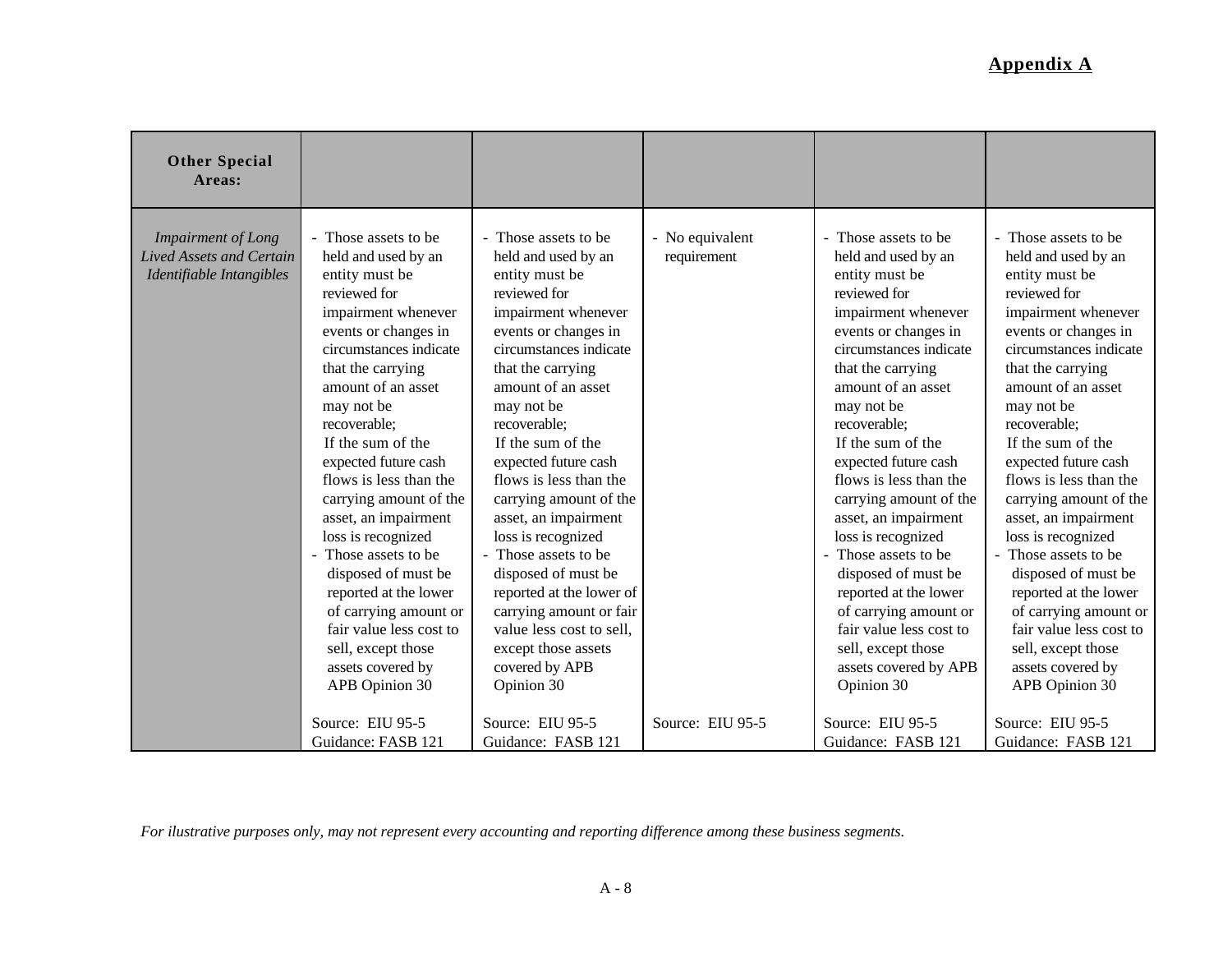## Appendix A

| **Other Special Areas:** | | | | | |
|---|---|---|---|---|---|
| *Impairment of Long Lived Assets and Certain Identifiable Intangibles* | - Those assets to be held and used by an entity must be reviewed for impairment whenever events or changes in circumstances indicate that the carrying amount of an asset may not be recoverable; If the sum of the expected future cash flows is less than the carrying amount of the asset, an impairment loss is recognized<br>- Those assets to be disposed of must be reported at the lower of carrying amount or fair value less cost to sell, except those assets covered by APB Opinion 30<br><br>Source: EIU 95-5<br>Guidance: FASB 121 | - Those assets to be held and used by an entity must be reviewed for impairment whenever events or changes in circumstances indicate that the carrying amount of an asset may not be recoverable; If the sum of the expected future cash flows is less than the carrying amount of the asset, an impairment loss is recognized<br>- Those assets to be disposed of must be reported at the lower of carrying amount or fair value less cost to sell, except those assets covered by APB Opinion 30<br><br>Source: EIU 95-5<br>Guidance: FASB 121 | - No equivalent requirement<br><br>Source: EIU 95-5 | - Those assets to be held and used by an entity must be reviewed for impairment whenever events or changes in circumstances indicate that the carrying amount of an asset may not be recoverable; If the sum of the expected future cash flows is less than the carrying amount of the asset, an impairment loss is recognized<br>- Those assets to be disposed of must be reported at the lower of carrying amount or fair value less cost to sell, except those assets covered by APB Opinion 30<br><br>Source: EIU 95-5<br>Guidance: FASB 121 | - Those assets to be held and used by an entity must be reviewed for impairment whenever events or changes in circumstances indicate that the carrying amount of an asset may not be recoverable; If the sum of the expected future cash flows is less than the carrying amount of the asset, an impairment loss is recognized<br>- Those assets to be disposed of must be reported at the lower of carrying amount or fair value less cost to sell, except those assets covered by APB Opinion 30<br><br>Source: EIU 95-5<br>Guidance: FASB 121 |

*For ilustrative purposes only, may not represent every accounting and reporting difference among these business segments.*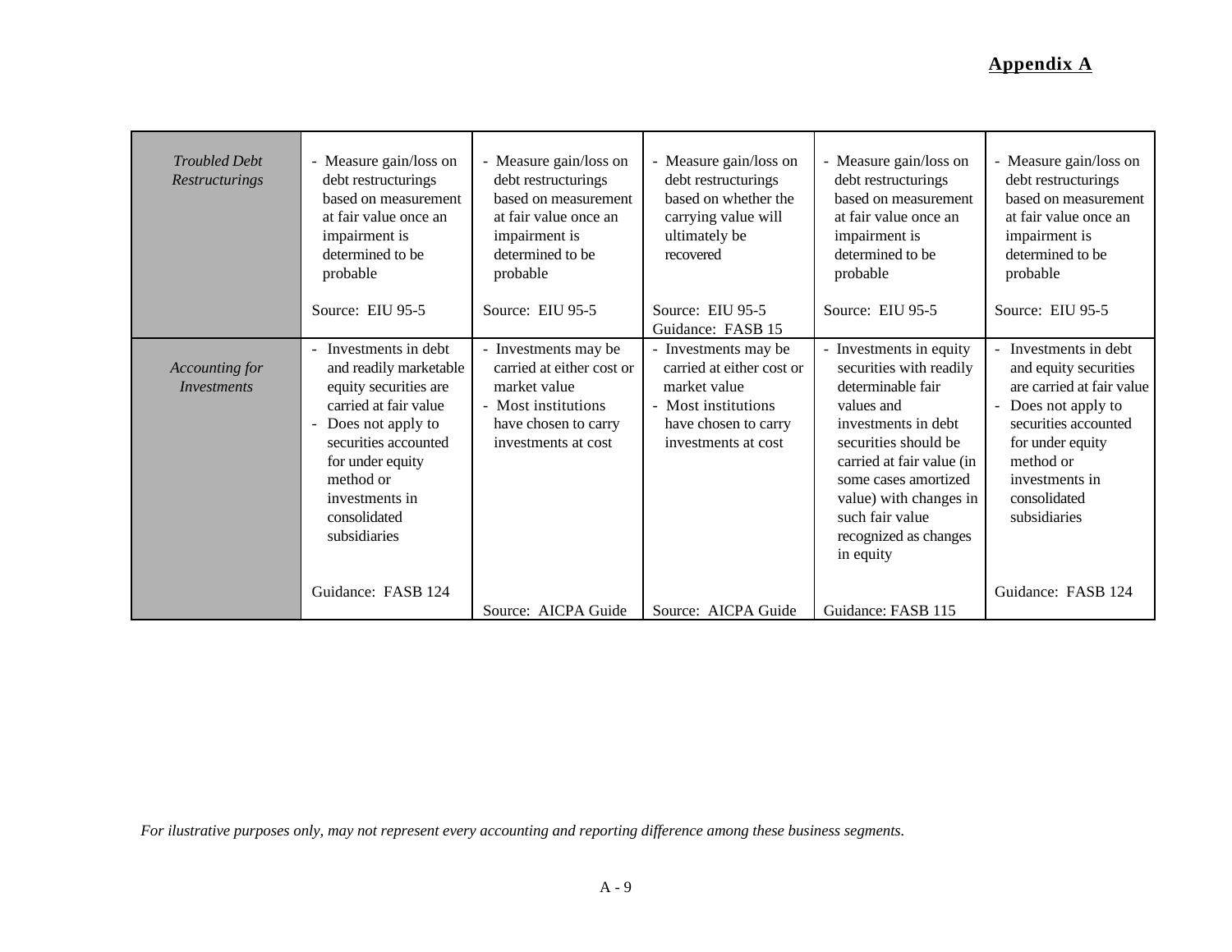## Appendix A

| | | | | | |
|---|---|---|---|---|---|
| *Troubled Debt Restructurings* | - Measure gain/loss on debt restructurings based on measurement at fair value once an impairment is determined to be probable<br><br>Source: EIU 95-5 | - Measure gain/loss on debt restructurings based on measurement at fair value once an impairment is determined to be probable<br><br>Source: EIU 95-5 | - Measure gain/loss on debt restructurings based on whether the carrying value will ultimately be recovered<br><br>Source: EIU 95-5<br>Guidance: FASB 15 | - Measure gain/loss on debt restructurings based on measurement at fair value once an impairment is determined to be probable<br><br>Source: EIU 95-5 | - Measure gain/loss on debt restructurings based on measurement at fair value once an impairment is determined to be probable<br><br>Source: EIU 95-5 |
| *Accounting for Investments* | - Investments in debt and readily marketable equity securities are carried at fair value<br>- Does not apply to securities accounted for under equity method or investments in consolidated subsidiaries<br><br>Guidance: FASB 124 | - Investments may be carried at either cost or market value<br>- Most institutions have chosen to carry investments at cost<br><br>Source: AICPA Guide | - Investments may be carried at either cost or market value<br>- Most institutions have chosen to carry investments at cost<br><br>Source: AICPA Guide | - Investments in equity securities with readily determinable fair values and investments in debt securities should be carried at fair value (in some cases amortized value) with changes in such fair value recognized as changes in equity<br><br>Guidance: FASB 115 | - Investments in debt and equity securities are carried at fair value<br>- Does not apply to securities accounted for under equity method or investments in consolidated subsidiaries<br><br>Guidance: FASB 124 |

*For ilustrative purposes only, may not represent every accounting and reporting difference among these business segments.*